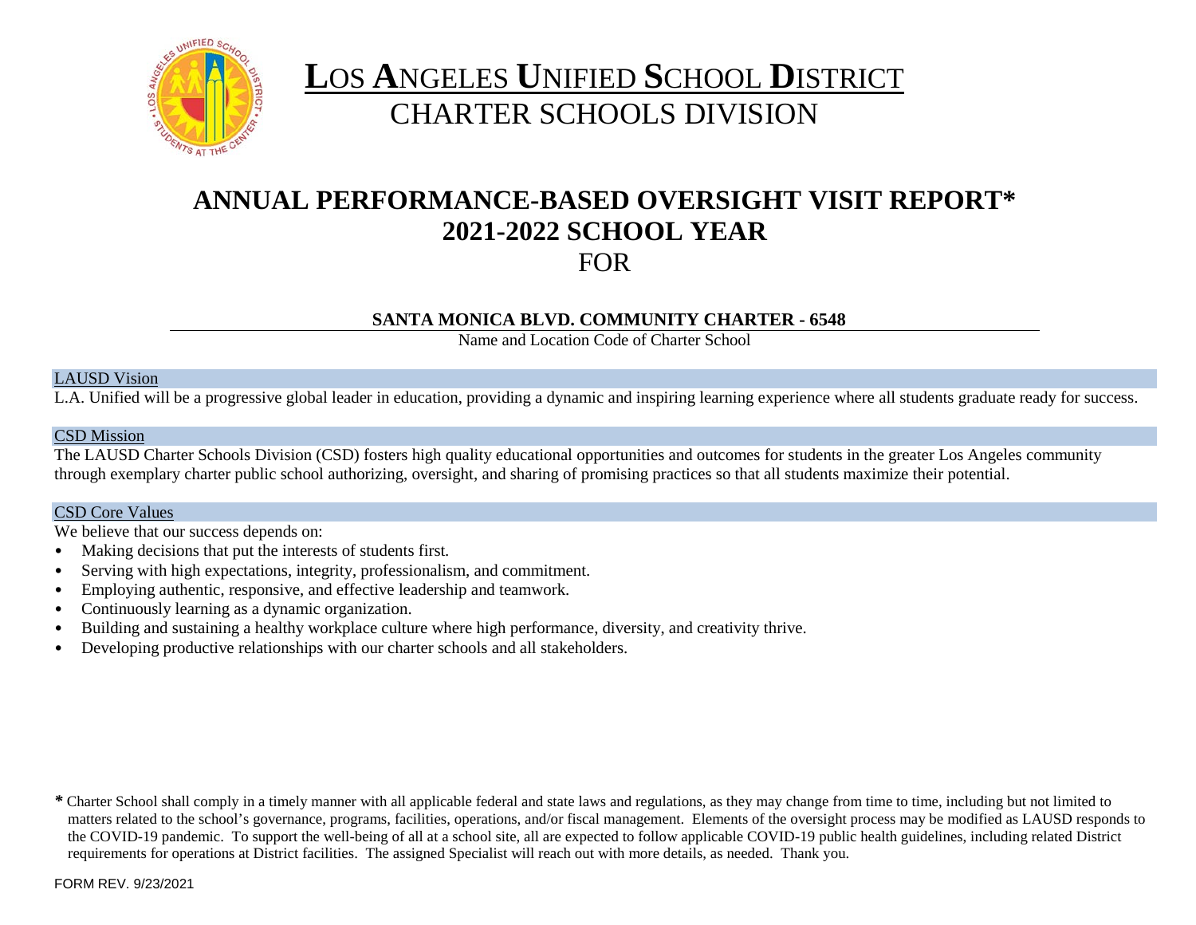# LOS ANGELES UNIFIED SCHOOL DISTRICT
## CHARTER SCHOOLS DIVISION

# ANNUAL PERFORMANCE-BASED OVERSIGHT VISIT REPORT*
# 2021-2022 SCHOOL YEAR
## FOR

**SANTA MONICA BLVD. COMMUNITY CHARTER - 6548**

Name and Location Code of Charter School

### LAUSD Vision

L.A. Unified will be a progressive global leader in education, providing a dynamic and inspiring learning experience where all students graduate ready for success.

### CSD Mission

The LAUSD Charter Schools Division (CSD) fosters high quality educational opportunities and outcomes for students in the greater Los Angeles community through exemplary charter public school authorizing, oversight, and sharing of promising practices so that all students maximize their potential.

### CSD Core Values

We believe that our success depends on:

- Making decisions that put the interests of students first.
- Serving with high expectations, integrity, professionalism, and commitment.
- Employing authentic, responsive, and effective leadership and teamwork.
- Continuously learning as a dynamic organization.
- Building and sustaining a healthy workplace culture where high performance, diversity, and creativity thrive.
- Developing productive relationships with our charter schools and all stakeholders.

\* Charter School shall comply in a timely manner with all applicable federal and state laws and regulations, as they may change from time to time, including but not limited to matters related to the school's governance, programs, facilities, operations, and/or fiscal management. Elements of the oversight process may be modified as LAUSD responds to the COVID-19 pandemic. To support the well-being of all at a school site, all are expected to follow applicable COVID-19 public health guidelines, including related District requirements for operations at District facilities. The assigned Specialist will reach out with more details, as needed. Thank you.

FORM REV. 9/23/2021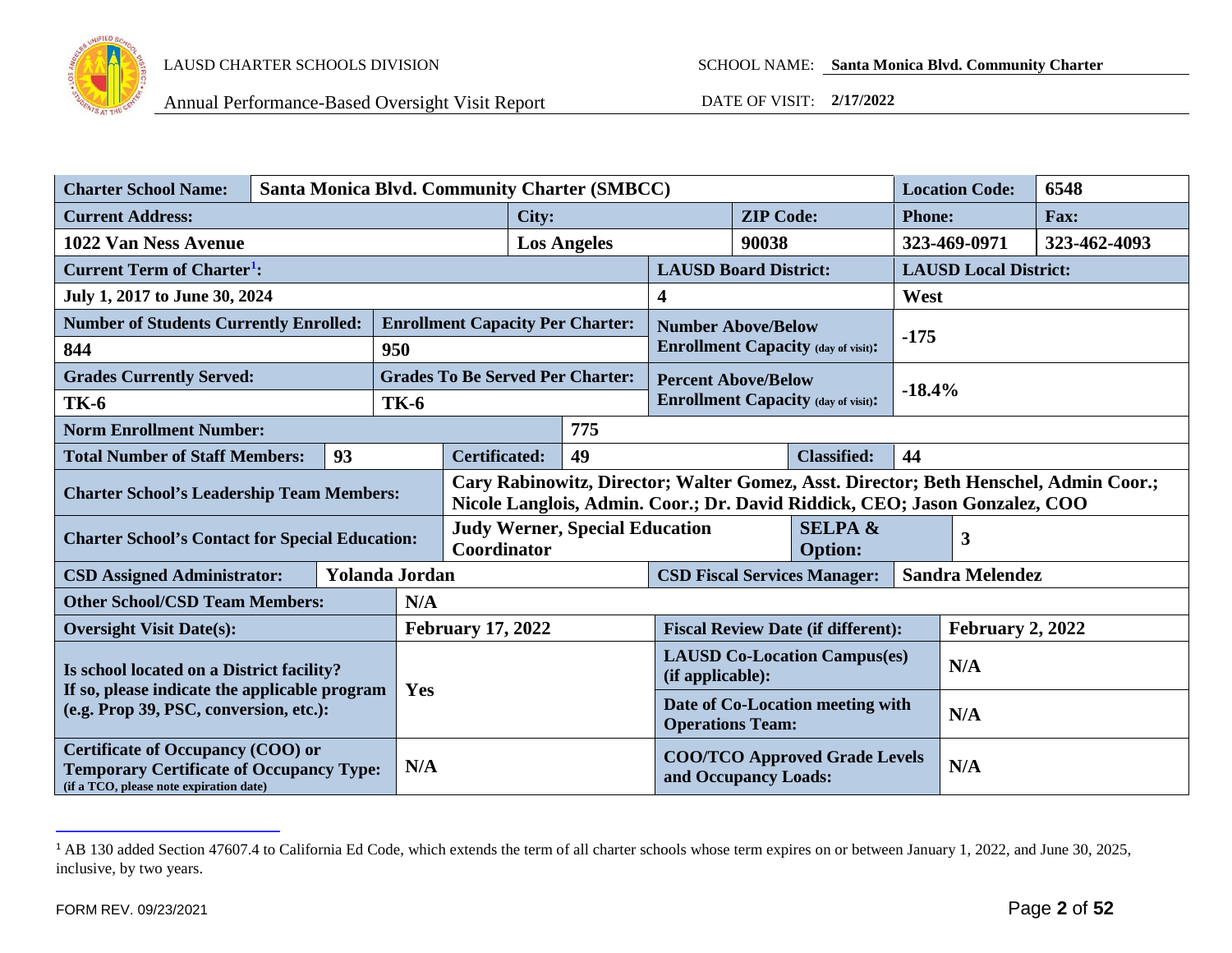| Charter School Name: | Santa Monica Blvd. Community Charter (SMBCC) | | | Location Code: | 6548 |
|---|---|---|---|---|---|
| Current Address: | City: | ZIP Code: | | Phone: | Fax: |
| 1022 Van Ness Avenue | Los Angeles | 90038 | | 323-469-0971 | 323-462-4093 |
| Current Term of Charter[1]: | | LAUSD Board District: | | LAUSD Local District: | |
| July 1, 2017 to June 30, 2024 | | 4 | | West | |
| Number of Students Currently Enrolled: | Enrollment Capacity Per Charter: | Number Above/Below Enrollment Capacity (day of visit): | | -175 | |
| 844 | 950 | | | | |
| Grades Currently Served: | Grades To Be Served Per Charter: | Percent Above/Below Enrollment Capacity (day of visit): | | -18.4% | |
| TK-6 | TK-6 | | | | |
| Norm Enrollment Number: | | 775 | | | |
| Total Number of Staff Members: | 93 | Certificated: | 49 | Classified: | 44 |
| Charter School's Leadership Team Members: | | Cary Rabinowitz, Director; Walter Gomez, Asst. Director; Beth Henschel, Admin Coor.; Nicole Langlois, Admin. Coor.; Dr. David Riddick, CEO; Jason Gonzalez, COO | | | |
| Charter School's Contact for Special Education: | | Judy Werner, Special Education Coordinator | | SELPA & Option: | 3 |
| CSD Assigned Administrator: | Yolanda Jordan | | | CSD Fiscal Services Manager: | Sandra Melendez |
| Other School/CSD Team Members: | N/A | | | | |
| Oversight Visit Date(s): | February 17, 2022 | | | Fiscal Review Date (if different): | February 2, 2022 |
| Is school located on a District facility? If so, please indicate the applicable program (e.g. Prop 39, PSC, conversion, etc.): | Yes | | | LAUSD Co-Location Campus(es) (if applicable): | N/A |
| | | | | Date of Co-Location meeting with Operations Team: | N/A |
| Certificate of Occupancy (COO) or Temporary Certificate of Occupancy Type: (if a TCO, please note expiration date) | N/A | | | COO/TCO Approved Grade Levels and Occupancy Loads: | N/A |

[1] AB 130 added Section 47607.4 to California Ed Code, which extends the term of all charter schools whose term expires on or between January 1, 2022, and June 30, 2025, inclusive, by two years.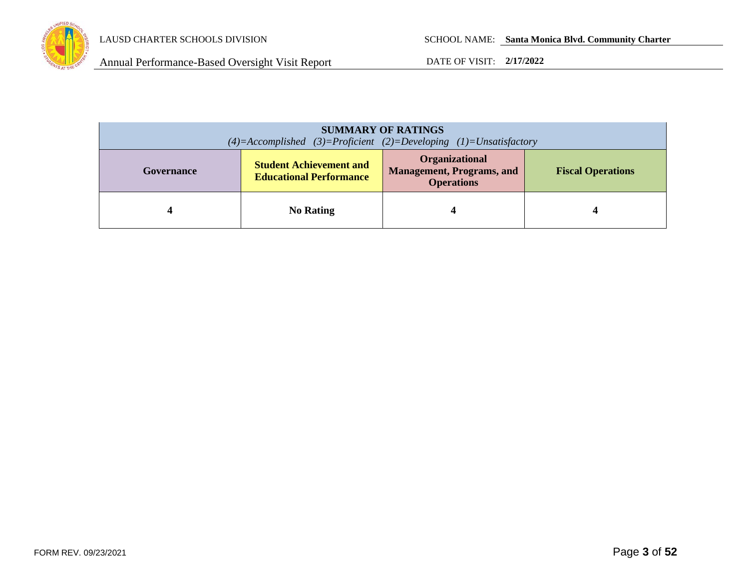| **SUMMARY OF RATINGS** *(4)=Accomplished (3)=Proficient (2)=Developing (1)=Unsatisfactory* | | | |
|---|---|---|---|
| **Governance** | **Student Achievement and Educational Performance** | **Organizational Management, Programs, and Operations** | **Fiscal Operations** |
| **4** | **No Rating** | **4** | **4** |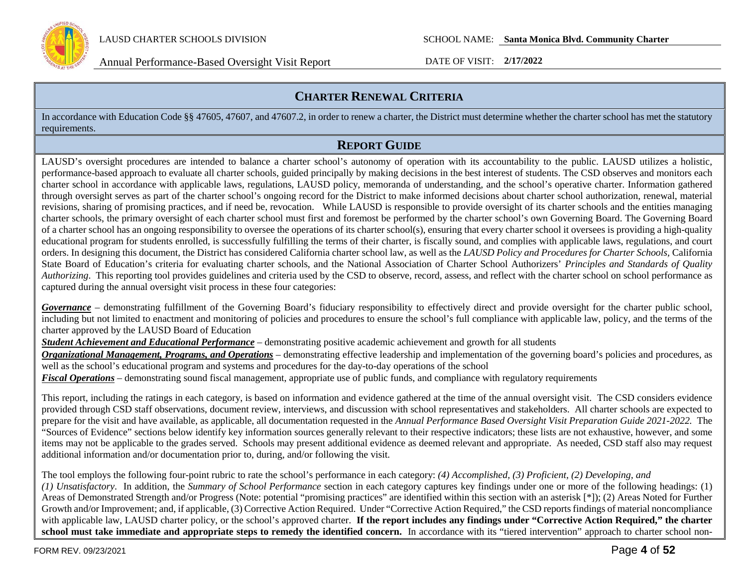## CHARTER RENEWAL CRITERIA

In accordance with Education Code §§ 47605, 47607, and 47607.2, in order to renew a charter, the District must determine whether the charter school has met the statutory requirements.

## REPORT GUIDE

LAUSD's oversight procedures are intended to balance a charter school's autonomy of operation with its accountability to the public. LAUSD utilizes a holistic, performance-based approach to evaluate all charter schools, guided principally by making decisions in the best interest of students. The CSD observes and monitors each charter school in accordance with applicable laws, regulations, LAUSD policy, memoranda of understanding, and the school's operative charter. Information gathered through oversight serves as part of the charter school's ongoing record for the District to make informed decisions about charter school authorization, renewal, material revisions, sharing of promising practices, and if need be, revocation. While LAUSD is responsible to provide oversight of its charter schools and the entities managing charter schools, the primary oversight of each charter school must first and foremost be performed by the charter school's own Governing Board. The Governing Board of a charter school has an ongoing responsibility to oversee the operations of its charter school(s), ensuring that every charter school it oversees is providing a high-quality educational program for students enrolled, is successfully fulfilling the terms of their charter, is fiscally sound, and complies with applicable laws, regulations, and court orders. In designing this document, the District has considered California charter school law, as well as the *LAUSD Policy and Procedures for Charter Schools*, California State Board of Education's criteria for evaluating charter schools, and the National Association of Charter School Authorizers' *Principles and Standards of Quality Authorizing*. This reporting tool provides guidelines and criteria used by the CSD to observe, record, assess, and reflect with the charter school on school performance as captured during the annual oversight visit process in these four categories:

***Governance*** – demonstrating fulfillment of the Governing Board's fiduciary responsibility to effectively direct and provide oversight for the charter public school, including but not limited to enactment and monitoring of policies and procedures to ensure the school's full compliance with applicable law, policy, and the terms of the charter approved by the LAUSD Board of Education

***Student Achievement and Educational Performance*** – demonstrating positive academic achievement and growth for all students

***Organizational Management, Programs, and Operations*** – demonstrating effective leadership and implementation of the governing board's policies and procedures, as well as the school's educational program and systems and procedures for the day-to-day operations of the school

***Fiscal Operations*** – demonstrating sound fiscal management, appropriate use of public funds, and compliance with regulatory requirements

This report, including the ratings in each category, is based on information and evidence gathered at the time of the annual oversight visit. The CSD considers evidence provided through CSD staff observations, document review, interviews, and discussion with school representatives and stakeholders. All charter schools are expected to prepare for the visit and have available, as applicable, all documentation requested in the *Annual Performance Based Oversight Visit Preparation Guide 2021-2022.* The "Sources of Evidence" sections below identify key information sources generally relevant to their respective indicators; these lists are not exhaustive, however, and some items may not be applicable to the grades served. Schools may present additional evidence as deemed relevant and appropriate. As needed, CSD staff also may request additional information and/or documentation prior to, during, and/or following the visit.

The tool employs the following four-point rubric to rate the school's performance in each category: *(4) Accomplished, (3) Proficient, (2) Developing, and (1) Unsatisfactory*. In addition, the *Summary of School Performance* section in each category captures key findings under one or more of the following headings: (1) Areas of Demonstrated Strength and/or Progress (Note: potential "promising practices" are identified within this section with an asterisk [*]); (2) Areas Noted for Further Growth and/or Improvement; and, if applicable, (3) Corrective Action Required. Under "Corrective Action Required," the CSD reports findings of material noncompliance with applicable law, LAUSD charter policy, or the school's approved charter. **If the report includes any findings under "Corrective Action Required," the charter school must take immediate and appropriate steps to remedy the identified concern.** In accordance with its "tiered intervention" approach to charter school non-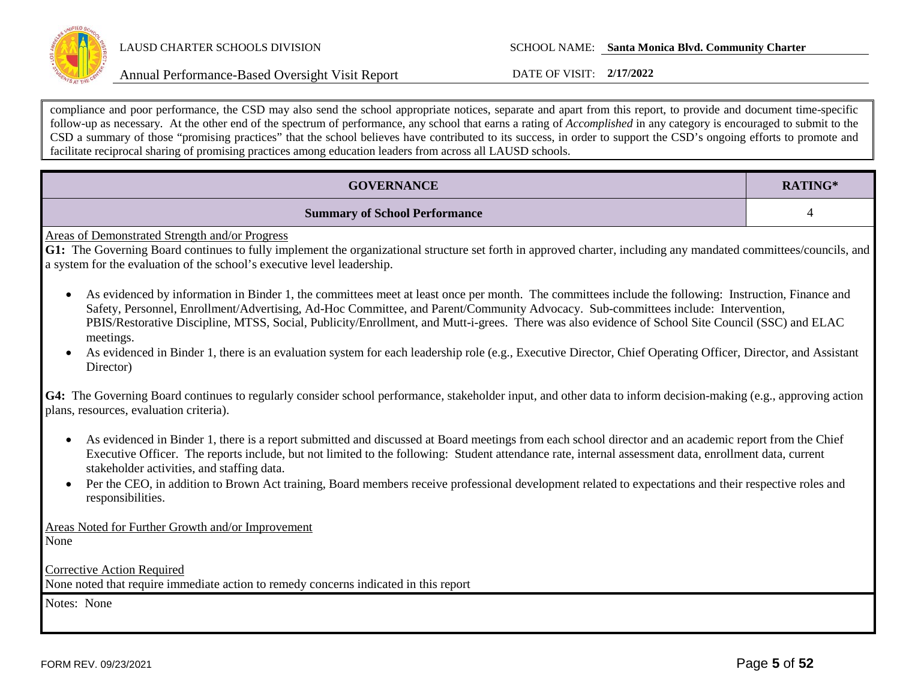compliance and poor performance, the CSD may also send the school appropriate notices, separate and apart from this report, to provide and document time-specific follow-up as necessary. At the other end of the spectrum of performance, any school that earns a rating of *Accomplished* in any category is encouraged to submit to the CSD a summary of those "promising practices" that the school believes have contributed to its success, in order to support the CSD's ongoing efforts to promote and facilitate reciprocal sharing of promising practices among education leaders from across all LAUSD schools.

| GOVERNANCE | RATING* |
|---|---|
| **Summary of School Performance** | 4 |

Areas of Demonstrated Strength and/or Progress

**G1:** The Governing Board continues to fully implement the organizational structure set forth in approved charter, including any mandated committees/councils, and a system for the evaluation of the school's executive level leadership.

- As evidenced by information in Binder 1, the committees meet at least once per month. The committees include the following: Instruction, Finance and Safety, Personnel, Enrollment/Advertising, Ad-Hoc Committee, and Parent/Community Advocacy. Sub-committees include: Intervention, PBIS/Restorative Discipline, MTSS, Social, Publicity/Enrollment, and Mutt-i-grees. There was also evidence of School Site Council (SSC) and ELAC meetings.
- As evidenced in Binder 1, there is an evaluation system for each leadership role (e.g., Executive Director, Chief Operating Officer, Director, and Assistant Director)

**G4:** The Governing Board continues to regularly consider school performance, stakeholder input, and other data to inform decision-making (e.g., approving action plans, resources, evaluation criteria).

- As evidenced in Binder 1, there is a report submitted and discussed at Board meetings from each school director and an academic report from the Chief Executive Officer. The reports include, but not limited to the following: Student attendance rate, internal assessment data, enrollment data, current stakeholder activities, and staffing data.
- Per the CEO, in addition to Brown Act training, Board members receive professional development related to expectations and their respective roles and responsibilities.

Areas Noted for Further Growth and/or Improvement

None

Corrective Action Required

None noted that require immediate action to remedy concerns indicated in this report

Notes: None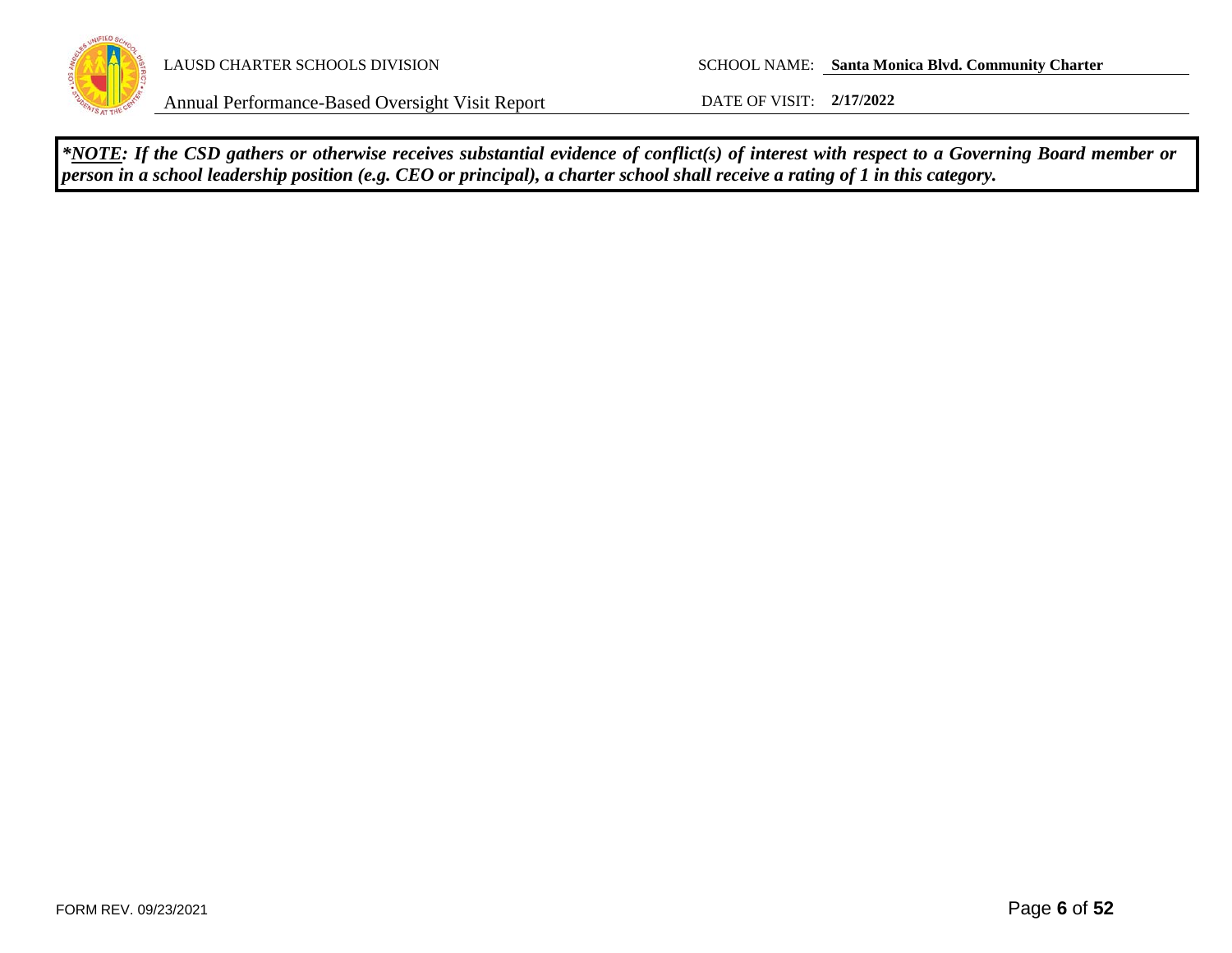***NOTE*: If the CSD gathers or otherwise receives substantial evidence of conflict(s) of interest with respect to a Governing Board member or person in a school leadership position (e.g. CEO or principal), a charter school shall receive a rating of 1 in this category.**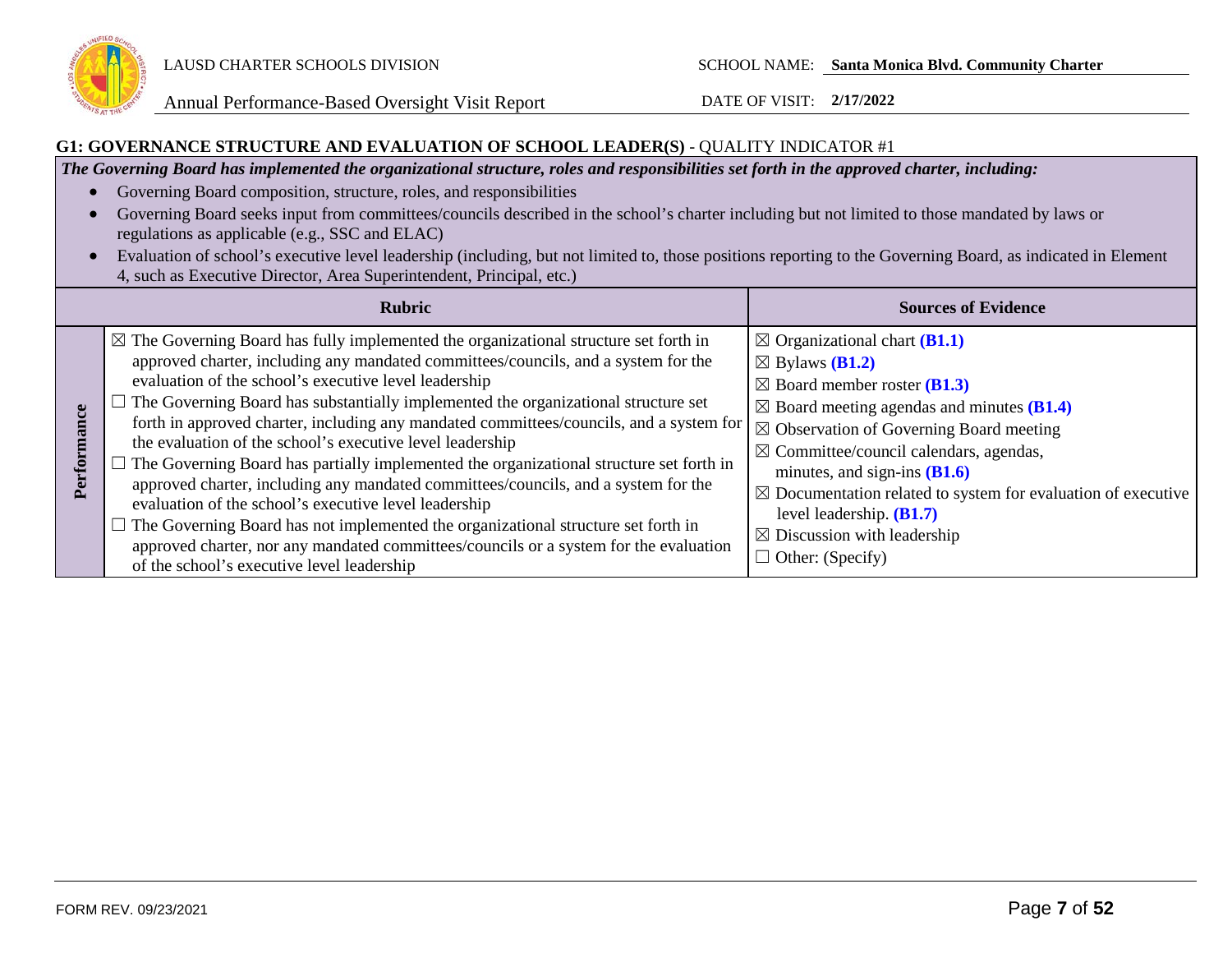## G1: GOVERNANCE STRUCTURE AND EVALUATION OF SCHOOL LEADER(S) - QUALITY INDICATOR #1

***The Governing Board has implemented the organizational structure, roles and responsibilities set forth in the approved charter, including:***

- Governing Board composition, structure, roles, and responsibilities
- Governing Board seeks input from committees/councils described in the school's charter including but not limited to those mandated by laws or regulations as applicable (e.g., SSC and ELAC)
- Evaluation of school's executive level leadership (including, but not limited to, those positions reporting to the Governing Board, as indicated in Element 4, such as Executive Director, Area Superintendent, Principal, etc.)

| | Rubric | Sources of Evidence |
|---|---|---|
| **Performance** | ☒ The Governing Board has fully implemented the organizational structure set forth in approved charter, including any mandated committees/councils, and a system for the evaluation of the school's executive level leadership<br>☐ The Governing Board has substantially implemented the organizational structure set forth in approved charter, including any mandated committees/councils, and a system for the evaluation of the school's executive level leadership<br>☐ The Governing Board has partially implemented the organizational structure set forth in approved charter, including any mandated committees/councils, and a system for the evaluation of the school's executive level leadership<br>☐ The Governing Board has not implemented the organizational structure set forth in approved charter, nor any mandated committees/councils or a system for the evaluation of the school's executive level leadership | ☒ Organizational chart **(B1.1)**<br>☒ Bylaws **(B1.2)**<br>☒ Board member roster **(B1.3)**<br>☒ Board meeting agendas and minutes **(B1.4)**<br>☒ Observation of Governing Board meeting<br>☒ Committee/council calendars, agendas, minutes, and sign-ins **(B1.6)**<br>☒ Documentation related to system for evaluation of executive level leadership. **(B1.7)**<br>☒ Discussion with leadership<br>☐ Other: (Specify) |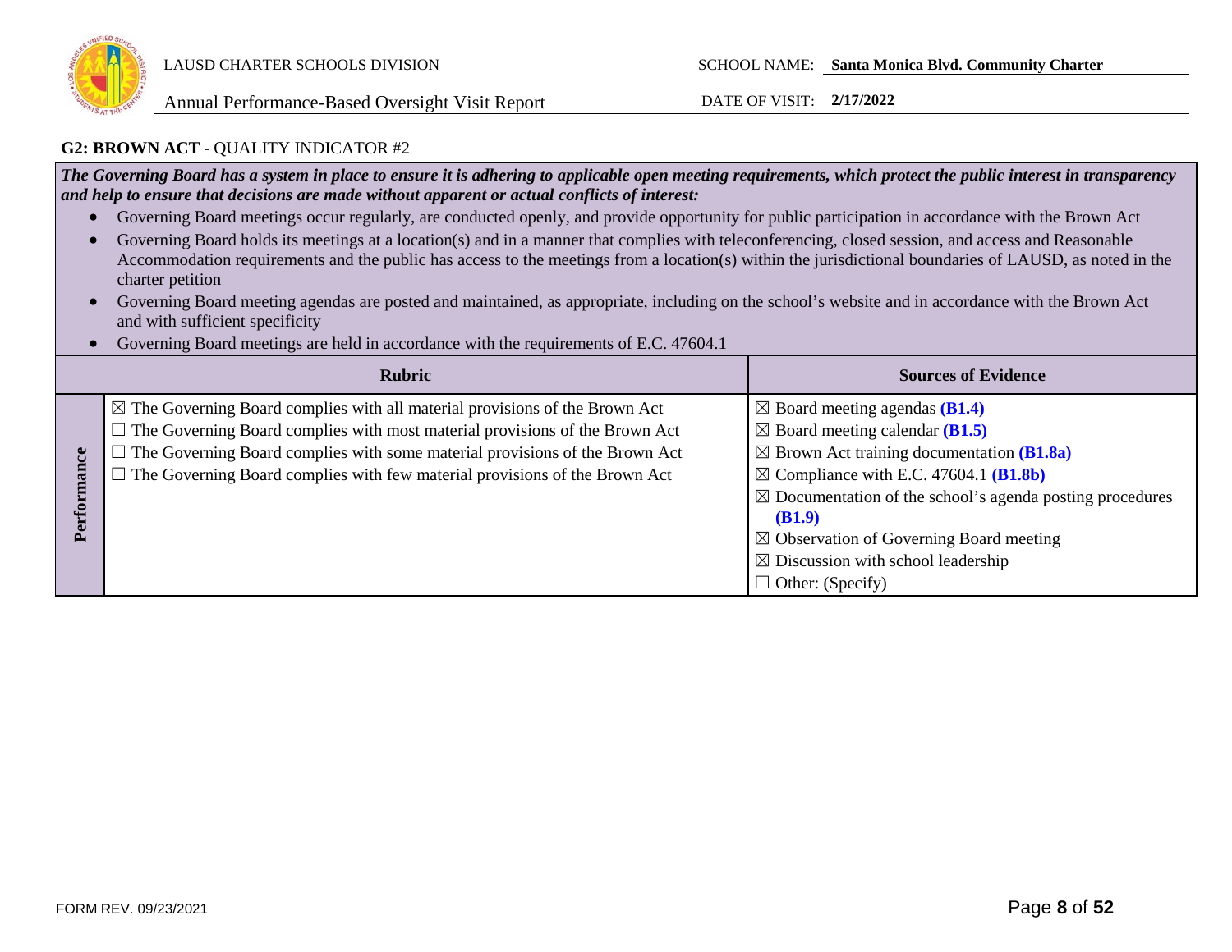## G2: BROWN ACT - QUALITY INDICATOR #2

***The Governing Board has a system in place to ensure it is adhering to applicable open meeting requirements, which protect the public interest in transparency and help to ensure that decisions are made without apparent or actual conflicts of interest:***

- Governing Board meetings occur regularly, are conducted openly, and provide opportunity for public participation in accordance with the Brown Act
- Governing Board holds its meetings at a location(s) and in a manner that complies with teleconferencing, closed session, and access and Reasonable Accommodation requirements and the public has access to the meetings from a location(s) within the jurisdictional boundaries of LAUSD, as noted in the charter petition
- Governing Board meeting agendas are posted and maintained, as appropriate, including on the school's website and in accordance with the Brown Act and with sufficient specificity
- Governing Board meetings are held in accordance with the requirements of E.C. 47604.1

| | Rubric | Sources of Evidence |
|---|---|---|
| **Performance** | ☒ The Governing Board complies with all material provisions of the Brown Act<br>☐ The Governing Board complies with most material provisions of the Brown Act<br>☐ The Governing Board complies with some material provisions of the Brown Act<br>☐ The Governing Board complies with few material provisions of the Brown Act | ☒ Board meeting agendas **(B1.4)**<br>☒ Board meeting calendar **(B1.5)**<br>☒ Brown Act training documentation **(B1.8a)**<br>☒ Compliance with E.C. 47604.1 **(B1.8b)**<br>☒ Documentation of the school's agenda posting procedures **(B1.9)**<br>☒ Observation of Governing Board meeting<br>☒ Discussion with school leadership<br>☐ Other: (Specify) |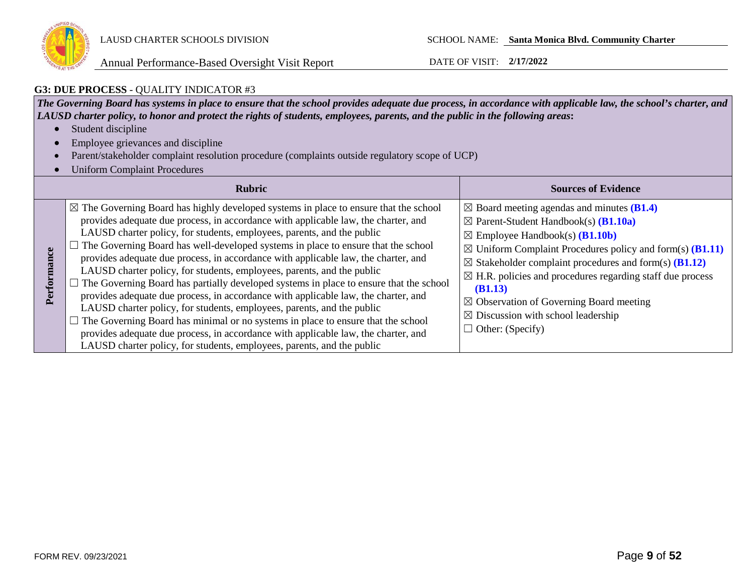LAUSD CHARTER SCHOOLS DIVISION

Annual Performance-Based Oversight Visit Report

SCHOOL NAME: **Santa Monica Blvd. Community Charter**

DATE OF VISIT: **2/17/2022**

### G3: DUE PROCESS - QUALITY INDICATOR #3

***The Governing Board has systems in place to ensure that the school provides adequate due process, in accordance with applicable law, the school's charter, and LAUSD charter policy, to honor and protect the rights of students, employees, parents, and the public in the following areas*:**

- Student discipline
- Employee grievances and discipline
- Parent/stakeholder complaint resolution procedure (complaints outside regulatory scope of UCP)
- Uniform Complaint Procedures

| | Rubric | Sources of Evidence |
|---|---|---|
| **Performance** | ☒ The Governing Board has highly developed systems in place to ensure that the school provides adequate due process, in accordance with applicable law, the charter, and LAUSD charter policy, for students, employees, parents, and the public<br>☐ The Governing Board has well-developed systems in place to ensure that the school provides adequate due process, in accordance with applicable law, the charter, and LAUSD charter policy, for students, employees, parents, and the public<br>☐ The Governing Board has partially developed systems in place to ensure that the school provides adequate due process, in accordance with applicable law, the charter, and LAUSD charter policy, for students, employees, parents, and the public<br>☐ The Governing Board has minimal or no systems in place to ensure that the school provides adequate due process, in accordance with applicable law, the charter, and LAUSD charter policy, for students, employees, parents, and the public | ☒ Board meeting agendas and minutes **(B1.4)**<br>☒ Parent-Student Handbook(s) **(B1.10a)**<br>☒ Employee Handbook(s) **(B1.10b)**<br>☒ Uniform Complaint Procedures policy and form(s) **(B1.11)**<br>☒ Stakeholder complaint procedures and form(s) **(B1.12)**<br>☒ H.R. policies and procedures regarding staff due process **(B1.13)**<br>☒ Observation of Governing Board meeting<br>☒ Discussion with school leadership<br>☐ Other: (Specify) |

FORM REV. 09/23/2021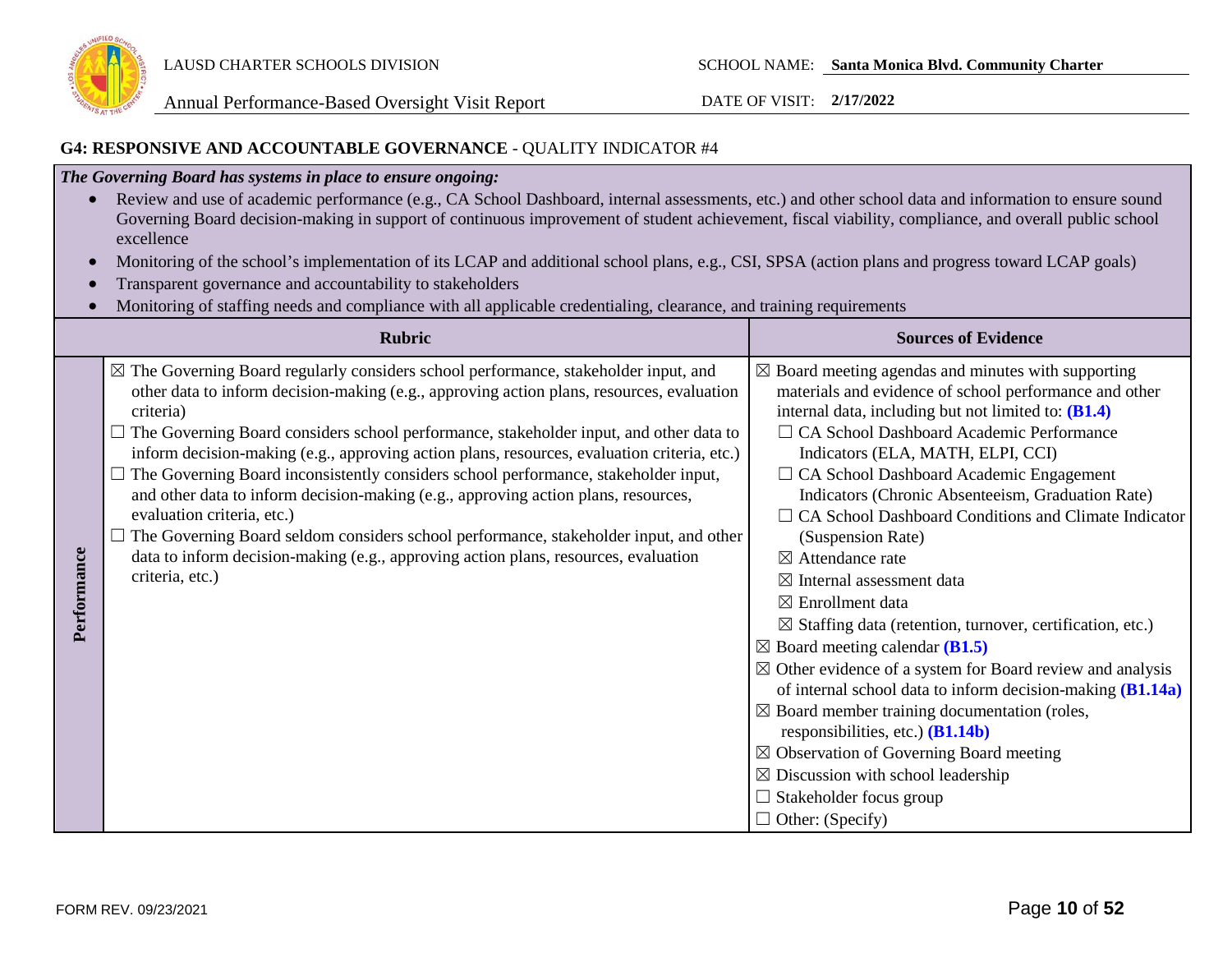## G4: RESPONSIVE AND ACCOUNTABLE GOVERNANCE - QUALITY INDICATOR #4

***The Governing Board has systems in place to ensure ongoing:***

- Review and use of academic performance (e.g., CA School Dashboard, internal assessments, etc.) and other school data and information to ensure sound Governing Board decision-making in support of continuous improvement of student achievement, fiscal viability, compliance, and overall public school excellence
- Monitoring of the school's implementation of its LCAP and additional school plans, e.g., CSI, SPSA (action plans and progress toward LCAP goals)
- Transparent governance and accountability to stakeholders
- Monitoring of staffing needs and compliance with all applicable credentialing, clearance, and training requirements

| | Rubric | Sources of Evidence |
|---|---|---|
| **Performance** | ☒ The Governing Board regularly considers school performance, stakeholder input, and other data to inform decision-making (e.g., approving action plans, resources, evaluation criteria)<br>☐ The Governing Board considers school performance, stakeholder input, and other data to inform decision-making (e.g., approving action plans, resources, evaluation criteria, etc.)<br>☐ The Governing Board inconsistently considers school performance, stakeholder input, and other data to inform decision-making (e.g., approving action plans, resources, evaluation criteria, etc.)<br>☐ The Governing Board seldom considers school performance, stakeholder input, and other data to inform decision-making (e.g., approving action plans, resources, evaluation criteria, etc.) | ☒ Board meeting agendas and minutes with supporting materials and evidence of school performance and other internal data, including but not limited to: **(B1.4)**<br>☐ CA School Dashboard Academic Performance Indicators (ELA, MATH, ELPI, CCI)<br>☐ CA School Dashboard Academic Engagement Indicators (Chronic Absenteeism, Graduation Rate)<br>☐ CA School Dashboard Conditions and Climate Indicator (Suspension Rate)<br>☒ Attendance rate<br>☒ Internal assessment data<br>☒ Enrollment data<br>☒ Staffing data (retention, turnover, certification, etc.)<br>☒ Board meeting calendar **(B1.5)**<br>☒ Other evidence of a system for Board review and analysis of internal school data to inform decision-making **(B1.14a)**<br>☒ Board member training documentation (roles, responsibilities, etc.) **(B1.14b)**<br>☒ Observation of Governing Board meeting<br>☒ Discussion with school leadership<br>☐ Stakeholder focus group<br>☐ Other: (Specify) |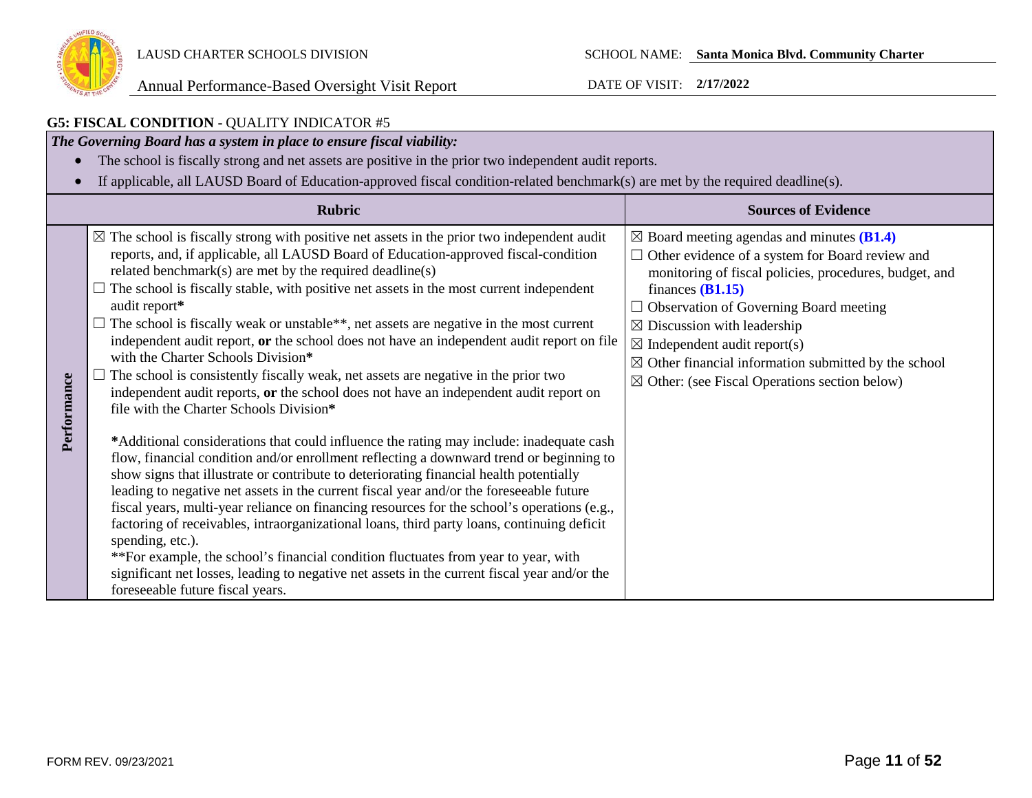## G5: FISCAL CONDITION - QUALITY INDICATOR #5

***The Governing Board has a system in place to ensure fiscal viability:***

- The school is fiscally strong and net assets are positive in the prior two independent audit reports.
- If applicable, all LAUSD Board of Education-approved fiscal condition-related benchmark(s) are met by the required deadline(s).

| | Rubric | Sources of Evidence |
|---|---|---|
| **Performance** | ☒ The school is fiscally strong with positive net assets in the prior two independent audit reports, and, if applicable, all LAUSD Board of Education-approved fiscal-condition related benchmark(s) are met by the required deadline(s)<br>☐ The school is fiscally stable, with positive net assets in the most current independent audit report**\***<br>☐ The school is fiscally weak or unstable\*\*, net assets are negative in the most current independent audit report, **or** the school does not have an independent audit report on file with the Charter Schools Division**\***<br>☐ The school is consistently fiscally weak, net assets are negative in the prior two independent audit reports, **or** the school does not have an independent audit report on file with the Charter Schools Division**\***<br><br>**\***Additional considerations that could influence the rating may include: inadequate cash flow, financial condition and/or enrollment reflecting a downward trend or beginning to show signs that illustrate or contribute to deteriorating financial health potentially leading to negative net assets in the current fiscal year and/or the foreseeable future fiscal years, multi-year reliance on financing resources for the school's operations (e.g., factoring of receivables, intraorganizational loans, third party loans, continuing deficit spending, etc.).<br>\*\*For example, the school's financial condition fluctuates from year to year, with significant net losses, leading to negative net assets in the current fiscal year and/or the foreseeable future fiscal years. | ☒ Board meeting agendas and minutes **(B1.4)**<br>☐ Other evidence of a system for Board review and monitoring of fiscal policies, procedures, budget, and finances **(B1.15)**<br>☐ Observation of Governing Board meeting<br>☒ Discussion with leadership<br>☒ Independent audit report(s)<br>☒ Other financial information submitted by the school<br>☒ Other: (see Fiscal Operations section below) |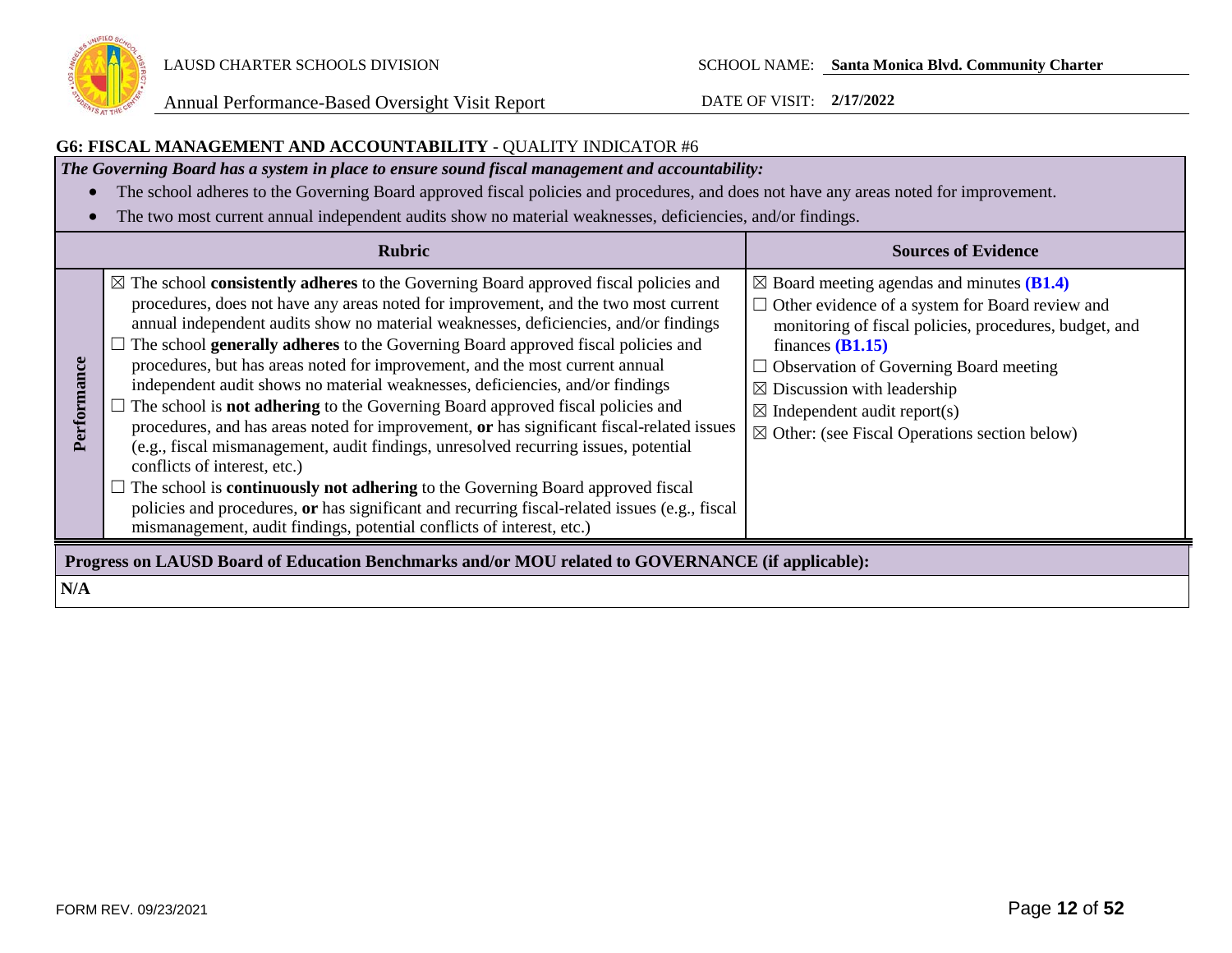### G6: FISCAL MANAGEMENT AND ACCOUNTABILITY - QUALITY INDICATOR #6

***The Governing Board has a system in place to ensure sound fiscal management and accountability:***

- The school adheres to the Governing Board approved fiscal policies and procedures, and does not have any areas noted for improvement.
- The two most current annual independent audits show no material weaknesses, deficiencies, and/or findings.

| | Rubric | Sources of Evidence |
|---|---|---|
| **Performance** | ☒ The school **consistently adheres** to the Governing Board approved fiscal policies and procedures, does not have any areas noted for improvement, and the two most current annual independent audits show no material weaknesses, deficiencies, and/or findings<br>☐ The school **generally adheres** to the Governing Board approved fiscal policies and procedures, but has areas noted for improvement, and the most current annual independent audit shows no material weaknesses, deficiencies, and/or findings<br>☐ The school is **not adhering** to the Governing Board approved fiscal policies and procedures, and has areas noted for improvement, **or** has significant fiscal-related issues (e.g., fiscal mismanagement, audit findings, unresolved recurring issues, potential conflicts of interest, etc.)<br>☐ The school is **continuously not adhering** to the Governing Board approved fiscal policies and procedures, **or** has significant and recurring fiscal-related issues (e.g., fiscal mismanagement, audit findings, potential conflicts of interest, etc.) | ☒ Board meeting agendas and minutes **(B1.4)**<br>☐ Other evidence of a system for Board review and monitoring of fiscal policies, procedures, budget, and finances **(B1.15)**<br>☐ Observation of Governing Board meeting<br>☒ Discussion with leadership<br>☒ Independent audit report(s)<br>☒ Other: (see Fiscal Operations section below) |

**Progress on LAUSD Board of Education Benchmarks and/or MOU related to GOVERNANCE (if applicable):**

**N/A**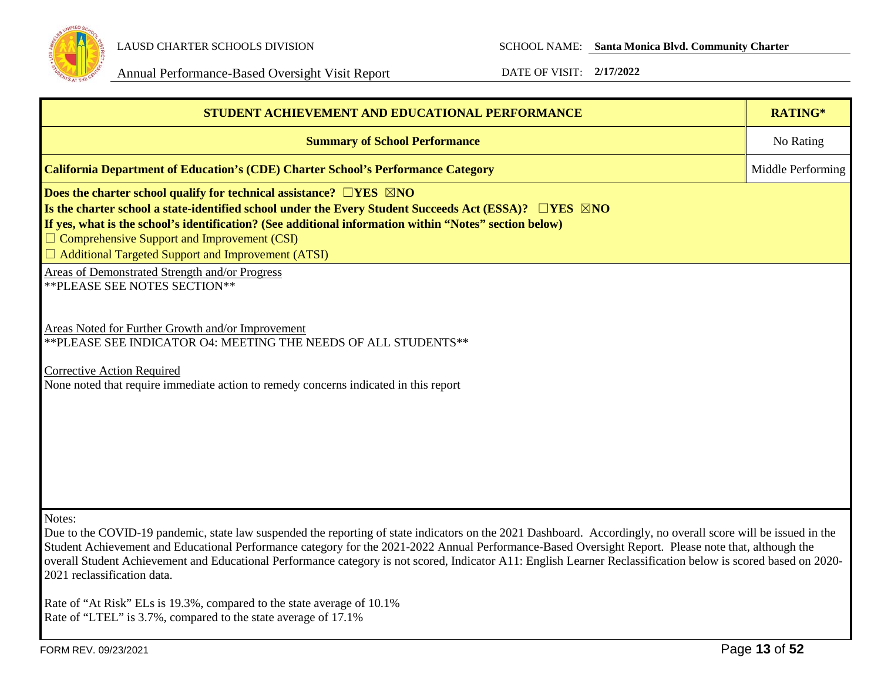| STUDENT ACHIEVEMENT AND EDUCATIONAL PERFORMANCE | RATING* |
|---|---|
| **Summary of School Performance** | No Rating |
| **California Department of Education's (CDE) Charter School's Performance Category** | Middle Performing |

**Does the charter school qualify for technical assistance? ☐YES ☒NO**
**Is the charter school a state-identified school under the Every Student Succeeds Act (ESSA)? ☐YES ☒NO**
**If yes, what is the school's identification? (See additional information within "Notes" section below)**
☐ Comprehensive Support and Improvement (CSI)
☐ Additional Targeted Support and Improvement (ATSI)

Areas of Demonstrated Strength and/or Progress
**PLEASE SEE NOTES SECTION**

Areas Noted for Further Growth and/or Improvement
**PLEASE SEE INDICATOR O4: MEETING THE NEEDS OF ALL STUDENTS**

Corrective Action Required
None noted that require immediate action to remedy concerns indicated in this report

Notes:
Due to the COVID-19 pandemic, state law suspended the reporting of state indicators on the 2021 Dashboard. Accordingly, no overall score will be issued in the Student Achievement and Educational Performance category for the 2021-2022 Annual Performance-Based Oversight Report. Please note that, although the overall Student Achievement and Educational Performance category is not scored, Indicator A11: English Learner Reclassification below is scored based on 2020-2021 reclassification data.

Rate of "At Risk" ELs is 19.3%, compared to the state average of 10.1%
Rate of "LTEL" is 3.7%, compared to the state average of 17.1%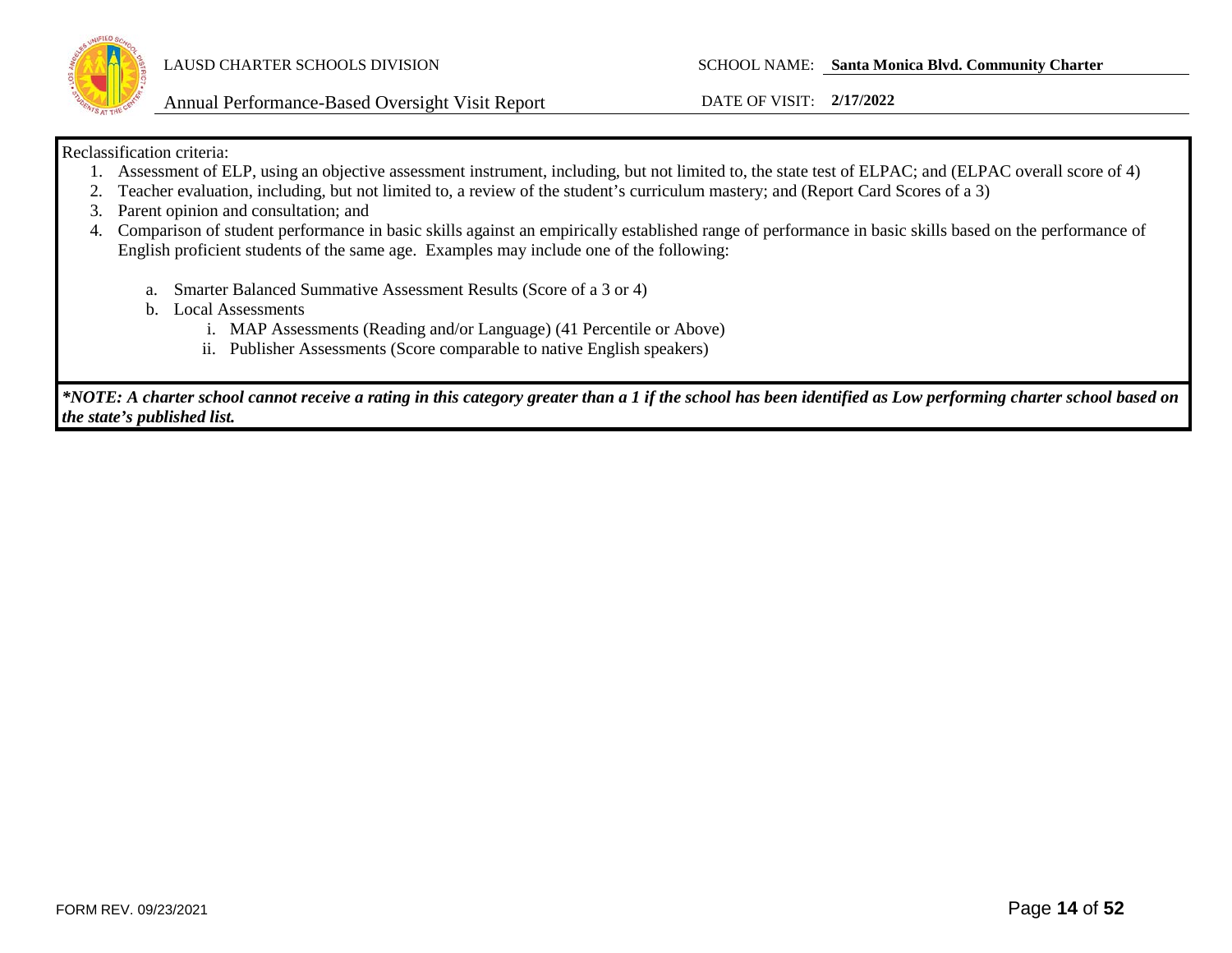Reclassification criteria:

1. Assessment of ELP, using an objective assessment instrument, including, but not limited to, the state test of ELPAC; and (ELPAC overall score of 4)
2. Teacher evaluation, including, but not limited to, a review of the student's curriculum mastery; and (Report Card Scores of a 3)
3. Parent opinion and consultation; and
4. Comparison of student performance in basic skills against an empirically established range of performance in basic skills based on the performance of English proficient students of the same age. Examples may include one of the following:

    a. Smarter Balanced Summative Assessment Results (Score of a 3 or 4)
    b. Local Assessments
        i. MAP Assessments (Reading and/or Language) (41 Percentile or Above)
        ii. Publisher Assessments (Score comparable to native English speakers)

***NOTE: A charter school cannot receive a rating in this category greater than a 1 if the school has been identified as Low performing charter school based on the state's published list.***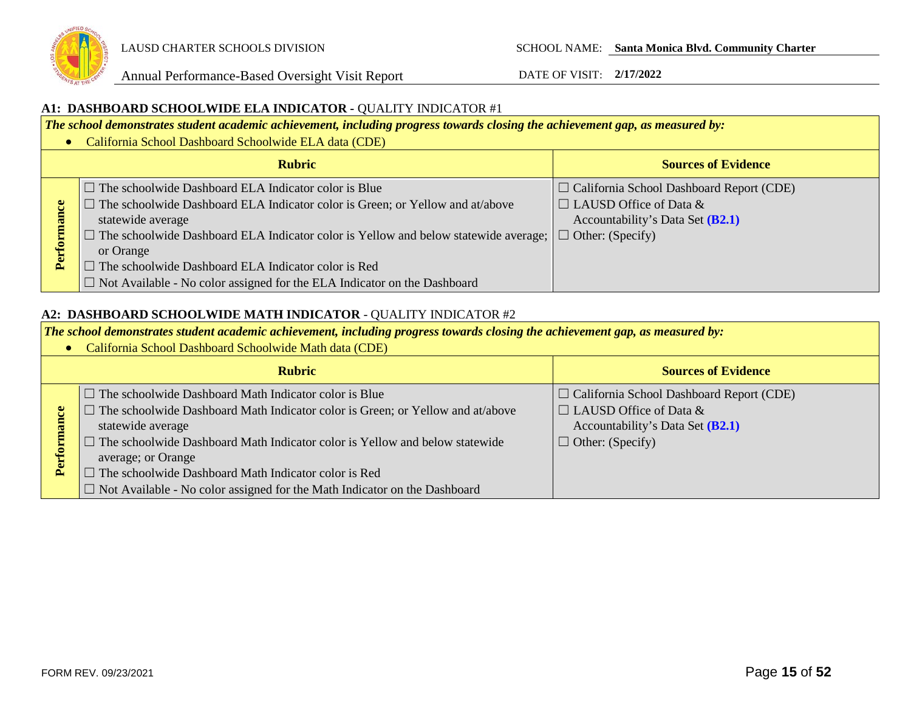### A1: DASHBOARD SCHOOLWIDE ELA INDICATOR - QUALITY INDICATOR #1

***The school demonstrates student academic achievement, including progress towards closing the achievement gap, as measured by:***

- California School Dashboard Schoolwide ELA data (CDE)

| | Rubric | Sources of Evidence |
|---|---|---|
| **Performance** | ☐ The schoolwide Dashboard ELA Indicator color is Blue<br>☐ The schoolwide Dashboard ELA Indicator color is Green; or Yellow and at/above statewide average<br>☐ The schoolwide Dashboard ELA Indicator color is Yellow and below statewide average; or Orange<br>☐ The schoolwide Dashboard ELA Indicator color is Red<br>☐ Not Available - No color assigned for the ELA Indicator on the Dashboard | ☐ California School Dashboard Report (CDE)<br>☐ LAUSD Office of Data & Accountability's Data Set **(B2.1)**<br>☐ Other: (Specify) |

### A2: DASHBOARD SCHOOLWIDE MATH INDICATOR - QUALITY INDICATOR #2

***The school demonstrates student academic achievement, including progress towards closing the achievement gap, as measured by:***

- California School Dashboard Schoolwide Math data (CDE)

| | Rubric | Sources of Evidence |
|---|---|---|
| **Performance** | ☐ The schoolwide Dashboard Math Indicator color is Blue<br>☐ The schoolwide Dashboard Math Indicator color is Green; or Yellow and at/above statewide average<br>☐ The schoolwide Dashboard Math Indicator color is Yellow and below statewide average; or Orange<br>☐ The schoolwide Dashboard Math Indicator color is Red<br>☐ Not Available - No color assigned for the Math Indicator on the Dashboard | ☐ California School Dashboard Report (CDE)<br>☐ LAUSD Office of Data & Accountability's Data Set **(B2.1)**<br>☐ Other: (Specify) |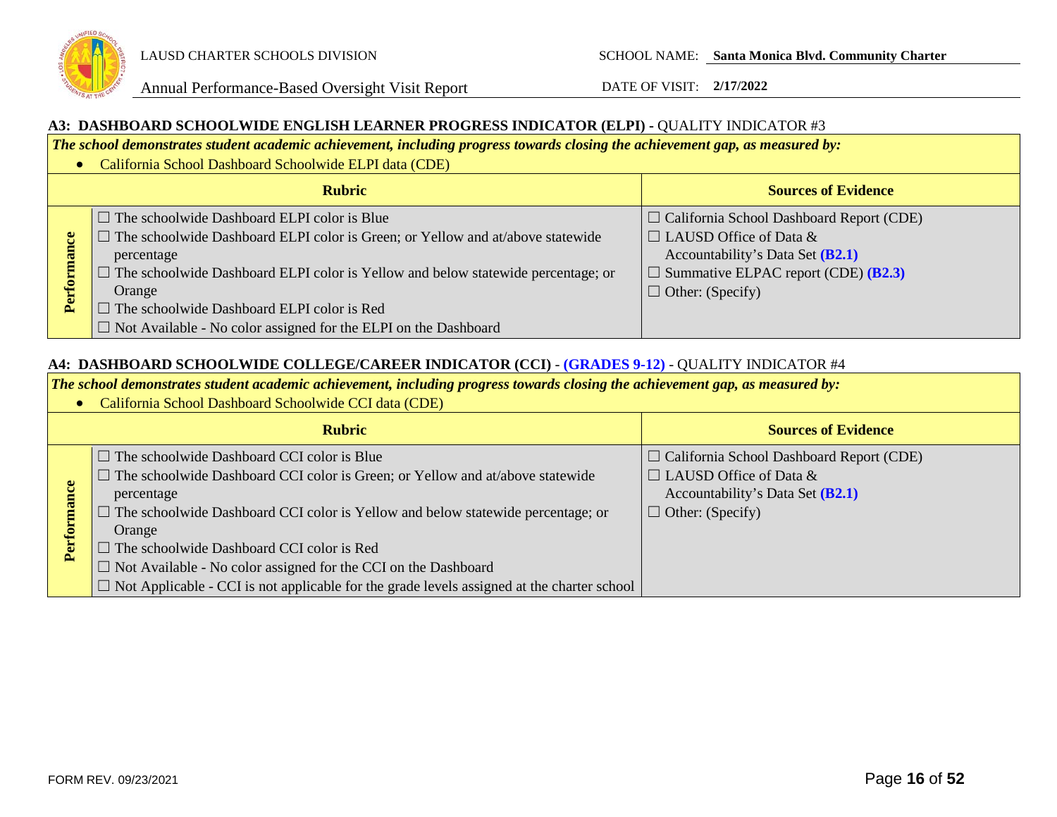### A3: DASHBOARD SCHOOLWIDE ENGLISH LEARNER PROGRESS INDICATOR (ELPI) - QUALITY INDICATOR #3

***The school demonstrates student academic achievement, including progress towards closing the achievement gap, as measured by:***

- California School Dashboard Schoolwide ELPI data (CDE)

| | Rubric | Sources of Evidence |
|---|---|---|
| **Performance** | ☐ The schoolwide Dashboard ELPI color is Blue<br>☐ The schoolwide Dashboard ELPI color is Green; or Yellow and at/above statewide percentage<br>☐ The schoolwide Dashboard ELPI color is Yellow and below statewide percentage; or Orange<br>☐ The schoolwide Dashboard ELPI color is Red<br>☐ Not Available - No color assigned for the ELPI on the Dashboard | ☐ California School Dashboard Report (CDE)<br>☐ LAUSD Office of Data & Accountability's Data Set **(B2.1)**<br>☐ Summative ELPAC report (CDE) **(B2.3)**<br>☐ Other: (Specify) |

### A4: DASHBOARD SCHOOLWIDE COLLEGE/CAREER INDICATOR (CCI) - (GRADES 9-12) - QUALITY INDICATOR #4

***The school demonstrates student academic achievement, including progress towards closing the achievement gap, as measured by:***

- California School Dashboard Schoolwide CCI data (CDE)

| | Rubric | Sources of Evidence |
|---|---|---|
| **Performance** | ☐ The schoolwide Dashboard CCI color is Blue<br>☐ The schoolwide Dashboard CCI color is Green; or Yellow and at/above statewide percentage<br>☐ The schoolwide Dashboard CCI color is Yellow and below statewide percentage; or Orange<br>☐ The schoolwide Dashboard CCI color is Red<br>☐ Not Available - No color assigned for the CCI on the Dashboard<br>☐ Not Applicable - CCI is not applicable for the grade levels assigned at the charter school | ☐ California School Dashboard Report (CDE)<br>☐ LAUSD Office of Data & Accountability's Data Set **(B2.1)**<br>☐ Other: (Specify) |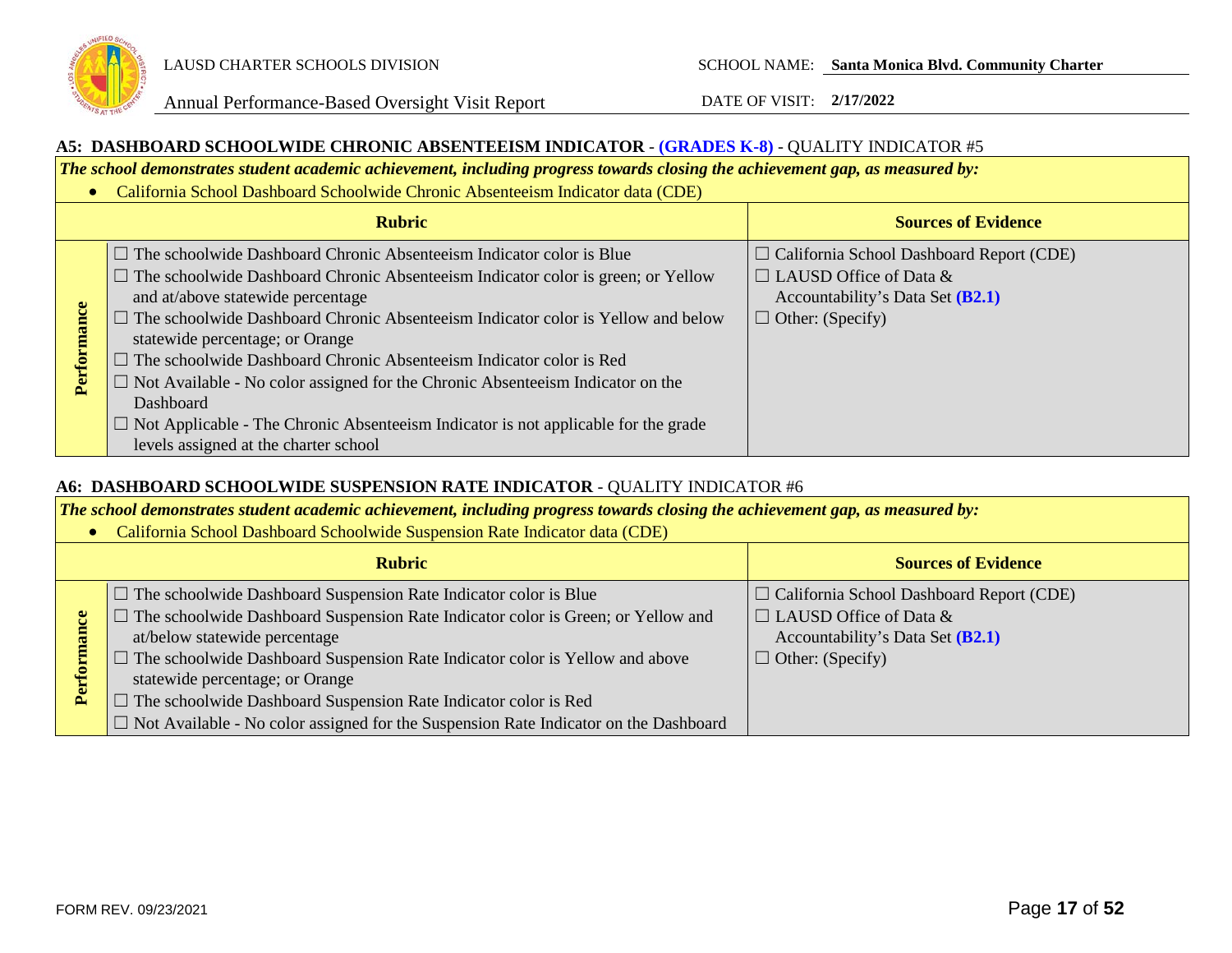### A5: DASHBOARD SCHOOLWIDE CHRONIC ABSENTEEISM INDICATOR - (GRADES K-8) - QUALITY INDICATOR #5

***The school demonstrates student academic achievement, including progress towards closing the achievement gap, as measured by:***

- California School Dashboard Schoolwide Chronic Absenteeism Indicator data (CDE)

| | Rubric | Sources of Evidence |
|---|---|---|
| **Performance** | ☐ The schoolwide Dashboard Chronic Absenteeism Indicator color is Blue<br>☐ The schoolwide Dashboard Chronic Absenteeism Indicator color is green; or Yellow and at/above statewide percentage<br>☐ The schoolwide Dashboard Chronic Absenteeism Indicator color is Yellow and below statewide percentage; or Orange<br>☐ The schoolwide Dashboard Chronic Absenteeism Indicator color is Red<br>☐ Not Available - No color assigned for the Chronic Absenteeism Indicator on the Dashboard<br>☐ Not Applicable - The Chronic Absenteeism Indicator is not applicable for the grade levels assigned at the charter school | ☐ California School Dashboard Report (CDE)<br>☐ LAUSD Office of Data & Accountability's Data Set **(B2.1)**<br>☐ Other: (Specify) |

### A6: DASHBOARD SCHOOLWIDE SUSPENSION RATE INDICATOR - QUALITY INDICATOR #6

***The school demonstrates student academic achievement, including progress towards closing the achievement gap, as measured by:***

- California School Dashboard Schoolwide Suspension Rate Indicator data (CDE)

| | Rubric | Sources of Evidence |
|---|---|---|
| **Performance** | ☐ The schoolwide Dashboard Suspension Rate Indicator color is Blue<br>☐ The schoolwide Dashboard Suspension Rate Indicator color is Green; or Yellow and at/below statewide percentage<br>☐ The schoolwide Dashboard Suspension Rate Indicator color is Yellow and above statewide percentage; or Orange<br>☐ The schoolwide Dashboard Suspension Rate Indicator color is Red<br>☐ Not Available - No color assigned for the Suspension Rate Indicator on the Dashboard | ☐ California School Dashboard Report (CDE)<br>☐ LAUSD Office of Data & Accountability's Data Set **(B2.1)**<br>☐ Other: (Specify) |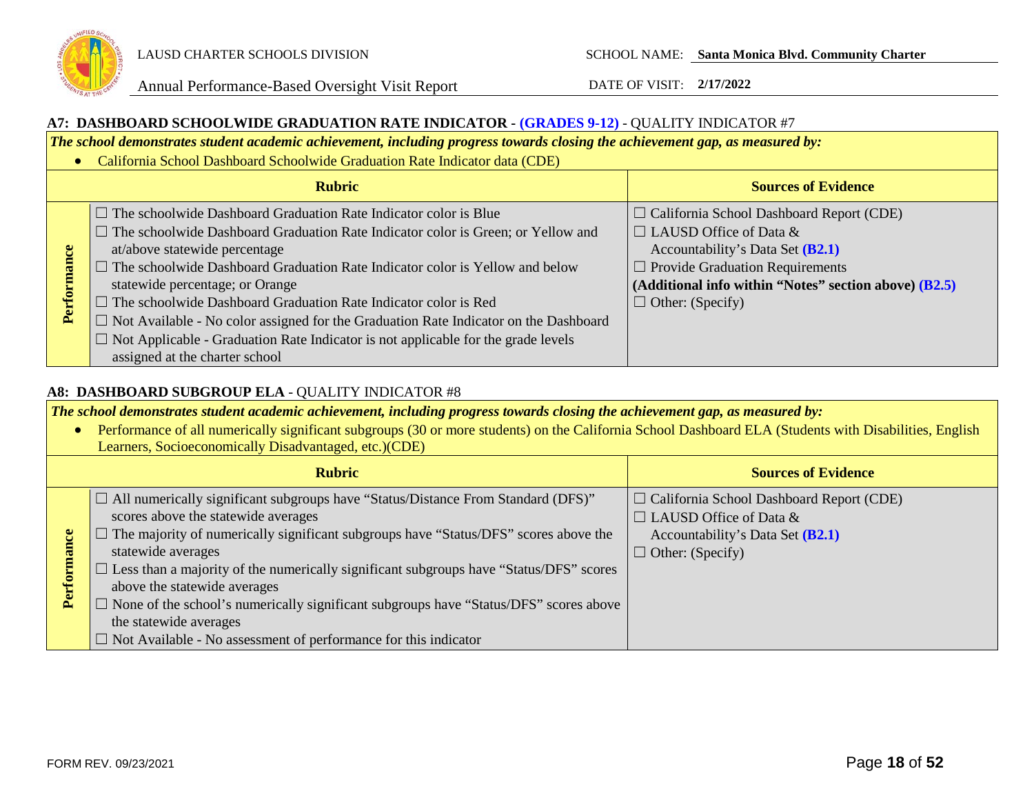### A7: DASHBOARD SCHOOLWIDE GRADUATION RATE INDICATOR - (GRADES 9-12) - QUALITY INDICATOR #7

***The school demonstrates student academic achievement, including progress towards closing the achievement gap, as measured by:***

- California School Dashboard Schoolwide Graduation Rate Indicator data (CDE)

| | Rubric | Sources of Evidence |
|---|---|---|
| **Performance** | ☐ The schoolwide Dashboard Graduation Rate Indicator color is Blue<br>☐ The schoolwide Dashboard Graduation Rate Indicator color is Green; or Yellow and at/above statewide percentage<br>☐ The schoolwide Dashboard Graduation Rate Indicator color is Yellow and below statewide percentage; or Orange<br>☐ The schoolwide Dashboard Graduation Rate Indicator color is Red<br>☐ Not Available - No color assigned for the Graduation Rate Indicator on the Dashboard<br>☐ Not Applicable - Graduation Rate Indicator is not applicable for the grade levels assigned at the charter school | ☐ California School Dashboard Report (CDE)<br>☐ LAUSD Office of Data & Accountability's Data Set **(B2.1)**<br>☐ Provide Graduation Requirements **(Additional info within "Notes" section above) (B2.5)**<br>☐ Other: (Specify) |

### A8: DASHBOARD SUBGROUP ELA - QUALITY INDICATOR #8

***The school demonstrates student academic achievement, including progress towards closing the achievement gap, as measured by:***

- Performance of all numerically significant subgroups (30 or more students) on the California School Dashboard ELA (Students with Disabilities, English Learners, Socioeconomically Disadvantaged, etc.)(CDE)

| | Rubric | Sources of Evidence |
|---|---|---|
| **Performance** | ☐ All numerically significant subgroups have "Status/Distance From Standard (DFS)" scores above the statewide averages<br>☐ The majority of numerically significant subgroups have "Status/DFS" scores above the statewide averages<br>☐ Less than a majority of the numerically significant subgroups have "Status/DFS" scores above the statewide averages<br>☐ None of the school's numerically significant subgroups have "Status/DFS" scores above the statewide averages<br>☐ Not Available - No assessment of performance for this indicator | ☐ California School Dashboard Report (CDE)<br>☐ LAUSD Office of Data & Accountability's Data Set **(B2.1)**<br>☐ Other: (Specify) |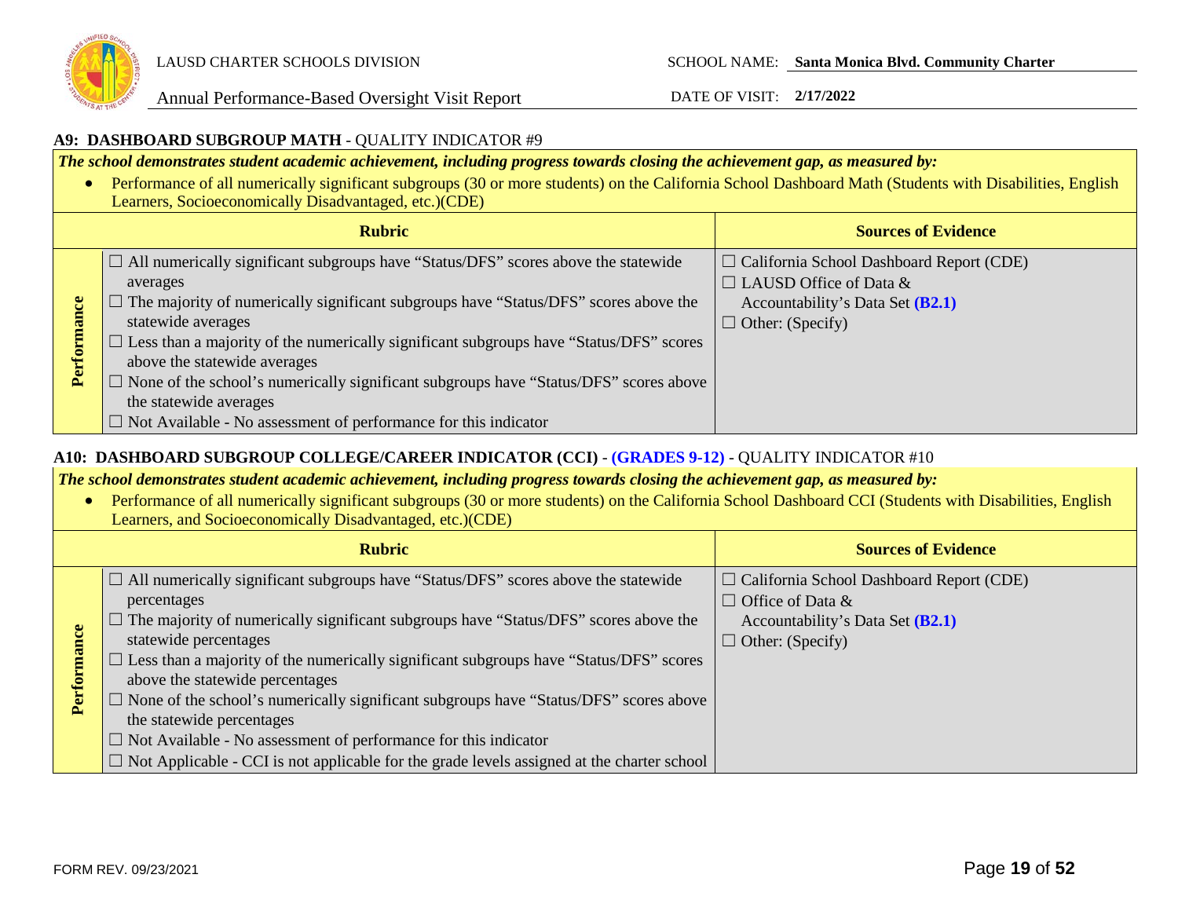### A9: DASHBOARD SUBGROUP MATH - QUALITY INDICATOR #9

***The school demonstrates student academic achievement, including progress towards closing the achievement gap, as measured by:***

- Performance of all numerically significant subgroups (30 or more students) on the California School Dashboard Math (Students with Disabilities, English Learners, Socioeconomically Disadvantaged, etc.)(CDE)

| | Rubric | Sources of Evidence |
|---|---|---|
| **Performance** | ☐ All numerically significant subgroups have "Status/DFS" scores above the statewide averages<br>☐ The majority of numerically significant subgroups have "Status/DFS" scores above the statewide averages<br>☐ Less than a majority of the numerically significant subgroups have "Status/DFS" scores above the statewide averages<br>☐ None of the school's numerically significant subgroups have "Status/DFS" scores above the statewide averages<br>☐ Not Available - No assessment of performance for this indicator | ☐ California School Dashboard Report (CDE)<br>☐ LAUSD Office of Data & Accountability's Data Set **(B2.1)**<br>☐ Other: (Specify) |

### A10: DASHBOARD SUBGROUP COLLEGE/CAREER INDICATOR (CCI) - (GRADES 9-12) - QUALITY INDICATOR #10

***The school demonstrates student academic achievement, including progress towards closing the achievement gap, as measured by:***

- Performance of all numerically significant subgroups (30 or more students) on the California School Dashboard CCI (Students with Disabilities, English Learners, and Socioeconomically Disadvantaged, etc.)(CDE)

| | Rubric | Sources of Evidence |
|---|---|---|
| **Performance** | ☐ All numerically significant subgroups have "Status/DFS" scores above the statewide percentages<br>☐ The majority of numerically significant subgroups have "Status/DFS" scores above the statewide percentages<br>☐ Less than a majority of the numerically significant subgroups have "Status/DFS" scores above the statewide percentages<br>☐ None of the school's numerically significant subgroups have "Status/DFS" scores above the statewide percentages<br>☐ Not Available - No assessment of performance for this indicator<br>☐ Not Applicable - CCI is not applicable for the grade levels assigned at the charter school | ☐ California School Dashboard Report (CDE)<br>☐ Office of Data & Accountability's Data Set **(B2.1)**<br>☐ Other: (Specify) |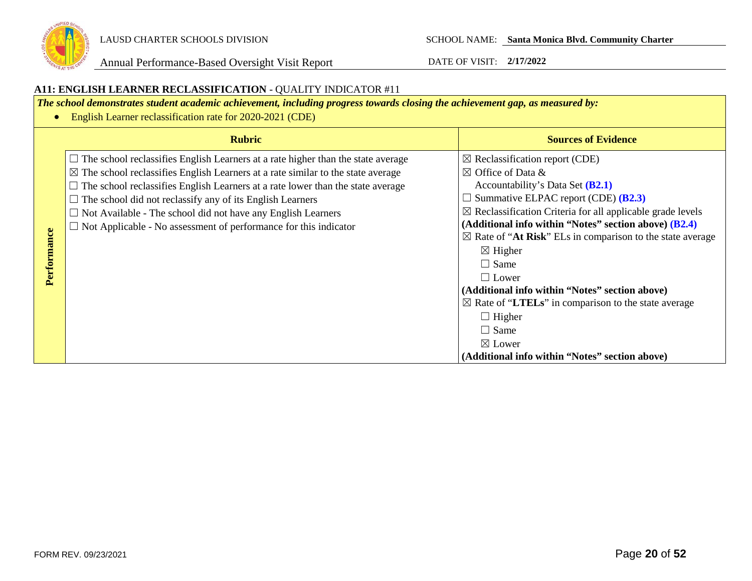LAUSD CHARTER SCHOOLS DIVISION

Annual Performance-Based Oversight Visit Report

SCHOOL NAME: **Santa Monica Blvd. Community Charter**

DATE OF VISIT: **2/17/2022**

**A11: ENGLISH LEARNER RECLASSIFICATION** - QUALITY INDICATOR #11

***The school demonstrates student academic achievement, including progress towards closing the achievement gap, as measured by:***

- English Learner reclassification rate for 2020-2021 (CDE)

| | Rubric | Sources of Evidence |
|---|---|---|
| **Performance** | ☐ The school reclassifies English Learners at a rate higher than the state average<br>☒ The school reclassifies English Learners at a rate similar to the state average<br>☐ The school reclassifies English Learners at a rate lower than the state average<br>☐ The school did not reclassify any of its English Learners<br>☐ Not Available - The school did not have any English Learners<br>☐ Not Applicable - No assessment of performance for this indicator | ☒ Reclassification report (CDE)<br>☒ Office of Data & Accountability's Data Set **(B2.1)**<br>☐ Summative ELPAC report (CDE) **(B2.3)**<br>☒ Reclassification Criteria for all applicable grade levels<br>**(Additional info within "Notes" section above) (B2.4)**<br>☒ Rate of "**At Risk**" ELs in comparison to the state average<br>☒ Higher<br>☐ Same<br>☐ Lower<br>**(Additional info within "Notes" section above)**<br>☒ Rate of "**LTELs**" in comparison to the state average<br>☐ Higher<br>☐ Same<br>☒ Lower<br>**(Additional info within "Notes" section above)** |

FORM REV. 09/23/2021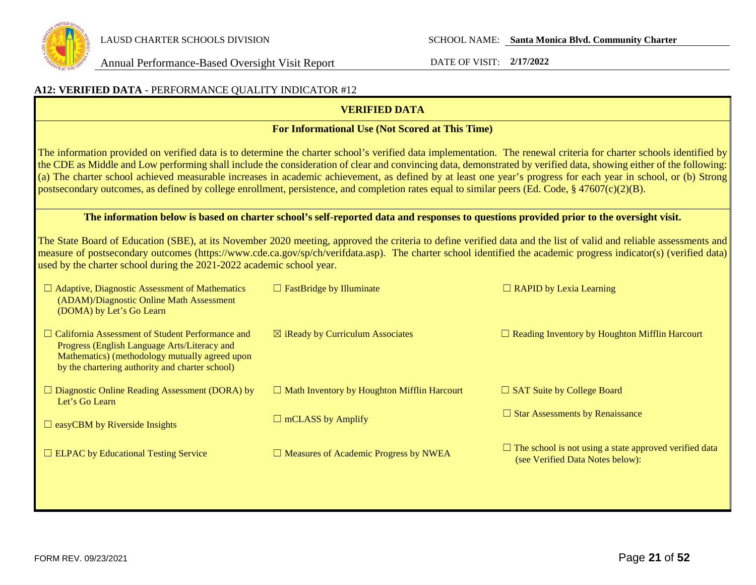LAUSD CHARTER SCHOOLS DIVISION

Annual Performance-Based Oversight Visit Report

SCHOOL NAME: **Santa Monica Blvd. Community Charter**

DATE OF VISIT: **2/17/2022**

**A12: VERIFIED DATA** - PERFORMANCE QUALITY INDICATOR #12

## VERIFIED DATA

**For Informational Use (Not Scored at This Time)**

The information provided on verified data is to determine the charter school's verified data implementation. The renewal criteria for charter schools identified by the CDE as Middle and Low performing shall include the consideration of clear and convincing data, demonstrated by verified data, showing either of the following: (a) The charter school achieved measurable increases in academic achievement, as defined by at least one year's progress for each year in school, or (b) Strong postsecondary outcomes, as defined by college enrollment, persistence, and completion rates equal to similar peers (Ed. Code, § 47607(c)(2)(B).

**The information below is based on charter school's self-reported data and responses to questions provided prior to the oversight visit.**

The State Board of Education (SBE), at its November 2020 meeting, approved the criteria to define verified data and the list of valid and reliable assessments and measure of postsecondary outcomes (https://www.cde.ca.gov/sp/ch/verifdata.asp). The charter school identified the academic progress indicator(s) (verified data) used by the charter school during the 2021-2022 academic school year.

| | | |
|---|---|---|
| ☐ Adaptive, Diagnostic Assessment of Mathematics (ADAM)/Diagnostic Online Math Assessment (DOMA) by Let's Go Learn | ☐ FastBridge by Illuminate | ☐ RAPID by Lexia Learning |
| ☐ California Assessment of Student Performance and Progress (English Language Arts/Literacy and Mathematics) (methodology mutually agreed upon by the chartering authority and charter school) | ☒ iReady by Curriculum Associates | ☐ Reading Inventory by Houghton Mifflin Harcourt |
| ☐ Diagnostic Online Reading Assessment (DORA) by Let's Go Learn | ☐ Math Inventory by Houghton Mifflin Harcourt | ☐ SAT Suite by College Board |
| ☐ easyCBM by Riverside Insights | ☐ mCLASS by Amplify | ☐ Star Assessments by Renaissance |
| ☐ ELPAC by Educational Testing Service | ☐ Measures of Academic Progress by NWEA | ☐ The school is not using a state approved verified data (see Verified Data Notes below): |

FORM REV. 09/23/2021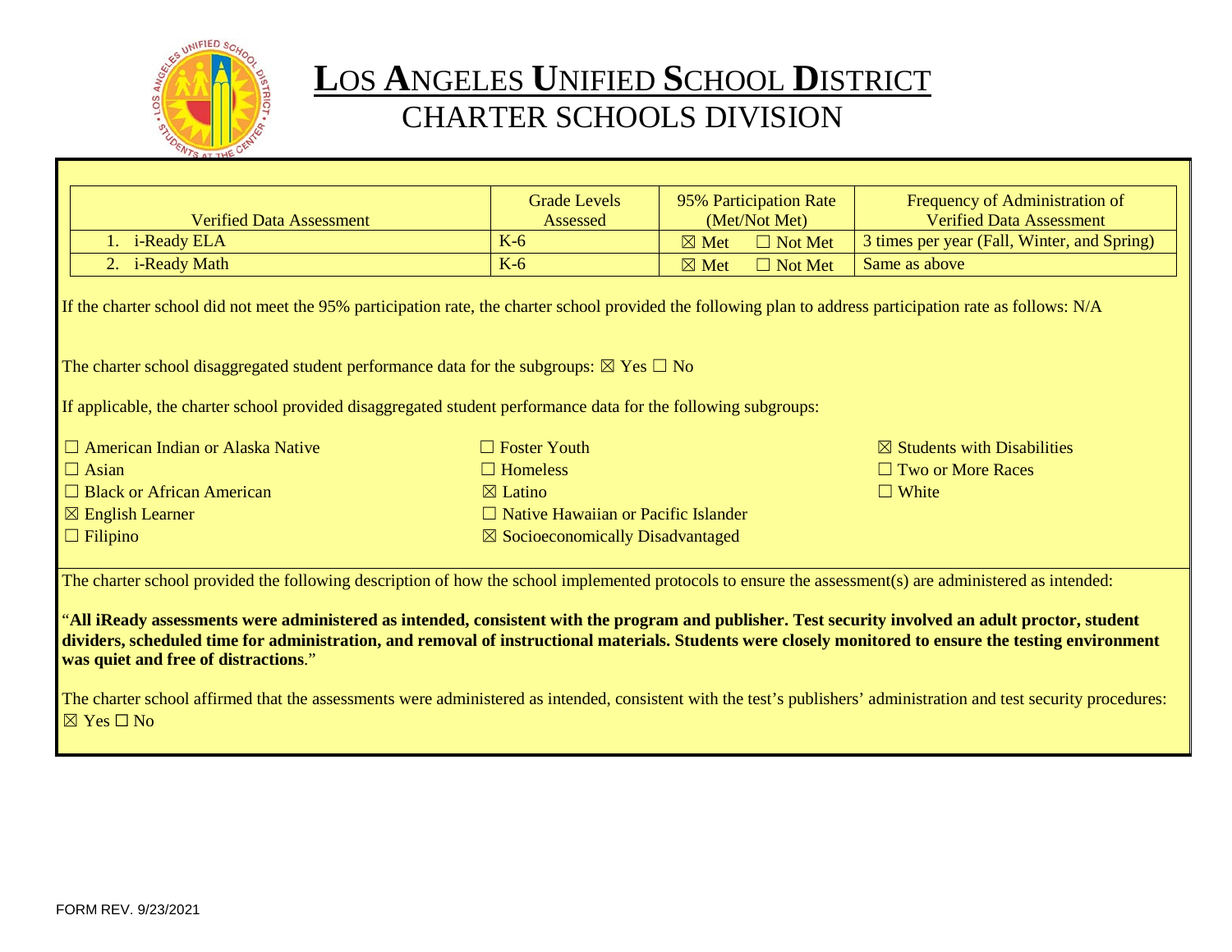# LOS ANGELES UNIFIED SCHOOL DISTRICT
## CHARTER SCHOOLS DIVISION

| Verified Data Assessment | Grade Levels Assessed | 95% Participation Rate (Met/Not Met) | Frequency of Administration of Verified Data Assessment |
|---|---|---|---|
| 1. i-Ready ELA | K-6 | ☒ Met ☐ Not Met | 3 times per year (Fall, Winter, and Spring) |
| 2. i-Ready Math | K-6 | ☒ Met ☐ Not Met | Same as above |

If the charter school did not meet the 95% participation rate, the charter school provided the following plan to address participation rate as follows: N/A

The charter school disaggregated student performance data for the subgroups: ☒ Yes ☐ No

If applicable, the charter school provided disaggregated student performance data for the following subgroups:

☐ American Indian or Alaska Native
☐ Asian
☐ Black or African American
☒ English Learner
☐ Filipino
☐ Foster Youth
☐ Homeless
☒ Latino
☐ Native Hawaiian or Pacific Islander
☒ Socioeconomically Disadvantaged
☒ Students with Disabilities
☐ Two or More Races
☐ White

The charter school provided the following description of how the school implemented protocols to ensure the assessment(s) are administered as intended:

"**All iReady assessments were administered as intended, consistent with the program and publisher. Test security involved an adult proctor, student dividers, scheduled time for administration, and removal of instructional materials. Students were closely monitored to ensure the testing environment was quiet and free of distractions**."

The charter school affirmed that the assessments were administered as intended, consistent with the test's publishers' administration and test security procedures: ☒ Yes ☐ No

FORM REV. 9/23/2021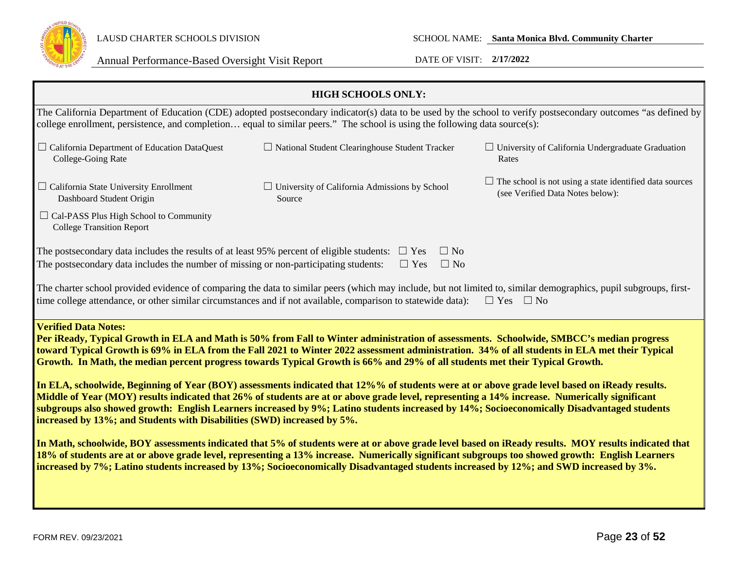## HIGH SCHOOLS ONLY:

The California Department of Education (CDE) adopted postsecondary indicator(s) data to be used by the school to verify postsecondary outcomes "as defined by college enrollment, persistence, and completion… equal to similar peers." The school is using the following data source(s):

☐ California Department of Education DataQuest College-Going Rate

☐ National Student Clearinghouse Student Tracker

☐ University of California Undergraduate Graduation Rates

☐ California State University Enrollment Dashboard Student Origin

☐ University of California Admissions by School Source

☐ The school is not using a state identified data sources (see Verified Data Notes below):

☐ Cal-PASS Plus High School to Community College Transition Report

The postsecondary data includes the results of at least 95% percent of eligible students: ☐ Yes ☐ No

The postsecondary data includes the number of missing or non-participating students: ☐ Yes ☐ No

The charter school provided evidence of comparing the data to similar peers (which may include, but not limited to, similar demographics, pupil subgroups, first-time college attendance, or other similar circumstances and if not available, comparison to statewide data): ☐ Yes ☐ No

**Verified Data Notes:**

**Per iReady, Typical Growth in ELA and Math is 50% from Fall to Winter administration of assessments. Schoolwide, SMBCC's median progress toward Typical Growth is 69% in ELA from the Fall 2021 to Winter 2022 assessment administration. 34% of all students in ELA met their Typical Growth. In Math, the median percent progress towards Typical Growth is 66% and 29% of all students met their Typical Growth.**

**In ELA, schoolwide, Beginning of Year (BOY) assessments indicated that 12%% of students were at or above grade level based on iReady results. Middle of Year (MOY) results indicated that 26% of students are at or above grade level, representing a 14% increase. Numerically significant subgroups also showed growth: English Learners increased by 9%; Latino students increased by 14%; Socioeconomically Disadvantaged students increased by 13%; and Students with Disabilities (SWD) increased by 5%.**

**In Math, schoolwide, BOY assessments indicated that 5% of students were at or above grade level based on iReady results. MOY results indicated that 18% of students are at or above grade level, representing a 13% increase. Numerically significant subgroups too showed growth: English Learners increased by 7%; Latino students increased by 13%; Socioeconomically Disadvantaged students increased by 12%; and SWD increased by 3%.**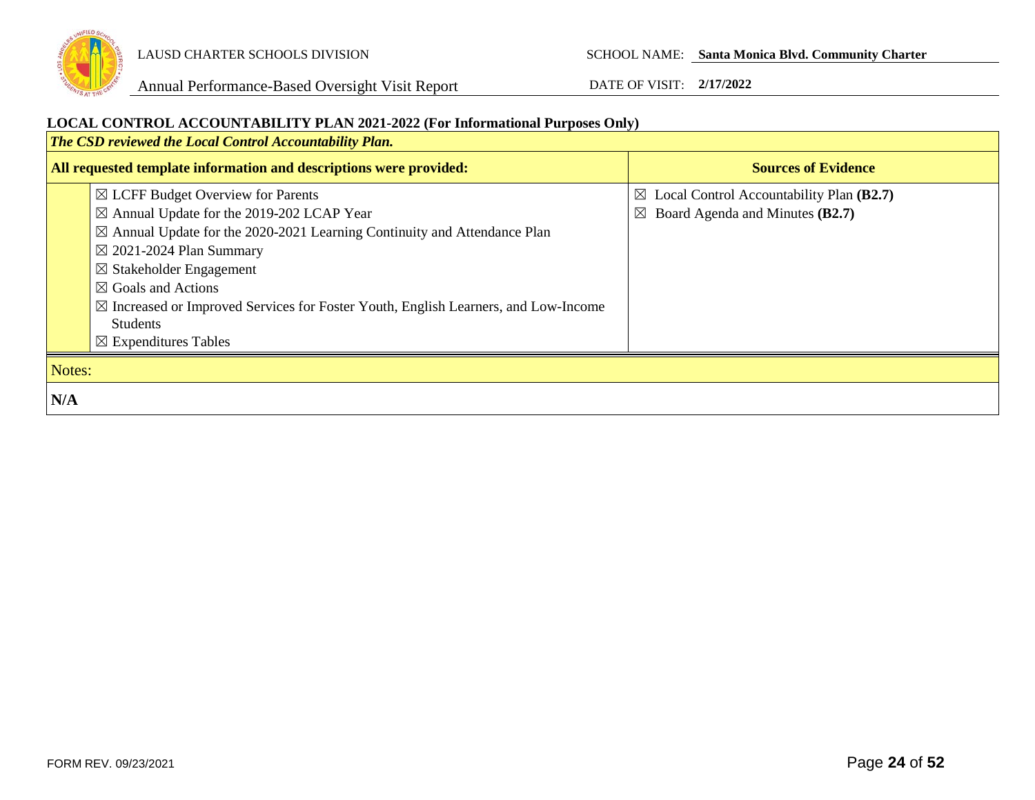## LOCAL CONTROL ACCOUNTABILITY PLAN 2021-2022 (For Informational Purposes Only)

| ***The CSD reviewed the Local Control Accountability Plan.*** | |
|---|---|
| **All requested template information and descriptions were provided:** | **Sources of Evidence** |
| ☒ LCFF Budget Overview for Parents<br>☒ Annual Update for the 2019-202 LCAP Year<br>☒ Annual Update for the 2020-2021 Learning Continuity and Attendance Plan<br>☒ 2021-2024 Plan Summary<br>☒ Stakeholder Engagement<br>☒ Goals and Actions<br>☒ Increased or Improved Services for Foster Youth, English Learners, and Low-Income Students<br>☒ Expenditures Tables | ☒ Local Control Accountability Plan **(B2.7)**<br>☒ Board Agenda and Minutes **(B2.7)** |

| Notes: |
|---|
| **N/A** |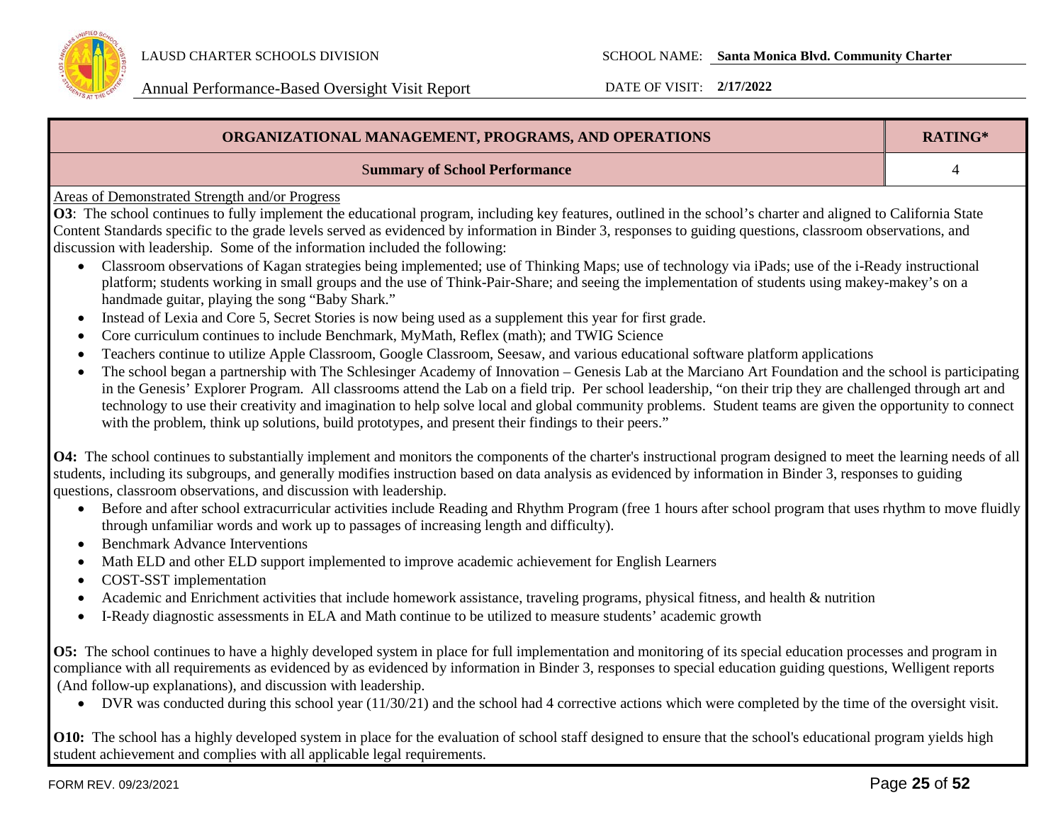| ORGANIZATIONAL MANAGEMENT, PROGRAMS, AND OPERATIONS | RATING* |
|---|---|
| Summary of School Performance | 4 |

Areas of Demonstrated Strength and/or Progress

**O3**: The school continues to fully implement the educational program, including key features, outlined in the school's charter and aligned to California State Content Standards specific to the grade levels served as evidenced by information in Binder 3, responses to guiding questions, classroom observations, and discussion with leadership. Some of the information included the following:

- Classroom observations of Kagan strategies being implemented; use of Thinking Maps; use of technology via iPads; use of the i-Ready instructional platform; students working in small groups and the use of Think-Pair-Share; and seeing the implementation of students using makey-makey's on a handmade guitar, playing the song "Baby Shark."
- Instead of Lexia and Core 5, Secret Stories is now being used as a supplement this year for first grade.
- Core curriculum continues to include Benchmark, MyMath, Reflex (math); and TWIG Science
- Teachers continue to utilize Apple Classroom, Google Classroom, Seesaw, and various educational software platform applications
- The school began a partnership with The Schlesinger Academy of Innovation – Genesis Lab at the Marciano Art Foundation and the school is participating in the Genesis' Explorer Program. All classrooms attend the Lab on a field trip. Per school leadership, "on their trip they are challenged through art and technology to use their creativity and imagination to help solve local and global community problems. Student teams are given the opportunity to connect with the problem, think up solutions, build prototypes, and present their findings to their peers."

**O4:** The school continues to substantially implement and monitors the components of the charter's instructional program designed to meet the learning needs of all students, including its subgroups, and generally modifies instruction based on data analysis as evidenced by information in Binder 3, responses to guiding questions, classroom observations, and discussion with leadership.

- Before and after school extracurricular activities include Reading and Rhythm Program (free 1 hours after school program that uses rhythm to move fluidly through unfamiliar words and work up to passages of increasing length and difficulty).
- Benchmark Advance Interventions
- Math ELD and other ELD support implemented to improve academic achievement for English Learners
- COST-SST implementation
- Academic and Enrichment activities that include homework assistance, traveling programs, physical fitness, and health & nutrition
- I-Ready diagnostic assessments in ELA and Math continue to be utilized to measure students' academic growth

**O5:** The school continues to have a highly developed system in place for full implementation and monitoring of its special education processes and program in compliance with all requirements as evidenced by as evidenced by information in Binder 3, responses to special education guiding questions, Welligent reports (And follow-up explanations), and discussion with leadership.

- DVR was conducted during this school year (11/30/21) and the school had 4 corrective actions which were completed by the time of the oversight visit.

**O10:** The school has a highly developed system in place for the evaluation of school staff designed to ensure that the school's educational program yields high student achievement and complies with all applicable legal requirements.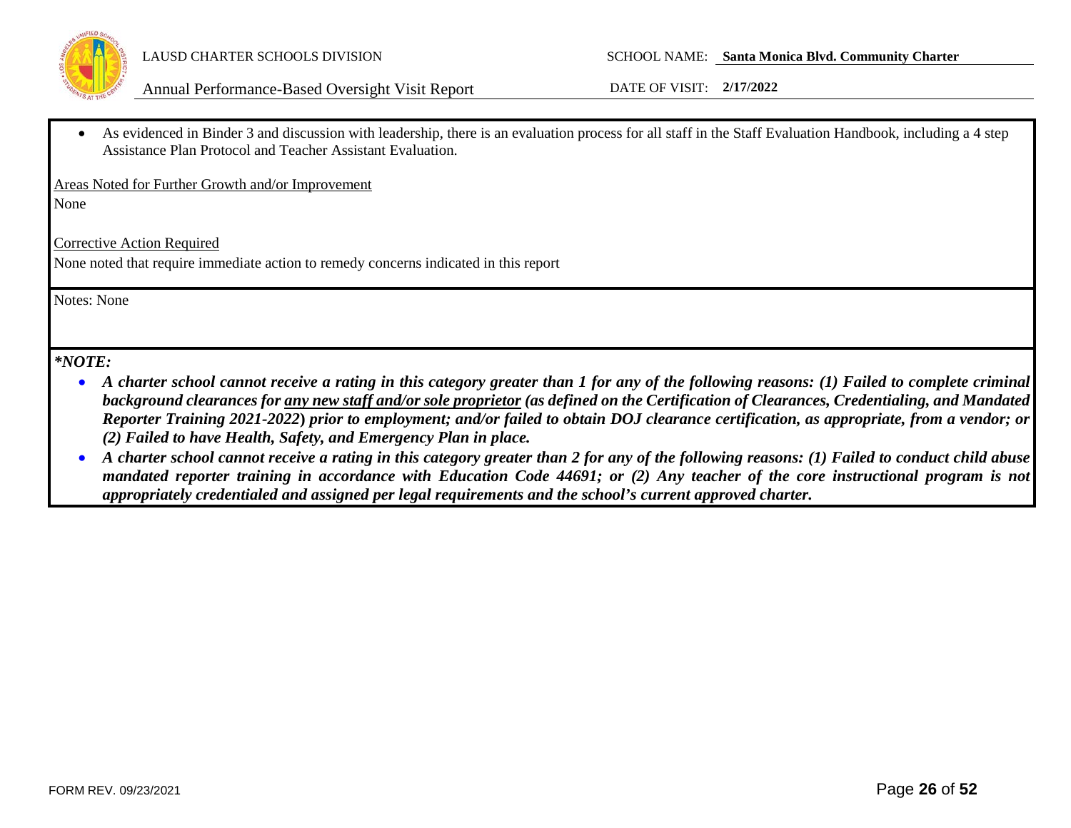- As evidenced in Binder 3 and discussion with leadership, there is an evaluation process for all staff in the Staff Evaluation Handbook, including a 4 step Assistance Plan Protocol and Teacher Assistant Evaluation.

Areas Noted for Further Growth and/or Improvement

None

Corrective Action Required

None noted that require immediate action to remedy concerns indicated in this report

Notes: None

***NOTE:***

- ***A charter school cannot receive a rating in this category greater than 1 for any of the following reasons: (1) Failed to complete criminal background clearances for any new staff and/or sole proprietor (as defined on the Certification of Clearances, Credentialing, and Mandated Reporter Training 2021-2022) prior to employment; and/or failed to obtain DOJ clearance certification, as appropriate, from a vendor; or (2) Failed to have Health, Safety, and Emergency Plan in place.***
- ***A charter school cannot receive a rating in this category greater than 2 for any of the following reasons: (1) Failed to conduct child abuse mandated reporter training in accordance with Education Code 44691; or (2) Any teacher of the core instructional program is not appropriately credentialed and assigned per legal requirements and the school's current approved charter.***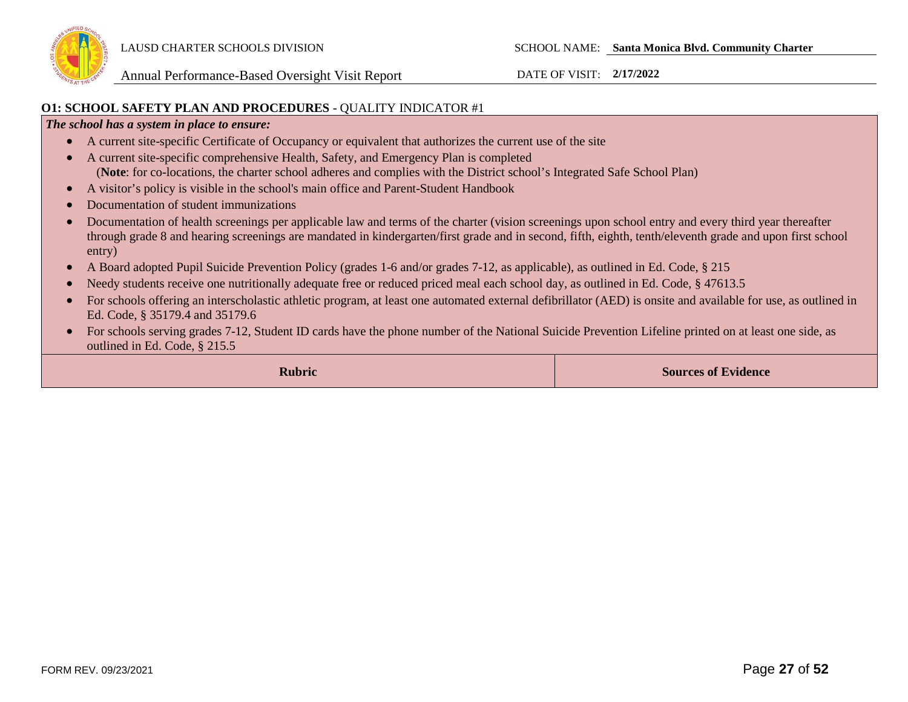**O1: SCHOOL SAFETY PLAN AND PROCEDURES** - QUALITY INDICATOR #1

***The school has a system in place to ensure:***

- A current site-specific Certificate of Occupancy or equivalent that authorizes the current use of the site
- A current site-specific comprehensive Health, Safety, and Emergency Plan is completed
  (**Note**: for co-locations, the charter school adheres and complies with the District school's Integrated Safe School Plan)
- A visitor's policy is visible in the school's main office and Parent-Student Handbook
- Documentation of student immunizations
- Documentation of health screenings per applicable law and terms of the charter (vision screenings upon school entry and every third year thereafter through grade 8 and hearing screenings are mandated in kindergarten/first grade and in second, fifth, eighth, tenth/eleventh grade and upon first school entry)
- A Board adopted Pupil Suicide Prevention Policy (grades 1-6 and/or grades 7-12, as applicable), as outlined in Ed. Code, § 215
- Needy students receive one nutritionally adequate free or reduced priced meal each school day, as outlined in Ed. Code, § 47613.5
- For schools offering an interscholastic athletic program, at least one automated external defibrillator (AED) is onsite and available for use, as outlined in Ed. Code, § 35179.4 and 35179.6
- For schools serving grades 7-12, Student ID cards have the phone number of the National Suicide Prevention Lifeline printed on at least one side, as outlined in Ed. Code, § 215.5

| Rubric | Sources of Evidence |
| --- | --- |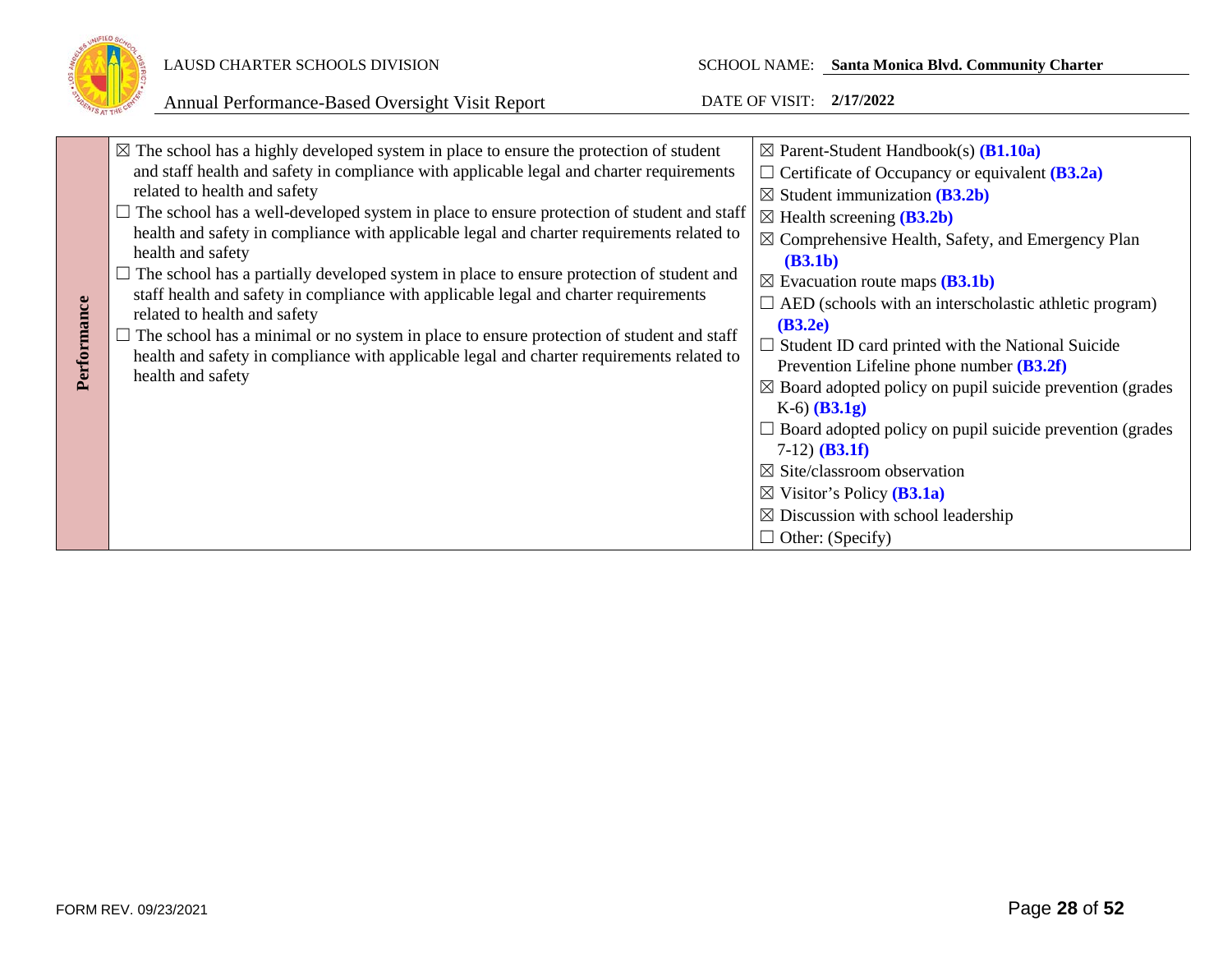| Performance | ☒ The school has a highly developed system in place to ensure the protection of student and staff health and safety in compliance with applicable legal and charter requirements related to health and safety<br>☐ The school has a well-developed system in place to ensure protection of student and staff health and safety in compliance with applicable legal and charter requirements related to health and safety<br>☐ The school has a partially developed system in place to ensure protection of student and staff health and safety in compliance with applicable legal and charter requirements related to health and safety<br>☐ The school has a minimal or no system in place to ensure protection of student and staff health and safety in compliance with applicable legal and charter requirements related to health and safety | ☒ Parent-Student Handbook(s) **(B1.10a)**<br>☐ Certificate of Occupancy or equivalent **(B3.2a)**<br>☒ Student immunization **(B3.2b)**<br>☒ Health screening **(B3.2b)**<br>☒ Comprehensive Health, Safety, and Emergency Plan **(B3.1b)**<br>☒ Evacuation route maps **(B3.1b)**<br>☐ AED (schools with an interscholastic athletic program) **(B3.2e)**<br>☐ Student ID card printed with the National Suicide Prevention Lifeline phone number **(B3.2f)**<br>☒ Board adopted policy on pupil suicide prevention (grades K-6) **(B3.1g)**<br>☐ Board adopted policy on pupil suicide prevention (grades 7-12) **(B3.1f)**<br>☒ Site/classroom observation<br>☒ Visitor's Policy **(B3.1a)**<br>☒ Discussion with school leadership<br>☐ Other: (Specify) |
|---|---|---|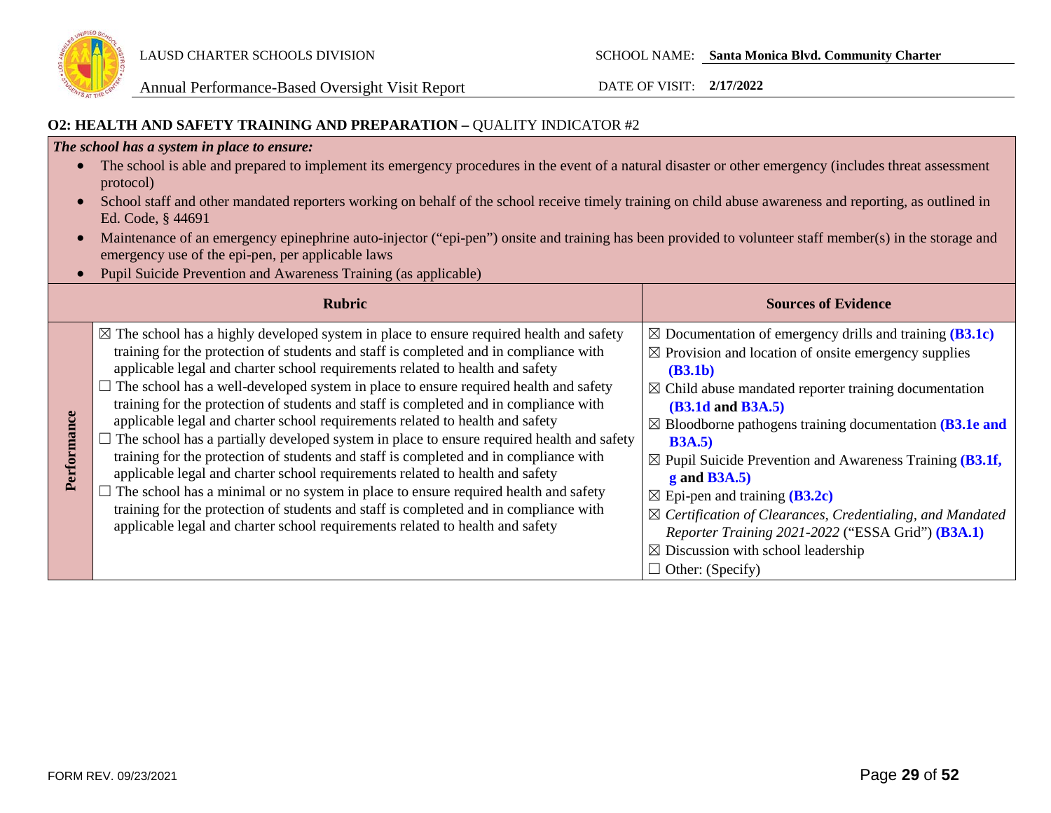LAUSD CHARTER SCHOOLS DIVISION

SCHOOL NAME: **Santa Monica Blvd. Community Charter**

Annual Performance-Based Oversight Visit Report

DATE OF VISIT: **2/17/2022**

## O2: HEALTH AND SAFETY TRAINING AND PREPARATION – QUALITY INDICATOR #2

***The school has a system in place to ensure:***

- The school is able and prepared to implement its emergency procedures in the event of a natural disaster or other emergency (includes threat assessment protocol)
- School staff and other mandated reporters working on behalf of the school receive timely training on child abuse awareness and reporting, as outlined in Ed. Code, § 44691
- Maintenance of an emergency epinephrine auto-injector ("epi-pen") onsite and training has been provided to volunteer staff member(s) in the storage and emergency use of the epi-pen, per applicable laws
- Pupil Suicide Prevention and Awareness Training (as applicable)

| | Rubric | Sources of Evidence |
|---|---|---|
| **Performance** | ☒ The school has a highly developed system in place to ensure required health and safety training for the protection of students and staff is completed and in compliance with applicable legal and charter school requirements related to health and safety<br>☐ The school has a well-developed system in place to ensure required health and safety training for the protection of students and staff is completed and in compliance with applicable legal and charter school requirements related to health and safety<br>☐ The school has a partially developed system in place to ensure required health and safety training for the protection of students and staff is completed and in compliance with applicable legal and charter school requirements related to health and safety<br>☐ The school has a minimal or no system in place to ensure required health and safety training for the protection of students and staff is completed and in compliance with applicable legal and charter school requirements related to health and safety | ☒ Documentation of emergency drills and training **(B3.1c)**<br>☒ Provision and location of onsite emergency supplies **(B3.1b)**<br>☒ Child abuse mandated reporter training documentation **(B3.1d and B3A.5)**<br>☒ Bloodborne pathogens training documentation **(B3.1e and B3A.5)**<br>☒ Pupil Suicide Prevention and Awareness Training **(B3.1f, g and B3A.5)**<br>☒ Epi-pen and training **(B3.2c)**<br>☒ *Certification of Clearances, Credentialing, and Mandated Reporter Training 2021-2022* ("ESSA Grid") **(B3A.1)**<br>☒ Discussion with school leadership<br>☐ Other: (Specify) |

FORM REV. 09/23/2021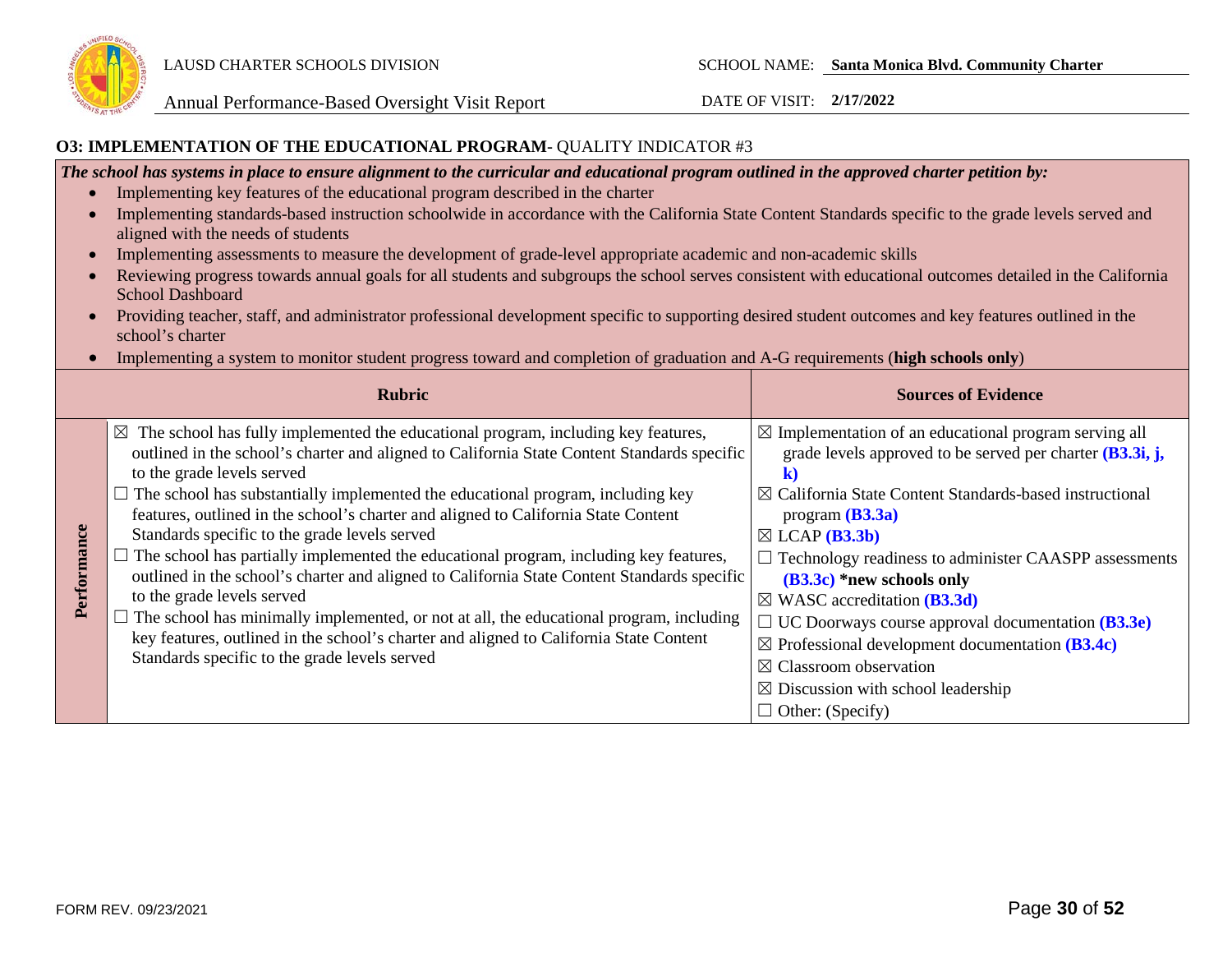## O3: IMPLEMENTATION OF THE EDUCATIONAL PROGRAM- QUALITY INDICATOR #3

***The school has systems in place to ensure alignment to the curricular and educational program outlined in the approved charter petition by:***

- Implementing key features of the educational program described in the charter
- Implementing standards-based instruction schoolwide in accordance with the California State Content Standards specific to the grade levels served and aligned with the needs of students
- Implementing assessments to measure the development of grade-level appropriate academic and non-academic skills
- Reviewing progress towards annual goals for all students and subgroups the school serves consistent with educational outcomes detailed in the California School Dashboard
- Providing teacher, staff, and administrator professional development specific to supporting desired student outcomes and key features outlined in the school's charter
- Implementing a system to monitor student progress toward and completion of graduation and A-G requirements (**high schools only**)

| | Rubric | Sources of Evidence |
|---|---|---|
| **Performance** | ☒ The school has fully implemented the educational program, including key features, outlined in the school's charter and aligned to California State Content Standards specific to the grade levels served<br>☐ The school has substantially implemented the educational program, including key features, outlined in the school's charter and aligned to California State Content Standards specific to the grade levels served<br>☐ The school has partially implemented the educational program, including key features, outlined in the school's charter and aligned to California State Content Standards specific to the grade levels served<br>☐ The school has minimally implemented, or not at all, the educational program, including key features, outlined in the school's charter and aligned to California State Content Standards specific to the grade levels served | ☒ Implementation of an educational program serving all grade levels approved to be served per charter **(B3.3i, j, k)**<br>☒ California State Content Standards-based instructional program **(B3.3a)**<br>☒ LCAP **(B3.3b)**<br>☐ Technology readiness to administer CAASPP assessments **(B3.3c)** ***new schools only**<br>☒ WASC accreditation **(B3.3d)**<br>☐ UC Doorways course approval documentation **(B3.3e)**<br>☒ Professional development documentation **(B3.4c)**<br>☒ Classroom observation<br>☒ Discussion with school leadership<br>☐ Other: (Specify) |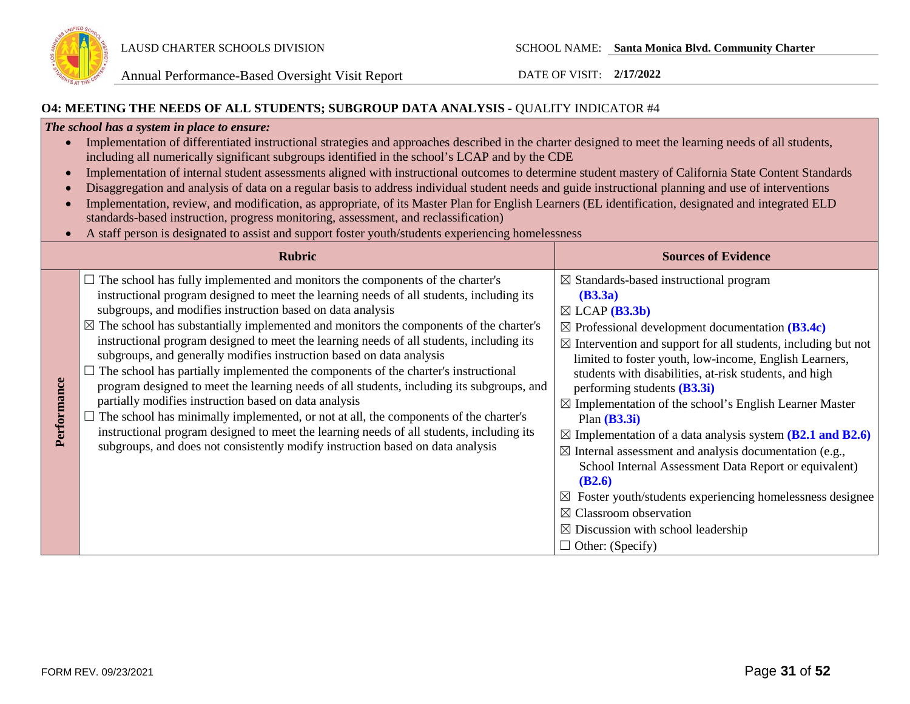## O4: MEETING THE NEEDS OF ALL STUDENTS; SUBGROUP DATA ANALYSIS - QUALITY INDICATOR #4

***The school has a system in place to ensure:***

- Implementation of differentiated instructional strategies and approaches described in the charter designed to meet the learning needs of all students, including all numerically significant subgroups identified in the school's LCAP and by the CDE
- Implementation of internal student assessments aligned with instructional outcomes to determine student mastery of California State Content Standards
- Disaggregation and analysis of data on a regular basis to address individual student needs and guide instructional planning and use of interventions
- Implementation, review, and modification, as appropriate, of its Master Plan for English Learners (EL identification, designated and integrated ELD standards-based instruction, progress monitoring, assessment, and reclassification)
- A staff person is designated to assist and support foster youth/students experiencing homelessness

| | Rubric | Sources of Evidence |
|---|---|---|
| **Performance** | ☐ The school has fully implemented and monitors the components of the charter's instructional program designed to meet the learning needs of all students, including its subgroups, and modifies instruction based on data analysis<br>☒ The school has substantially implemented and monitors the components of the charter's instructional program designed to meet the learning needs of all students, including its subgroups, and generally modifies instruction based on data analysis<br>☐ The school has partially implemented the components of the charter's instructional program designed to meet the learning needs of all students, including its subgroups, and partially modifies instruction based on data analysis<br>☐ The school has minimally implemented, or not at all, the components of the charter's instructional program designed to meet the learning needs of all students, including its subgroups, and does not consistently modify instruction based on data analysis | ☒ Standards-based instructional program **(B3.3a)**<br>☒ LCAP **(B3.3b)**<br>☒ Professional development documentation **(B3.4c)**<br>☒ Intervention and support for all students, including but not limited to foster youth, low-income, English Learners, students with disabilities, at-risk students, and high performing students **(B3.3i)**<br>☒ Implementation of the school's English Learner Master Plan **(B3.3i)**<br>☒ Implementation of a data analysis system **(B2.1 and B2.6)**<br>☒ Internal assessment and analysis documentation (e.g., School Internal Assessment Data Report or equivalent) **(B2.6)**<br>☒ Foster youth/students experiencing homelessness designee<br>☒ Classroom observation<br>☒ Discussion with school leadership<br>☐ Other: (Specify) |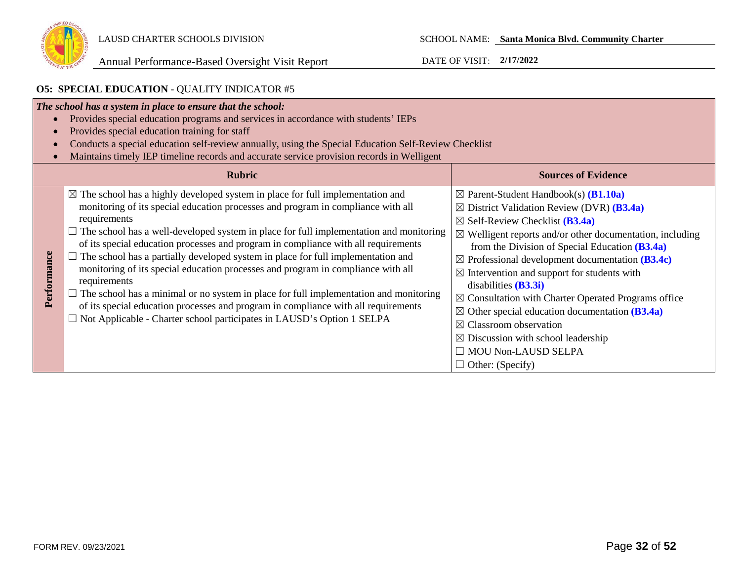**O5: SPECIAL EDUCATION** - QUALITY INDICATOR #5

| | | |
|---|---|---|
| ***The school has a system in place to ensure that the school:***<br>• Provides special education programs and services in accordance with students' IEPs<br>• Provides special education training for staff<br>• Conducts a special education self-review annually, using the Special Education Self-Review Checklist<br>• Maintains timely IEP timeline records and accurate service provision records in Welligent | | |
| | **Rubric** | **Sources of Evidence** |
| **Performance** | ☒ The school has a highly developed system in place for full implementation and monitoring of its special education processes and program in compliance with all requirements<br>☐ The school has a well-developed system in place for full implementation and monitoring of its special education processes and program in compliance with all requirements<br>☐ The school has a partially developed system in place for full implementation and monitoring of its special education processes and program in compliance with all requirements<br>☐ The school has a minimal or no system in place for full implementation and monitoring of its special education processes and program in compliance with all requirements<br>☐ Not Applicable - Charter school participates in LAUSD's Option 1 SELPA | ☒ Parent-Student Handbook(s) **(B1.10a)**<br>☒ District Validation Review (DVR) **(B3.4a)**<br>☒ Self-Review Checklist **(B3.4a)**<br>☒ Welligent reports and/or other documentation, including from the Division of Special Education **(B3.4a)**<br>☒ Professional development documentation **(B3.4c)**<br>☒ Intervention and support for students with disabilities **(B3.3i)**<br>☒ Consultation with Charter Operated Programs office<br>☒ Other special education documentation **(B3.4a)**<br>☒ Classroom observation<br>☒ Discussion with school leadership<br>☐ MOU Non-LAUSD SELPA<br>☐ Other: (Specify) |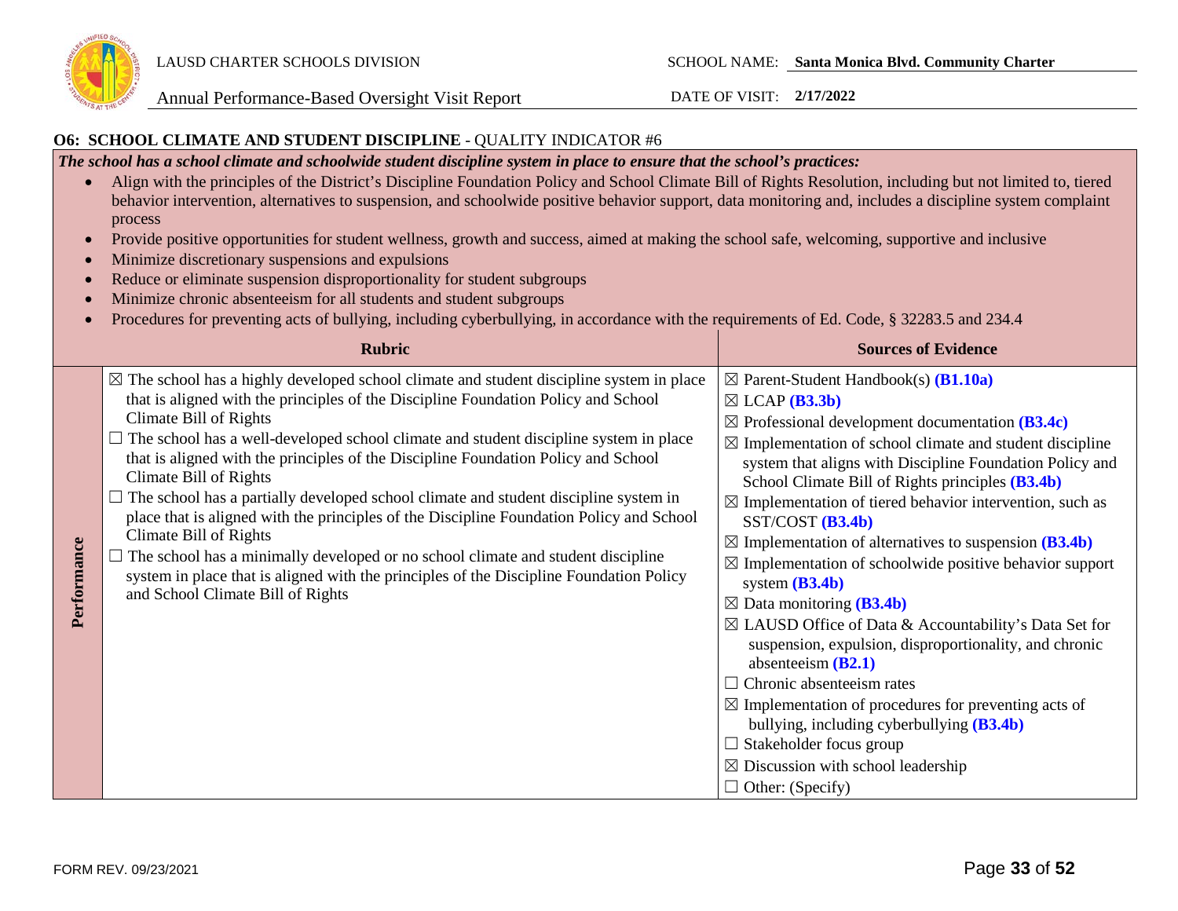### O6: SCHOOL CLIMATE AND STUDENT DISCIPLINE - QUALITY INDICATOR #6

***The school has a school climate and schoolwide student discipline system in place to ensure that the school's practices:***

- Align with the principles of the District's Discipline Foundation Policy and School Climate Bill of Rights Resolution, including but not limited to, tiered behavior intervention, alternatives to suspension, and schoolwide positive behavior support, data monitoring and, includes a discipline system complaint process
- Provide positive opportunities for student wellness, growth and success, aimed at making the school safe, welcoming, supportive and inclusive
- Minimize discretionary suspensions and expulsions
- Reduce or eliminate suspension disproportionality for student subgroups
- Minimize chronic absenteeism for all students and student subgroups
- Procedures for preventing acts of bullying, including cyberbullying, in accordance with the requirements of Ed. Code, § 32283.5 and 234.4

| | Rubric | Sources of Evidence |
|---|---|---|
| **Performance** | ☒ The school has a highly developed school climate and student discipline system in place that is aligned with the principles of the Discipline Foundation Policy and School Climate Bill of Rights<br>☐ The school has a well-developed school climate and student discipline system in place that is aligned with the principles of the Discipline Foundation Policy and School Climate Bill of Rights<br>☐ The school has a partially developed school climate and student discipline system in place that is aligned with the principles of the Discipline Foundation Policy and School Climate Bill of Rights<br>☐ The school has a minimally developed or no school climate and student discipline system in place that is aligned with the principles of the Discipline Foundation Policy and School Climate Bill of Rights | ☒ Parent-Student Handbook(s) **(B1.10a)**<br>☒ LCAP **(B3.3b)**<br>☒ Professional development documentation **(B3.4c)**<br>☒ Implementation of school climate and student discipline system that aligns with Discipline Foundation Policy and School Climate Bill of Rights principles **(B3.4b)**<br>☒ Implementation of tiered behavior intervention, such as SST/COST **(B3.4b)**<br>☒ Implementation of alternatives to suspension **(B3.4b)**<br>☒ Implementation of schoolwide positive behavior support system **(B3.4b)**<br>☒ Data monitoring **(B3.4b)**<br>☒ LAUSD Office of Data & Accountability's Data Set for suspension, expulsion, disproportionality, and chronic absenteeism **(B2.1)**<br>☐ Chronic absenteeism rates<br>☒ Implementation of procedures for preventing acts of bullying, including cyberbullying **(B3.4b)**<br>☐ Stakeholder focus group<br>☒ Discussion with school leadership<br>☐ Other: (Specify) |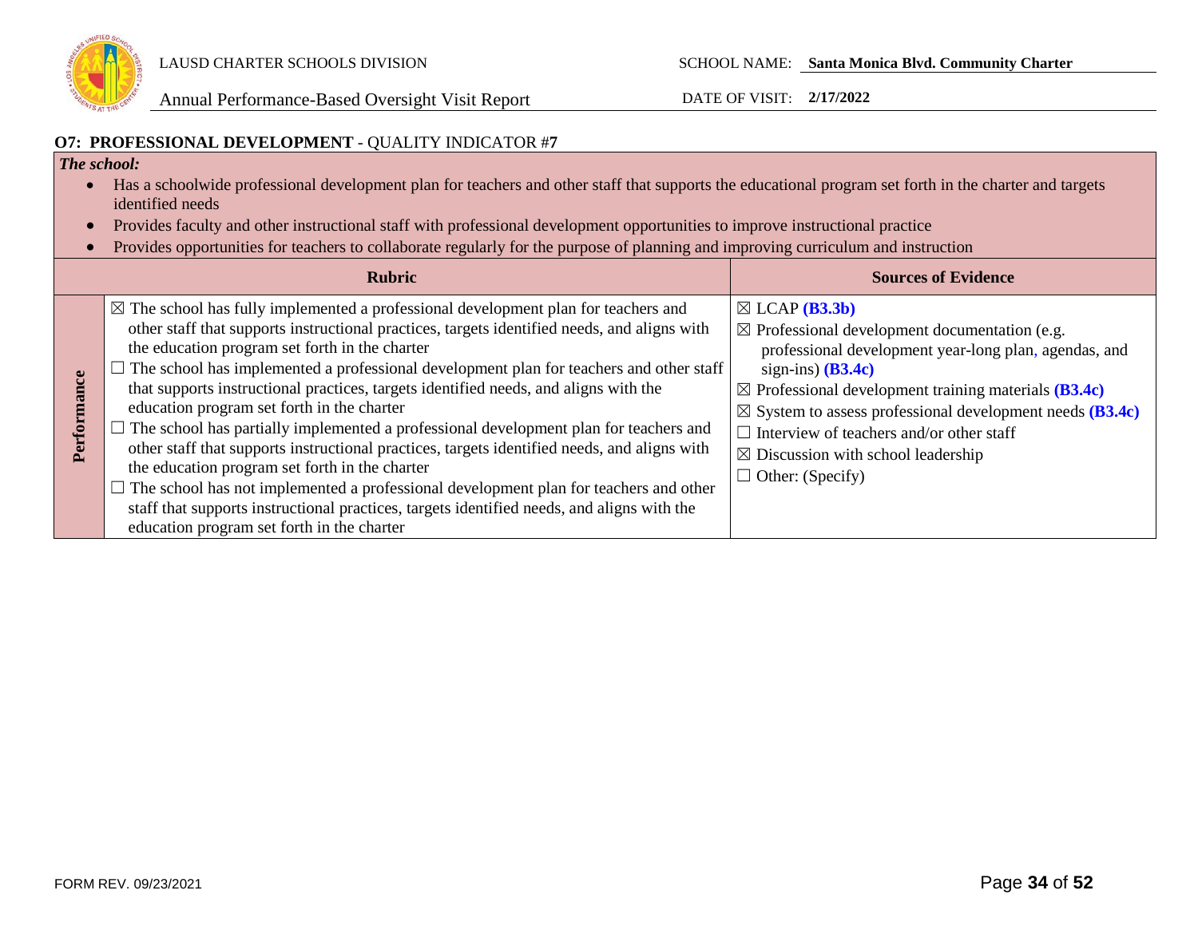## O7: PROFESSIONAL DEVELOPMENT - QUALITY INDICATOR #7

***The school:***

- Has a schoolwide professional development plan for teachers and other staff that supports the educational program set forth in the charter and targets identified needs
- Provides faculty and other instructional staff with professional development opportunities to improve instructional practice
- Provides opportunities for teachers to collaborate regularly for the purpose of planning and improving curriculum and instruction

| | Rubric | Sources of Evidence |
|---|---|---|
| **Performance** | ☒ The school has fully implemented a professional development plan for teachers and other staff that supports instructional practices, targets identified needs, and aligns with the education program set forth in the charter<br>☐ The school has implemented a professional development plan for teachers and other staff that supports instructional practices, targets identified needs, and aligns with the education program set forth in the charter<br>☐ The school has partially implemented a professional development plan for teachers and other staff that supports instructional practices, targets identified needs, and aligns with the education program set forth in the charter<br>☐ The school has not implemented a professional development plan for teachers and other staff that supports instructional practices, targets identified needs, and aligns with the education program set forth in the charter | ☒ LCAP **(B3.3b)**<br>☒ Professional development documentation (e.g. professional development year-long plan, agendas, and sign-ins) **(B3.4c)**<br>☒ Professional development training materials **(B3.4c)**<br>☒ System to assess professional development needs **(B3.4c)**<br>☐ Interview of teachers and/or other staff<br>☒ Discussion with school leadership<br>☐ Other: (Specify) |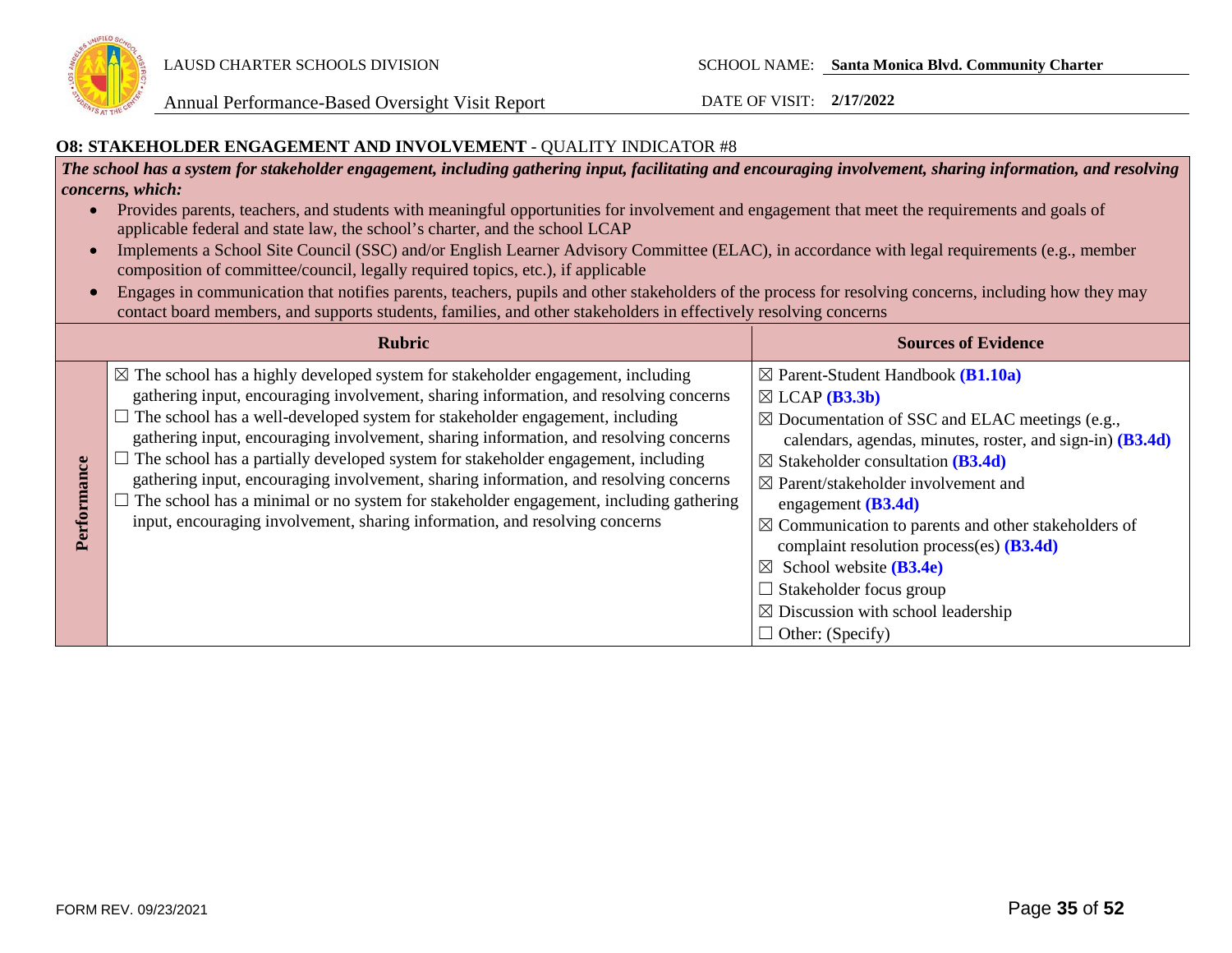## O8: STAKEHOLDER ENGAGEMENT AND INVOLVEMENT - QUALITY INDICATOR #8

***The school has a system for stakeholder engagement, including gathering input, facilitating and encouraging involvement, sharing information, and resolving concerns, which:***

- Provides parents, teachers, and students with meaningful opportunities for involvement and engagement that meet the requirements and goals of applicable federal and state law, the school's charter, and the school LCAP
- Implements a School Site Council (SSC) and/or English Learner Advisory Committee (ELAC), in accordance with legal requirements (e.g., member composition of committee/council, legally required topics, etc.), if applicable
- Engages in communication that notifies parents, teachers, pupils and other stakeholders of the process for resolving concerns, including how they may contact board members, and supports students, families, and other stakeholders in effectively resolving concerns

| | Rubric | Sources of Evidence |
|---|---|---|
| **Performance** | ☒ The school has a highly developed system for stakeholder engagement, including gathering input, encouraging involvement, sharing information, and resolving concerns<br>☐ The school has a well-developed system for stakeholder engagement, including gathering input, encouraging involvement, sharing information, and resolving concerns<br>☐ The school has a partially developed system for stakeholder engagement, including gathering input, encouraging involvement, sharing information, and resolving concerns<br>☐ The school has a minimal or no system for stakeholder engagement, including gathering input, encouraging involvement, sharing information, and resolving concerns | ☒ Parent-Student Handbook **(B1.10a)**<br>☒ LCAP **(B3.3b)**<br>☒ Documentation of SSC and ELAC meetings (e.g., calendars, agendas, minutes, roster, and sign-in) **(B3.4d)**<br>☒ Stakeholder consultation **(B3.4d)**<br>☒ Parent/stakeholder involvement and engagement **(B3.4d)**<br>☒ Communication to parents and other stakeholders of complaint resolution process(es) **(B3.4d)**<br>☒ School website **(B3.4e)**<br>☐ Stakeholder focus group<br>☒ Discussion with school leadership<br>☐ Other: (Specify) |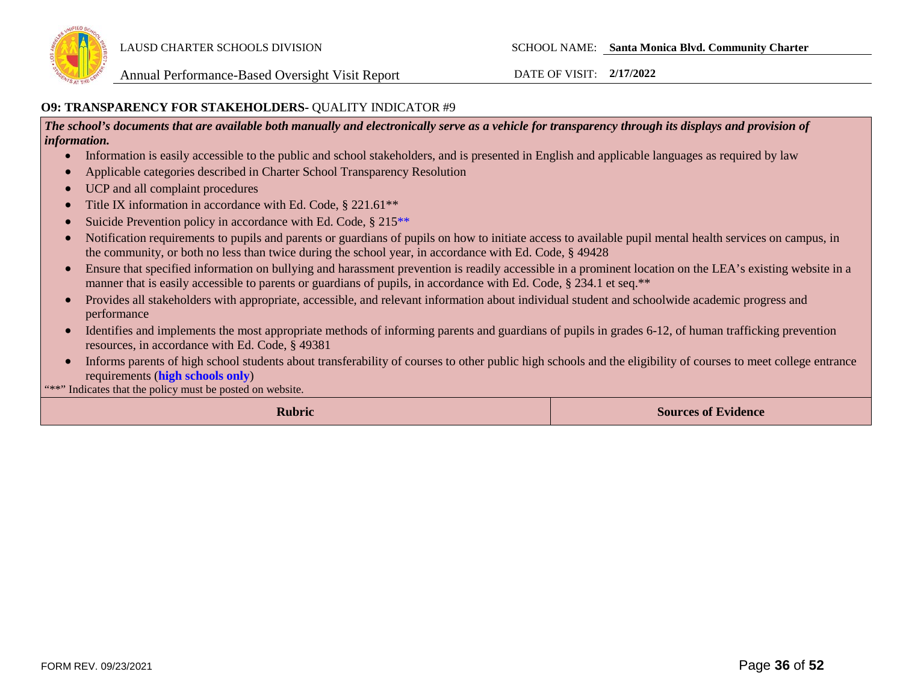**O9: TRANSPARENCY FOR STAKEHOLDERS-** QUALITY INDICATOR #9

***The school's documents that are available both manually and electronically serve as a vehicle for transparency through its displays and provision of information.***

- Information is easily accessible to the public and school stakeholders, and is presented in English and applicable languages as required by law
- Applicable categories described in Charter School Transparency Resolution
- UCP and all complaint procedures
- Title IX information in accordance with Ed. Code, § 221.61**
- Suicide Prevention policy in accordance with Ed. Code, § 215**
- Notification requirements to pupils and parents or guardians of pupils on how to initiate access to available pupil mental health services on campus, in the community, or both no less than twice during the school year, in accordance with Ed. Code, § 49428
- Ensure that specified information on bullying and harassment prevention is readily accessible in a prominent location on the LEA's existing website in a manner that is easily accessible to parents or guardians of pupils, in accordance with Ed. Code, § 234.1 et seq.**
- Provides all stakeholders with appropriate, accessible, and relevant information about individual student and schoolwide academic progress and performance
- Identifies and implements the most appropriate methods of informing parents and guardians of pupils in grades 6-12, of human trafficking prevention resources, in accordance with Ed. Code, § 49381
- Informs parents of high school students about transferability of courses to other public high schools and the eligibility of courses to meet college entrance requirements (**high schools only**)

"**" Indicates that the policy must be posted on website.

| Rubric | Sources of Evidence |
| --- | --- |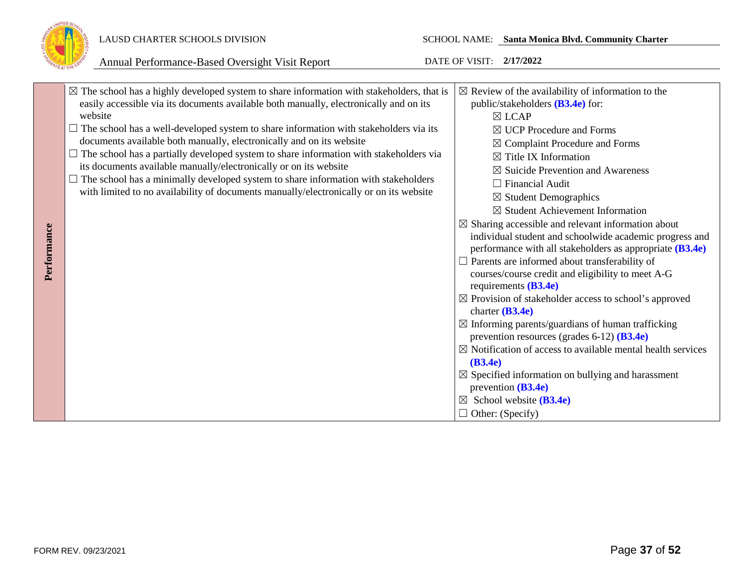| | | |
|---|---|---|
| **Performance** | ☒ The school has a highly developed system to share information with stakeholders, that is easily accessible via its documents available both manually, electronically and on its website<br>☐ The school has a well-developed system to share information with stakeholders via its documents available both manually, electronically and on its website<br>☐ The school has a partially developed system to share information with stakeholders via its documents available manually/electronically or on its website<br>☐ The school has a minimally developed system to share information with stakeholders with limited to no availability of documents manually/electronically or on its website | ☒ Review of the availability of information to the public/stakeholders **(B3.4e)** for:<br>☒ LCAP<br>☒ UCP Procedure and Forms<br>☒ Complaint Procedure and Forms<br>☒ Title IX Information<br>☒ Suicide Prevention and Awareness<br>☐ Financial Audit<br>☒ Student Demographics<br>☒ Student Achievement Information<br>☒ Sharing accessible and relevant information about individual student and schoolwide academic progress and performance with all stakeholders as appropriate **(B3.4e)**<br>☐ Parents are informed about transferability of courses/course credit and eligibility to meet A-G requirements **(B3.4e)**<br>☒ Provision of stakeholder access to school's approved charter **(B3.4e)**<br>☒ Informing parents/guardians of human trafficking prevention resources (grades 6-12) **(B3.4e)**<br>☒ Notification of access to available mental health services **(B3.4e)**<br>☒ Specified information on bullying and harassment prevention **(B3.4e)**<br>☒ School website **(B3.4e)**<br>☐ Other: (Specify) |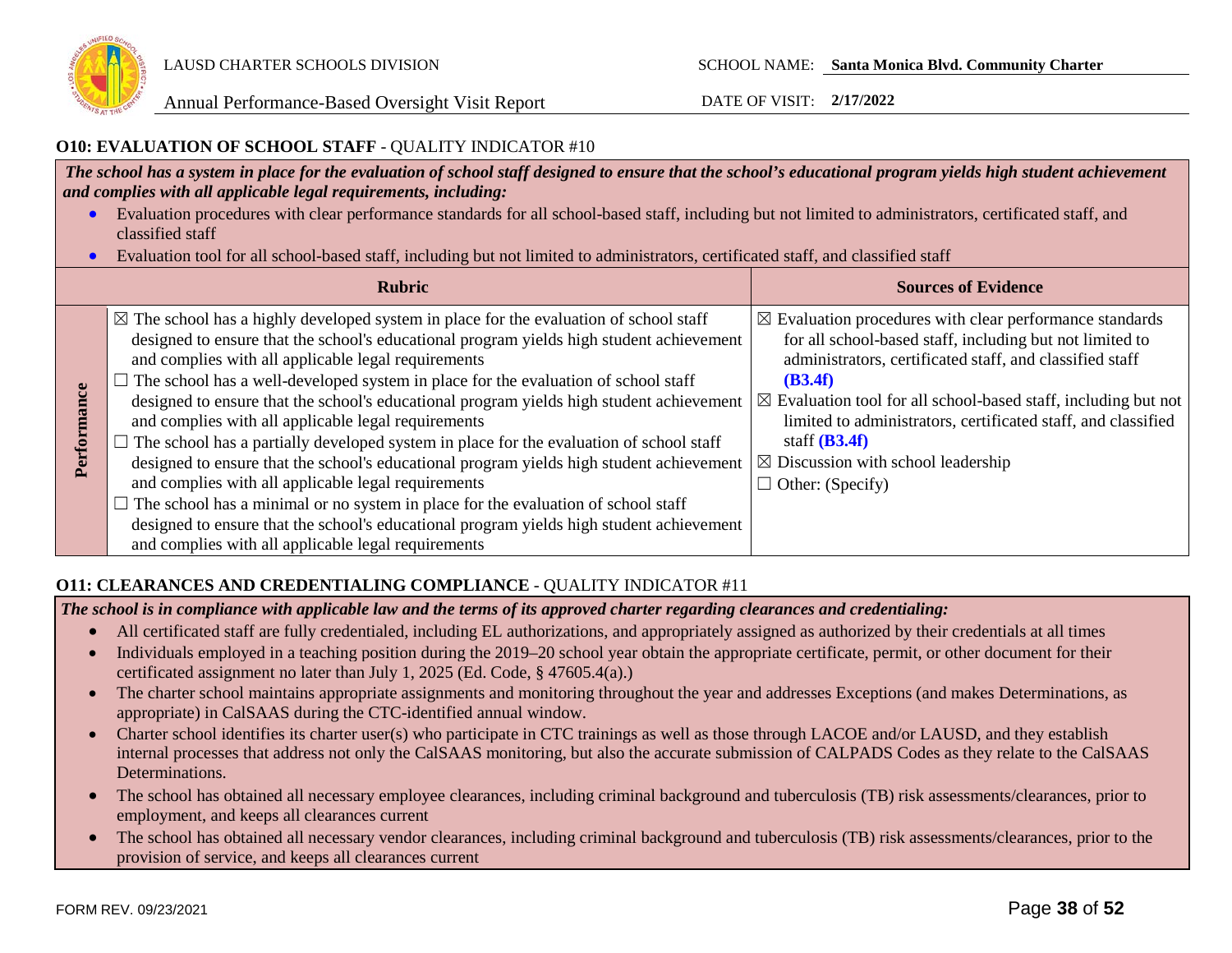### O10: EVALUATION OF SCHOOL STAFF - QUALITY INDICATOR #10

***The school has a system in place for the evaluation of school staff designed to ensure that the school's educational program yields high student achievement and complies with all applicable legal requirements, including:***

- Evaluation procedures with clear performance standards for all school-based staff, including but not limited to administrators, certificated staff, and classified staff
- Evaluation tool for all school-based staff, including but not limited to administrators, certificated staff, and classified staff

| | Rubric | Sources of Evidence |
|---|---|---|
| **Performance** | ☒ The school has a highly developed system in place for the evaluation of school staff designed to ensure that the school's educational program yields high student achievement and complies with all applicable legal requirements<br>☐ The school has a well-developed system in place for the evaluation of school staff designed to ensure that the school's educational program yields high student achievement and complies with all applicable legal requirements<br>☐ The school has a partially developed system in place for the evaluation of school staff designed to ensure that the school's educational program yields high student achievement and complies with all applicable legal requirements<br>☐ The school has a minimal or no system in place for the evaluation of school staff designed to ensure that the school's educational program yields high student achievement and complies with all applicable legal requirements | ☒ Evaluation procedures with clear performance standards for all school-based staff, including but not limited to administrators, certificated staff, and classified staff **(B3.4f)**<br>☒ Evaluation tool for all school-based staff, including but not limited to administrators, certificated staff, and classified staff **(B3.4f)**<br>☒ Discussion with school leadership<br>☐ Other: (Specify) |

### O11: CLEARANCES AND CREDENTIALING COMPLIANCE - QUALITY INDICATOR #11

***The school is in compliance with applicable law and the terms of its approved charter regarding clearances and credentialing:***

- All certificated staff are fully credentialed, including EL authorizations, and appropriately assigned as authorized by their credentials at all times
- Individuals employed in a teaching position during the 2019–20 school year obtain the appropriate certificate, permit, or other document for their certificated assignment no later than July 1, 2025 (Ed. Code, § 47605.4(a).)
- The charter school maintains appropriate assignments and monitoring throughout the year and addresses Exceptions (and makes Determinations, as appropriate) in CalSAAS during the CTC-identified annual window.
- Charter school identifies its charter user(s) who participate in CTC trainings as well as those through LACOE and/or LAUSD, and they establish internal processes that address not only the CalSAAS monitoring, but also the accurate submission of CALPADS Codes as they relate to the CalSAAS Determinations.
- The school has obtained all necessary employee clearances, including criminal background and tuberculosis (TB) risk assessments/clearances, prior to employment, and keeps all clearances current
- The school has obtained all necessary vendor clearances, including criminal background and tuberculosis (TB) risk assessments/clearances, prior to the provision of service, and keeps all clearances current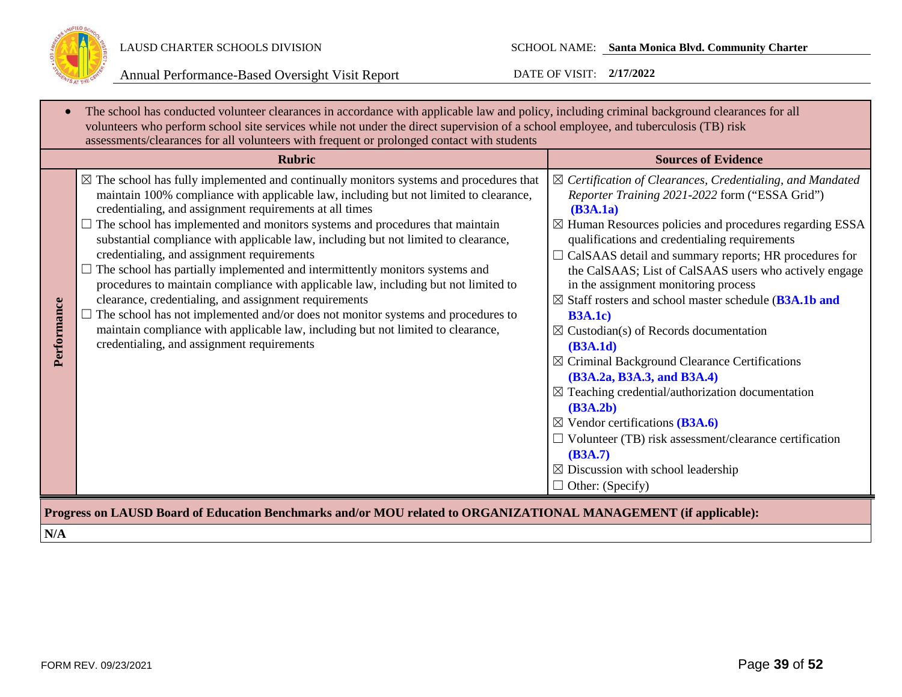- The school has conducted volunteer clearances in accordance with applicable law and policy, including criminal background clearances for all volunteers who perform school site services while not under the direct supervision of a school employee, and tuberculosis (TB) risk assessments/clearances for all volunteers with frequent or prolonged contact with students

| | Rubric | Sources of Evidence |
|---|---|---|
| **Performance** | ☒ The school has fully implemented and continually monitors systems and procedures that maintain 100% compliance with applicable law, including but not limited to clearance, credentialing, and assignment requirements at all times<br>☐ The school has implemented and monitors systems and procedures that maintain substantial compliance with applicable law, including but not limited to clearance, credentialing, and assignment requirements<br>☐ The school has partially implemented and intermittently monitors systems and procedures to maintain compliance with applicable law, including but not limited to clearance, credentialing, and assignment requirements<br>☐ The school has not implemented and/or does not monitor systems and procedures to maintain compliance with applicable law, including but not limited to clearance, credentialing, and assignment requirements | ☒ *Certification of Clearances, Credentialing, and Mandated Reporter Training 2021-2022* form ("ESSA Grid") **(B3A.1a)**<br>☒ Human Resources policies and procedures regarding ESSA qualifications and credentialing requirements<br>☐ CalSAAS detail and summary reports; HR procedures for the CalSAAS; List of CalSAAS users who actively engage in the assignment monitoring process<br>☒ Staff rosters and school master schedule (**B3A.1b and B3A.1c)**<br>☒ Custodian(s) of Records documentation **(B3A.1d)**<br>☒ Criminal Background Clearance Certifications **(B3A.2a, B3A.3, and B3A.4)**<br>☒ Teaching credential/authorization documentation **(B3A.2b)**<br>☒ Vendor certifications **(B3A.6)**<br>☐ Volunteer (TB) risk assessment/clearance certification **(B3A.7)**<br>☒ Discussion with school leadership<br>☐ Other: (Specify) |

**Progress on LAUSD Board of Education Benchmarks and/or MOU related to ORGANIZATIONAL MANAGEMENT (if applicable):**

**N/A**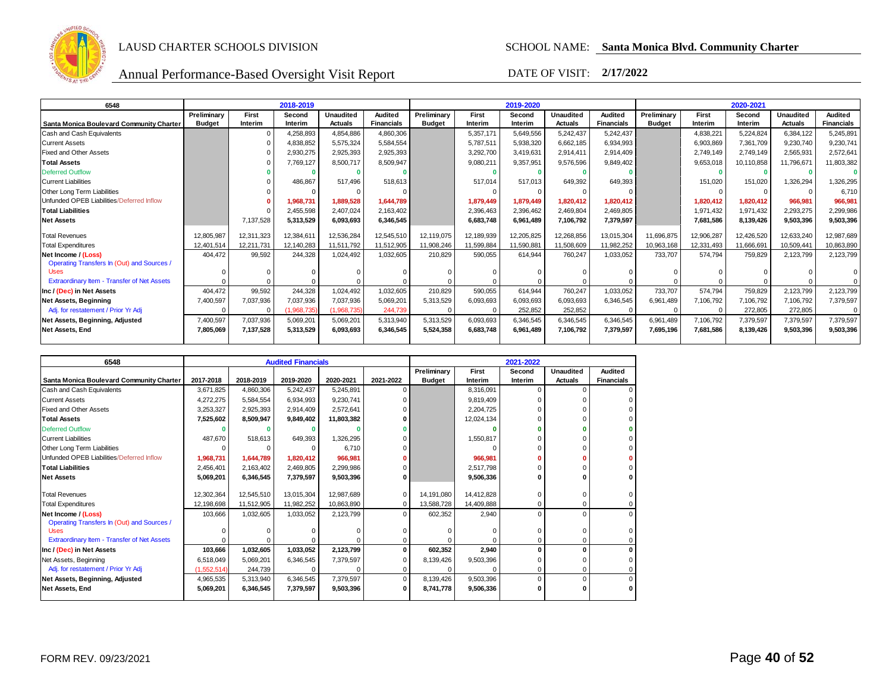LAUSD CHARTER SCHOOLS DIVISION

SCHOOL NAME: **Santa Monica Blvd. Community Charter**

Annual Performance-Based Oversight Visit Report

DATE OF VISIT: **2/17/2022**

| 6548 | 2018-2019 | | | | | 2019-2020 | | | | | 2020-2021 | | | | |
|---|---|---|---|---|---|---|---|---|---|---|---|---|---|---|---|
| **Santa Monica Boulevard Community Charter** | **Preliminary Budget** | **First Interim** | **Second Interim** | **Unaudited Actuals** | **Audited Financials** | **Preliminary Budget** | **First Interim** | **Second Interim** | **Unaudited Actuals** | **Audited Financials** | **Preliminary Budget** | **First Interim** | **Second Interim** | **Unaudited Actuals** | **Audited Financials** |
| Cash and Cash Equivalents | | 0 | 4,258,893 | 4,854,886 | 4,860,306 | | 5,357,171 | 5,649,556 | 5,242,437 | 5,242,437 | | 4,838,221 | 5,224,824 | 6,384,122 | 5,245,891 |
| Current Assets | | 0 | 4,838,852 | 5,575,324 | 5,584,554 | | 5,787,511 | 5,938,320 | 6,662,185 | 6,934,993 | | 6,903,869 | 7,361,709 | 9,230,740 | 9,230,741 |
| Fixed and Other Assets | | 0 | 2,930,275 | 2,925,393 | 2,925,393 | | 3,292,700 | 3,419,631 | 2,914,411 | 2,914,409 | | 2,749,149 | 2,749,149 | 2,565,931 | 2,572,641 |
| **Total Assets** | | 0 | 7,769,127 | 8,500,717 | 8,509,947 | | 9,080,211 | 9,357,951 | 9,576,596 | 9,849,402 | | 9,653,018 | 10,110,858 | 11,796,671 | 11,803,382 |
| Deferred Outflow | | **0** | **0** | **0** | **0** | | **0** | **0** | **0** | **0** | | **0** | **0** | **0** | **0** |
| Current Liabilities | | 0 | 486,867 | 517,496 | 518,613 | | 517,014 | 517,013 | 649,392 | 649,393 | | 151,020 | 151,020 | 1,326,294 | 1,326,295 |
| Other Long Term Liabilities | | 0 | 0 | 0 | 0 | | 0 | 0 | 0 | 0 | | 0 | 0 | 0 | 6,710 |
| Unfunded OPEB Liabilities/Deferred Inflow | | **0** | **1,968,731** | **1,889,528** | **1,644,789** | | **1,879,449** | **1,879,449** | **1,820,412** | **1,820,412** | | **1,820,412** | **1,820,412** | **966,981** | **966,981** |
| **Total Liabilities** | | 0 | 2,455,598 | 2,407,024 | 2,163,402 | | 2,396,463 | 2,396,462 | 2,469,804 | 2,469,805 | | 1,971,432 | 1,971,432 | 2,293,275 | 2,299,986 |
| **Net Assets** | | 7,137,528 | 5,313,529 | 6,093,693 | 6,346,545 | | 6,683,748 | 6,961,489 | 7,106,792 | 7,379,597 | | 7,681,586 | 8,139,426 | 9,503,396 | 9,503,396 |
| Total Revenues | 12,805,987 | 12,311,323 | 12,384,611 | 12,536,284 | 12,545,510 | 12,119,075 | 12,189,939 | 12,205,825 | 12,268,856 | 13,015,304 | 11,696,875 | 12,906,287 | 12,426,520 | 12,633,240 | 12,987,689 |
| Total Expenditures | 12,401,514 | 12,211,731 | 12,140,283 | 11,511,792 | 11,512,905 | 11,908,246 | 11,599,884 | 11,590,881 | 11,508,609 | 11,982,252 | 10,963,168 | 12,331,493 | 11,666,691 | 10,509,441 | 10,863,890 |
| **Net Income / (Loss)** | 404,472 | 99,592 | 244,328 | 1,024,492 | 1,032,605 | 210,829 | 590,055 | 614,944 | 760,247 | 1,033,052 | 733,707 | 574,794 | 759,829 | 2,123,799 | 2,123,799 |
| Operating Transfers In (Out) and Sources / Uses | 0 | 0 | 0 | 0 | 0 | 0 | 0 | 0 | 0 | 0 | 0 | 0 | 0 | 0 | 0 |
| Extraordinary Item - Transfer of Net Assets | 0 | 0 | 0 | 0 | 0 | 0 | 0 | 0 | 0 | 0 | 0 | 0 | 0 | 0 | 0 |
| **Inc / (Dec) in Net Assets** | 404,472 | 99,592 | 244,328 | 1,024,492 | 1,032,605 | 210,829 | 590,055 | 614,944 | 760,247 | 1,033,052 | 733,707 | 574,794 | 759,829 | 2,123,799 | 2,123,799 |
| **Net Assets, Beginning** | 7,400,597 | 7,037,936 | 7,037,936 | 7,037,936 | 5,069,201 | 5,313,529 | 6,093,693 | 6,093,693 | 6,093,693 | 6,346,545 | 6,961,489 | 7,106,792 | 7,106,792 | 7,379,597 | 7,379,597 |
| Adj. for restatement / Prior Yr Adj | 0 | 0 | (1,968,735) | (1,968,735) | 244,739 | 0 | 0 | 252,852 | 252,852 | 0 | 0 | 0 | 272,805 | 272,805 | 0 |
| **Net Assets, Beginning, Adjusted** | 7,400,597 | 7,037,936 | 5,069,201 | 5,069,201 | 5,313,940 | 5,313,529 | 6,093,693 | 6,346,545 | 6,346,545 | 6,346,545 | 6,961,489 | 7,106,792 | 7,379,597 | 7,379,597 | 7,379,597 |
| **Net Assets, End** | **7,805,069** | **7,137,528** | **5,313,529** | **6,093,693** | **6,346,545** | **5,524,358** | **6,683,748** | **6,961,489** | **7,106,792** | **7,379,597** | **7,695,196** | **7,681,586** | **8,139,426** | **9,503,396** | **9,503,396** |

| 6548 | Audited Financials | | | | | 2021-2022 | | | | |
|---|---|---|---|---|---|---|---|---|---|---|
| **Santa Monica Boulevard Community Charter** | **2017-2018** | **2018-2019** | **2019-2020** | **2020-2021** | **2021-2022** | **Preliminary Budget** | **First Interim** | **Second Interim** | **Unaudited Actuals** | **Audited Financials** |
| Cash and Cash Equivalents | 3,671,825 | 4,860,306 | 5,242,437 | 5,245,891 | 0 | | 8,316,091 | 0 | 0 | 0 |
| Current Assets | 4,272,275 | 5,584,554 | 6,934,993 | 9,230,741 | 0 | | 9,819,409 | 0 | 0 | 0 |
| Fixed and Other Assets | 3,253,327 | 2,925,393 | 2,914,409 | 2,572,641 | 0 | | 2,204,725 | 0 | 0 | 0 |
| **Total Assets** | **7,525,602** | **8,509,947** | **9,849,402** | **11,803,382** | **0** | | 12,024,134 | 0 | 0 | 0 |
| Deferred Outflow | **0** | **0** | **0** | **0** | **0** | | **0** | **0** | **0** | **0** |
| Current Liabilities | 487,670 | 518,613 | 649,393 | 1,326,295 | 0 | | 1,550,817 | 0 | 0 | 0 |
| Other Long Term Liabilities | 0 | 0 | 0 | 6,710 | 0 | | 0 | 0 | 0 | 0 |
| Unfunded OPEB Liabilities/Deferred Inflow | **1,968,731** | **1,644,789** | **1,820,412** | **966,981** | **0** | | **966,981** | **0** | **0** | **0** |
| **Total Liabilities** | 2,456,401 | 2,163,402 | 2,469,805 | 2,299,986 | 0 | | 2,517,798 | 0 | 0 | 0 |
| **Net Assets** | **5,069,201** | **6,346,545** | **7,379,597** | **9,503,396** | **0** | | **9,506,336** | **0** | **0** | **0** |
| Total Revenues | 12,302,364 | 12,545,510 | 13,015,304 | 12,987,689 | 0 | 14,191,080 | 14,412,828 | 0 | 0 | 0 |
| Total Expenditures | 12,198,698 | 11,512,905 | 11,982,252 | 10,863,890 | 0 | 13,588,728 | 14,409,888 | 0 | 0 | 0 |
| **Net Income / (Loss)** | 103,666 | 1,032,605 | 1,033,052 | 2,123,799 | 0 | 602,352 | 2,940 | 0 | 0 | 0 |
| Operating Transfers In (Out) and Sources / Uses | 0 | 0 | 0 | 0 | 0 | 0 | 0 | 0 | 0 | 0 |
| Extraordinary Item - Transfer of Net Assets | 0 | 0 | 0 | 0 | 0 | 0 | 0 | 0 | 0 | 0 |
| **Inc / (Dec) in Net Assets** | **103,666** | **1,032,605** | **1,033,052** | **2,123,799** | **0** | **602,352** | **2,940** | **0** | **0** | **0** |
| Net Assets, Beginning | 6,518,049 | 5,069,201 | 6,346,545 | 7,379,597 | 0 | 8,139,426 | 9,503,396 | 0 | 0 | 0 |
| Adj. for restatement / Prior Yr Adj | (1,552,514) | 244,739 | 0 | 0 | 0 | 0 | 0 | 0 | 0 | 0 |
| **Net Assets, Beginning, Adjusted** | 4,965,535 | 5,313,940 | 6,346,545 | 7,379,597 | 0 | 8,139,426 | 9,503,396 | 0 | 0 | 0 |
| **Net Assets, End** | **5,069,201** | **6,346,545** | **7,379,597** | **9,503,396** | **0** | **8,741,778** | **9,506,336** | **0** | **0** | **0** |

FORM REV. 09/23/2021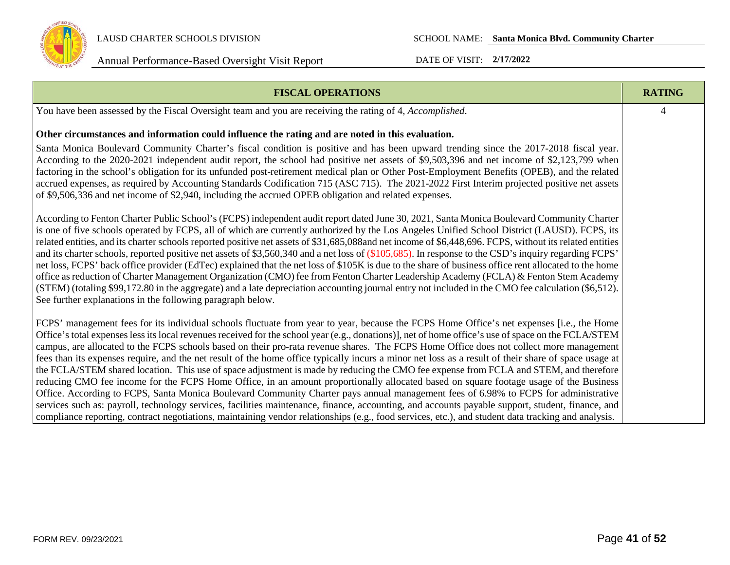| FISCAL OPERATIONS | RATING |
|---|---|
| You have been assessed by the Fiscal Oversight team and you are receiving the rating of 4, *Accomplished*.<br><br>**Other circumstances and information could influence the rating and are noted in this evaluation.** | 4 |
| Santa Monica Boulevard Community Charter's fiscal condition is positive and has been upward trending since the 2017-2018 fiscal year. According to the 2020-2021 independent audit report, the school had positive net assets of $9,503,396 and net income of $2,123,799 when factoring in the school's obligation for its unfunded post-retirement medical plan or Other Post-Employment Benefits (OPEB), and the related accrued expenses, as required by Accounting Standards Codification 715 (ASC 715). The 2021-2022 First Interim projected positive net assets of $9,506,336 and net income of $2,940, including the accrued OPEB obligation and related expenses.<br><br>According to Fenton Charter Public School's (FCPS) independent audit report dated June 30, 2021, Santa Monica Boulevard Community Charter is one of five schools operated by FCPS, all of which are currently authorized by the Los Angeles Unified School District (LAUSD). FCPS, its related entities, and its charter schools reported positive net assets of $31,685,088and net income of $6,448,696. FCPS, without its related entities and its charter schools, reported positive net assets of $3,560,340 and a net loss of ($105,685). In response to the CSD's inquiry regarding FCPS' net loss, FCPS' back office provider (EdTec) explained that the net loss of $105K is due to the share of business office rent allocated to the home office as reduction of Charter Management Organization (CMO) fee from Fenton Charter Leadership Academy (FCLA) & Fenton Stem Academy (STEM) (totaling $99,172.80 in the aggregate) and a late depreciation accounting journal entry not included in the CMO fee calculation ($6,512). See further explanations in the following paragraph below.<br><br>FCPS' management fees for its individual schools fluctuate from year to year, because the FCPS Home Office's net expenses [i.e., the Home Office's total expenses less its local revenues received for the school year (e.g., donations)], net of home office's use of space on the FCLA/STEM campus, are allocated to the FCPS schools based on their pro-rata revenue shares. The FCPS Home Office does not collect more management fees than its expenses require, and the net result of the home office typically incurs a minor net loss as a result of their share of space usage at the FCLA/STEM shared location. This use of space adjustment is made by reducing the CMO fee expense from FCLA and STEM, and therefore reducing CMO fee income for the FCPS Home Office, in an amount proportionally allocated based on square footage usage of the Business Office. According to FCPS, Santa Monica Boulevard Community Charter pays annual management fees of 6.98% to FCPS for administrative services such as: payroll, technology services, facilities maintenance, finance, accounting, and accounts payable support, student, finance, and compliance reporting, contract negotiations, maintaining vendor relationships (e.g., food services, etc.), and student data tracking and analysis. | |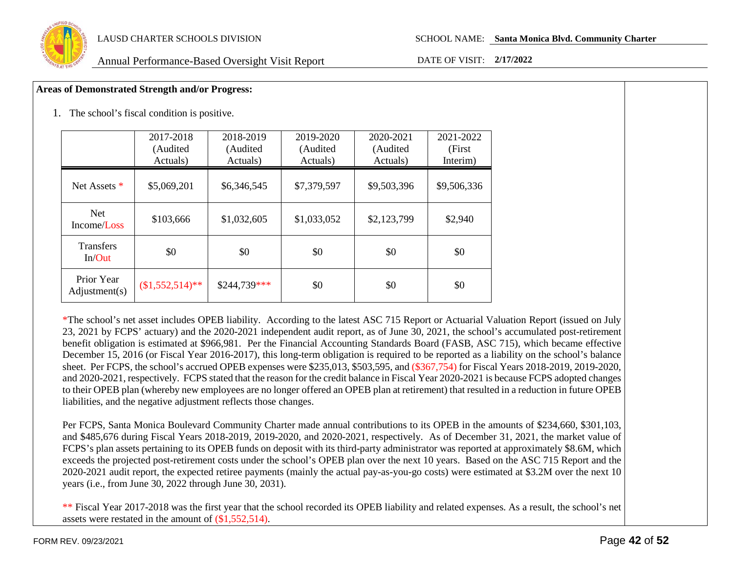**Areas of Demonstrated Strength and/or Progress:**

1. The school's fiscal condition is positive.

| | 2017-2018 (Audited Actuals) | 2018-2019 (Audited Actuals) | 2019-2020 (Audited Actuals) | 2020-2021 (Audited Actuals) | 2021-2022 (First Interim) |
|---|---|---|---|---|---|
| Net Assets * | $5,069,201 | $6,346,545 | $7,379,597 | $9,503,396 | $9,506,336 |
| Net Income/Loss | $103,666 | $1,032,605 | $1,033,052 | $2,123,799 | $2,940 |
| Transfers In/Out | $0 | $0 | $0 | $0 | $0 |
| Prior Year Adjustment(s) | ($1,552,514)** | $244,739*** | $0 | $0 | $0 |

*The school's net asset includes OPEB liability. According to the latest ASC 715 Report or Actuarial Valuation Report (issued on July 23, 2021 by FCPS' actuary) and the 2020-2021 independent audit report, as of June 30, 2021, the school's accumulated post-retirement benefit obligation is estimated at $966,981. Per the Financial Accounting Standards Board (FASB, ASC 715), which became effective December 15, 2016 (or Fiscal Year 2016-2017), this long-term obligation is required to be reported as a liability on the school's balance sheet. Per FCPS, the school's accrued OPEB expenses were $235,013, $503,595, and ($367,754) for Fiscal Years 2018-2019, 2019-2020, and 2020-2021, respectively. FCPS stated that the reason for the credit balance in Fiscal Year 2020-2021 is because FCPS adopted changes to their OPEB plan (whereby new employees are no longer offered an OPEB plan at retirement) that resulted in a reduction in future OPEB liabilities, and the negative adjustment reflects those changes.

Per FCPS, Santa Monica Boulevard Community Charter made annual contributions to its OPEB in the amounts of $234,660, $301,103, and $485,676 during Fiscal Years 2018-2019, 2019-2020, and 2020-2021, respectively. As of December 31, 2021, the market value of FCPS's plan assets pertaining to its OPEB funds on deposit with its third-party administrator was reported at approximately $8.6M, which exceeds the projected post-retirement costs under the school's OPEB plan over the next 10 years. Based on the ASC 715 Report and the 2020-2021 audit report, the expected retiree payments (mainly the actual pay-as-you-go costs) were estimated at $3.2M over the next 10 years (i.e., from June 30, 2022 through June 30, 2031).

** Fiscal Year 2017-2018 was the first year that the school recorded its OPEB liability and related expenses. As a result, the school's net assets were restated in the amount of ($1,552,514).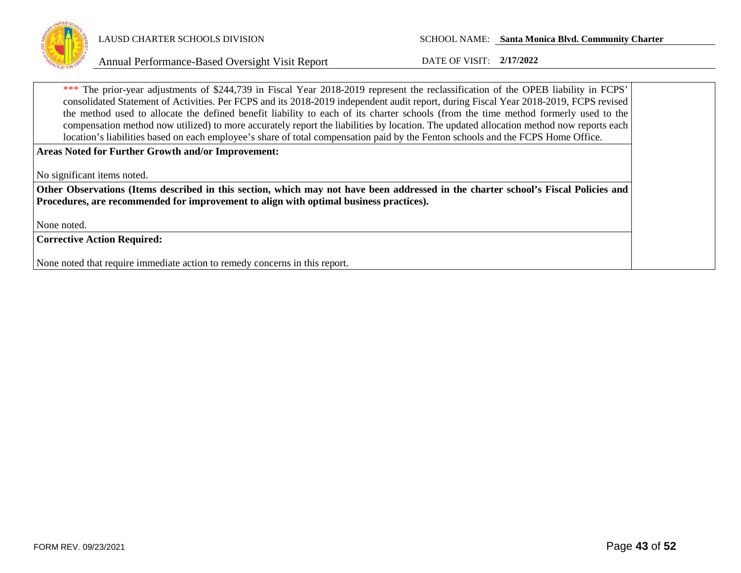*** The prior-year adjustments of $244,739 in Fiscal Year 2018-2019 represent the reclassification of the OPEB liability in FCPS' consolidated Statement of Activities. Per FCPS and its 2018-2019 independent audit report, during Fiscal Year 2018-2019, FCPS revised the method used to allocate the defined benefit liability to each of its charter schools (from the time method formerly used to the compensation method now utilized) to more accurately report the liabilities by location. The updated allocation method now reports each location's liabilities based on each employee's share of total compensation paid by the Fenton schools and the FCPS Home Office.

**Areas Noted for Further Growth and/or Improvement:**

No significant items noted.

**Other Observations (Items described in this section, which may not have been addressed in the charter school's Fiscal Policies and Procedures, are recommended for improvement to align with optimal business practices).**

None noted.

**Corrective Action Required:**

None noted that require immediate action to remedy concerns in this report.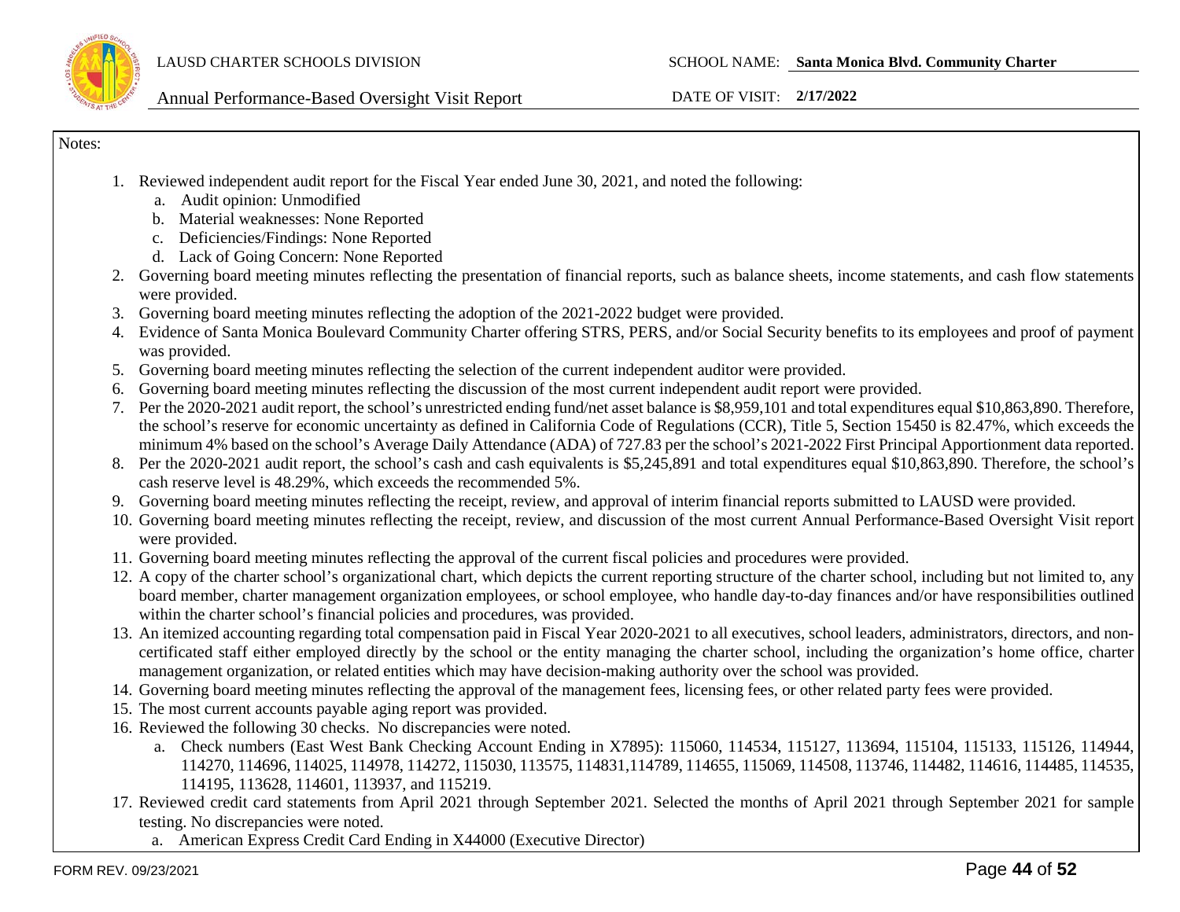Notes:

1. Reviewed independent audit report for the Fiscal Year ended June 30, 2021, and noted the following:
   a. Audit opinion: Unmodified
   b. Material weaknesses: None Reported
   c. Deficiencies/Findings: None Reported
   d. Lack of Going Concern: None Reported
2. Governing board meeting minutes reflecting the presentation of financial reports, such as balance sheets, income statements, and cash flow statements were provided.
3. Governing board meeting minutes reflecting the adoption of the 2021-2022 budget were provided.
4. Evidence of Santa Monica Boulevard Community Charter offering STRS, PERS, and/or Social Security benefits to its employees and proof of payment was provided.
5. Governing board meeting minutes reflecting the selection of the current independent auditor were provided.
6. Governing board meeting minutes reflecting the discussion of the most current independent audit report were provided.
7. Per the 2020-2021 audit report, the school's unrestricted ending fund/net asset balance is $8,959,101 and total expenditures equal $10,863,890. Therefore, the school's reserve for economic uncertainty as defined in California Code of Regulations (CCR), Title 5, Section 15450 is 82.47%, which exceeds the minimum 4% based on the school's Average Daily Attendance (ADA) of 727.83 per the school's 2021-2022 First Principal Apportionment data reported.
8. Per the 2020-2021 audit report, the school's cash and cash equivalents is $5,245,891 and total expenditures equal $10,863,890. Therefore, the school's cash reserve level is 48.29%, which exceeds the recommended 5%.
9. Governing board meeting minutes reflecting the receipt, review, and approval of interim financial reports submitted to LAUSD were provided.
10. Governing board meeting minutes reflecting the receipt, review, and discussion of the most current Annual Performance-Based Oversight Visit report were provided.
11. Governing board meeting minutes reflecting the approval of the current fiscal policies and procedures were provided.
12. A copy of the charter school's organizational chart, which depicts the current reporting structure of the charter school, including but not limited to, any board member, charter management organization employees, or school employee, who handle day-to-day finances and/or have responsibilities outlined within the charter school's financial policies and procedures, was provided.
13. An itemized accounting regarding total compensation paid in Fiscal Year 2020-2021 to all executives, school leaders, administrators, directors, and non-certificated staff either employed directly by the school or the entity managing the charter school, including the organization's home office, charter management organization, or related entities which may have decision-making authority over the school was provided.
14. Governing board meeting minutes reflecting the approval of the management fees, licensing fees, or other related party fees were provided.
15. The most current accounts payable aging report was provided.
16. Reviewed the following 30 checks. No discrepancies were noted.
    a. Check numbers (East West Bank Checking Account Ending in X7895): 115060, 114534, 115127, 113694, 115104, 115133, 115126, 114944, 114270, 114696, 114025, 114978, 114272, 115030, 113575, 114831,114789, 114655, 115069, 114508, 113746, 114482, 114616, 114485, 114535, 114195, 113628, 114601, 113937, and 115219.
17. Reviewed credit card statements from April 2021 through September 2021. Selected the months of April 2021 through September 2021 for sample testing. No discrepancies were noted.
    a. American Express Credit Card Ending in X44000 (Executive Director)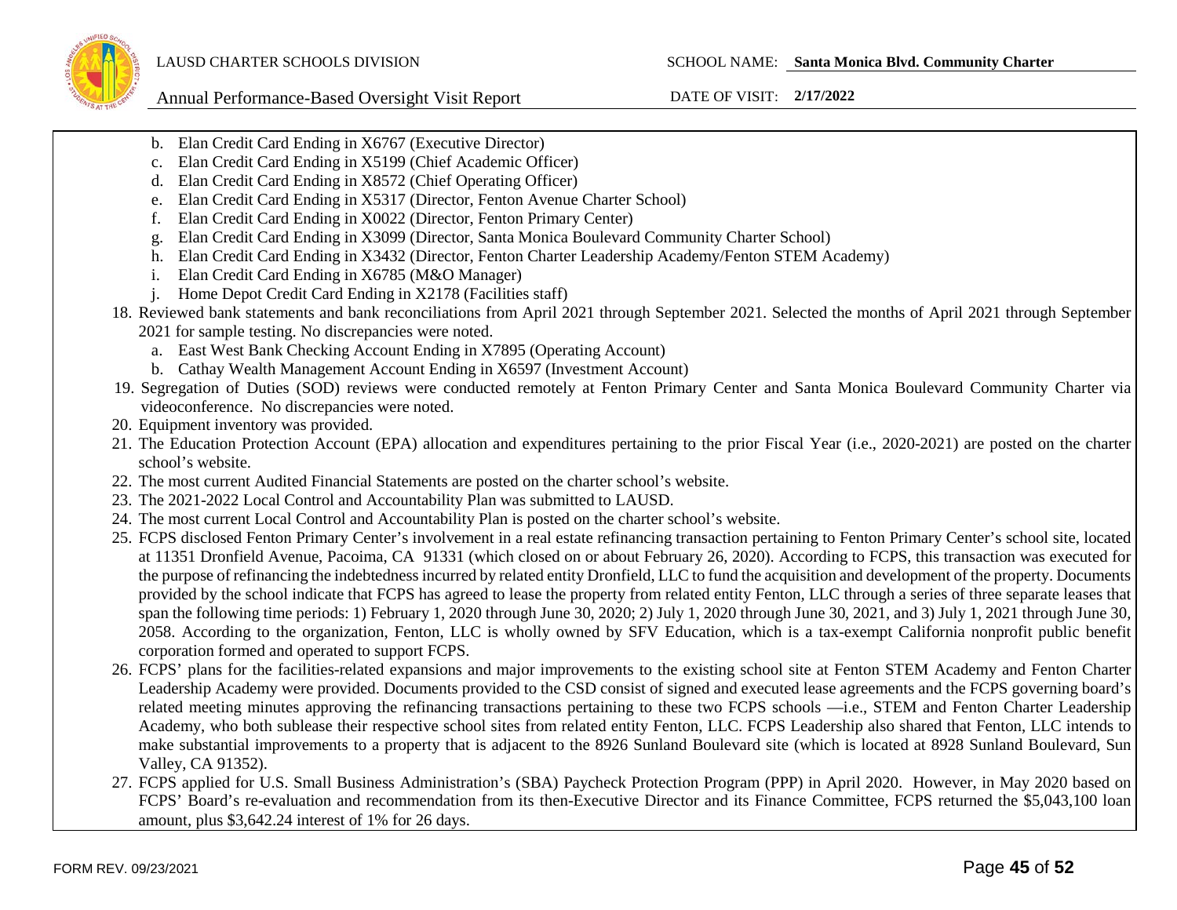b. Elan Credit Card Ending in X6767 (Executive Director)
   c. Elan Credit Card Ending in X5199 (Chief Academic Officer)
   d. Elan Credit Card Ending in X8572 (Chief Operating Officer)
   e. Elan Credit Card Ending in X5317 (Director, Fenton Avenue Charter School)
   f. Elan Credit Card Ending in X0022 (Director, Fenton Primary Center)
   g. Elan Credit Card Ending in X3099 (Director, Santa Monica Boulevard Community Charter School)
   h. Elan Credit Card Ending in X3432 (Director, Fenton Charter Leadership Academy/Fenton STEM Academy)
   i. Elan Credit Card Ending in X6785 (M&O Manager)
   j. Home Depot Credit Card Ending in X2178 (Facilities staff)

18. Reviewed bank statements and bank reconciliations from April 2021 through September 2021. Selected the months of April 2021 through September 2021 for sample testing. No discrepancies were noted.
    a. East West Bank Checking Account Ending in X7895 (Operating Account)
    b. Cathay Wealth Management Account Ending in X6597 (Investment Account)
19. Segregation of Duties (SOD) reviews were conducted remotely at Fenton Primary Center and Santa Monica Boulevard Community Charter via videoconference. No discrepancies were noted.
20. Equipment inventory was provided.
21. The Education Protection Account (EPA) allocation and expenditures pertaining to the prior Fiscal Year (i.e., 2020-2021) are posted on the charter school's website.
22. The most current Audited Financial Statements are posted on the charter school's website.
23. The 2021-2022 Local Control and Accountability Plan was submitted to LAUSD.
24. The most current Local Control and Accountability Plan is posted on the charter school's website.
25. FCPS disclosed Fenton Primary Center's involvement in a real estate refinancing transaction pertaining to Fenton Primary Center's school site, located at 11351 Dronfield Avenue, Pacoima, CA 91331 (which closed on or about February 26, 2020). According to FCPS, this transaction was executed for the purpose of refinancing the indebtedness incurred by related entity Dronfield, LLC to fund the acquisition and development of the property. Documents provided by the school indicate that FCPS has agreed to lease the property from related entity Fenton, LLC through a series of three separate leases that span the following time periods: 1) February 1, 2020 through June 30, 2020; 2) July 1, 2020 through June 30, 2021, and 3) July 1, 2021 through June 30, 2058. According to the organization, Fenton, LLC is wholly owned by SFV Education, which is a tax-exempt California nonprofit public benefit corporation formed and operated to support FCPS.
26. FCPS' plans for the facilities-related expansions and major improvements to the existing school site at Fenton STEM Academy and Fenton Charter Leadership Academy were provided. Documents provided to the CSD consist of signed and executed lease agreements and the FCPS governing board's related meeting minutes approving the refinancing transactions pertaining to these two FCPS schools —i.e., STEM and Fenton Charter Leadership Academy, who both sublease their respective school sites from related entity Fenton, LLC. FCPS Leadership also shared that Fenton, LLC intends to make substantial improvements to a property that is adjacent to the 8926 Sunland Boulevard site (which is located at 8928 Sunland Boulevard, Sun Valley, CA 91352).
27. FCPS applied for U.S. Small Business Administration's (SBA) Paycheck Protection Program (PPP) in April 2020. However, in May 2020 based on FCPS' Board's re-evaluation and recommendation from its then-Executive Director and its Finance Committee, FCPS returned the $5,043,100 loan amount, plus $3,642.24 interest of 1% for 26 days.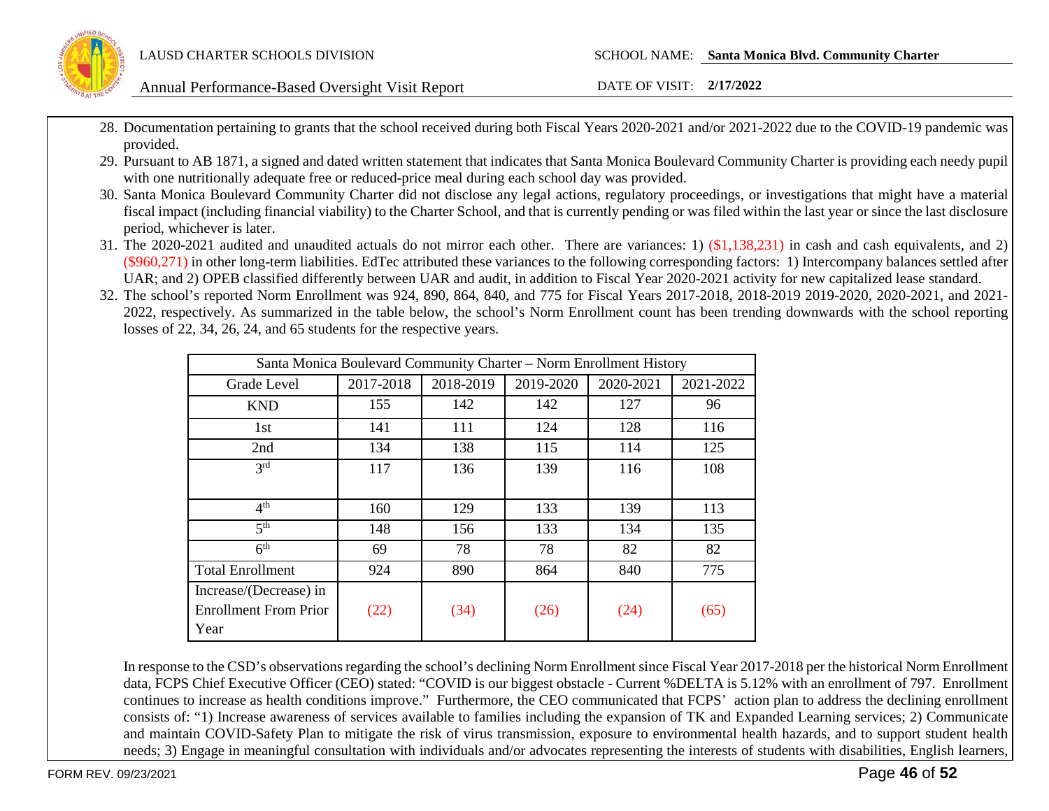28. Documentation pertaining to grants that the school received during both Fiscal Years 2020-2021 and/or 2021-2022 due to the COVID-19 pandemic was provided.
29. Pursuant to AB 1871, a signed and dated written statement that indicates that Santa Monica Boulevard Community Charter is providing each needy pupil with one nutritionally adequate free or reduced-price meal during each school day was provided.
30. Santa Monica Boulevard Community Charter did not disclose any legal actions, regulatory proceedings, or investigations that might have a material fiscal impact (including financial viability) to the Charter School, and that is currently pending or was filed within the last year or since the last disclosure period, whichever is later.
31. The 2020-2021 audited and unaudited actuals do not mirror each other. There are variances: 1) ($1,138,231) in cash and cash equivalents, and 2) ($960,271) in other long-term liabilities. EdTec attributed these variances to the following corresponding factors: 1) Intercompany balances settled after UAR; and 2) OPEB classified differently between UAR and audit, in addition to Fiscal Year 2020-2021 activity for new capitalized lease standard.
32. The school's reported Norm Enrollment was 924, 890, 864, 840, and 775 for Fiscal Years 2017-2018, 2018-2019 2019-2020, 2020-2021, and 2021-2022, respectively. As summarized in the table below, the school's Norm Enrollment count has been trending downwards with the school reporting losses of 22, 34, 26, 24, and 65 students for the respective years.

| Santa Monica Boulevard Community Charter – Norm Enrollment History | | | | | |
|---|---|---|---|---|---|
| Grade Level | 2017-2018 | 2018-2019 | 2019-2020 | 2020-2021 | 2021-2022 |
| KND | 155 | 142 | 142 | 127 | 96 |
| 1st | 141 | 111 | 124 | 128 | 116 |
| 2nd | 134 | 138 | 115 | 114 | 125 |
| 3rd | 117 | 136 | 139 | 116 | 108 |
| 4th | 160 | 129 | 133 | 139 | 113 |
| 5th | 148 | 156 | 133 | 134 | 135 |
| 6th | 69 | 78 | 78 | 82 | 82 |
| Total Enrollment | 924 | 890 | 864 | 840 | 775 |
| Increase/(Decrease) in Enrollment From Prior Year | (22) | (34) | (26) | (24) | (65) |

In response to the CSD's observations regarding the school's declining Norm Enrollment since Fiscal Year 2017-2018 per the historical Norm Enrollment data, FCPS Chief Executive Officer (CEO) stated: "COVID is our biggest obstacle - Current %DELTA is 5.12% with an enrollment of 797. Enrollment continues to increase as health conditions improve." Furthermore, the CEO communicated that FCPS' action plan to address the declining enrollment consists of: "1) Increase awareness of services available to families including the expansion of TK and Expanded Learning services; 2) Communicate and maintain COVID-Safety Plan to mitigate the risk of virus transmission, exposure to environmental health hazards, and to support student health needs; 3) Engage in meaningful consultation with individuals and/or advocates representing the interests of students with disabilities, English learners,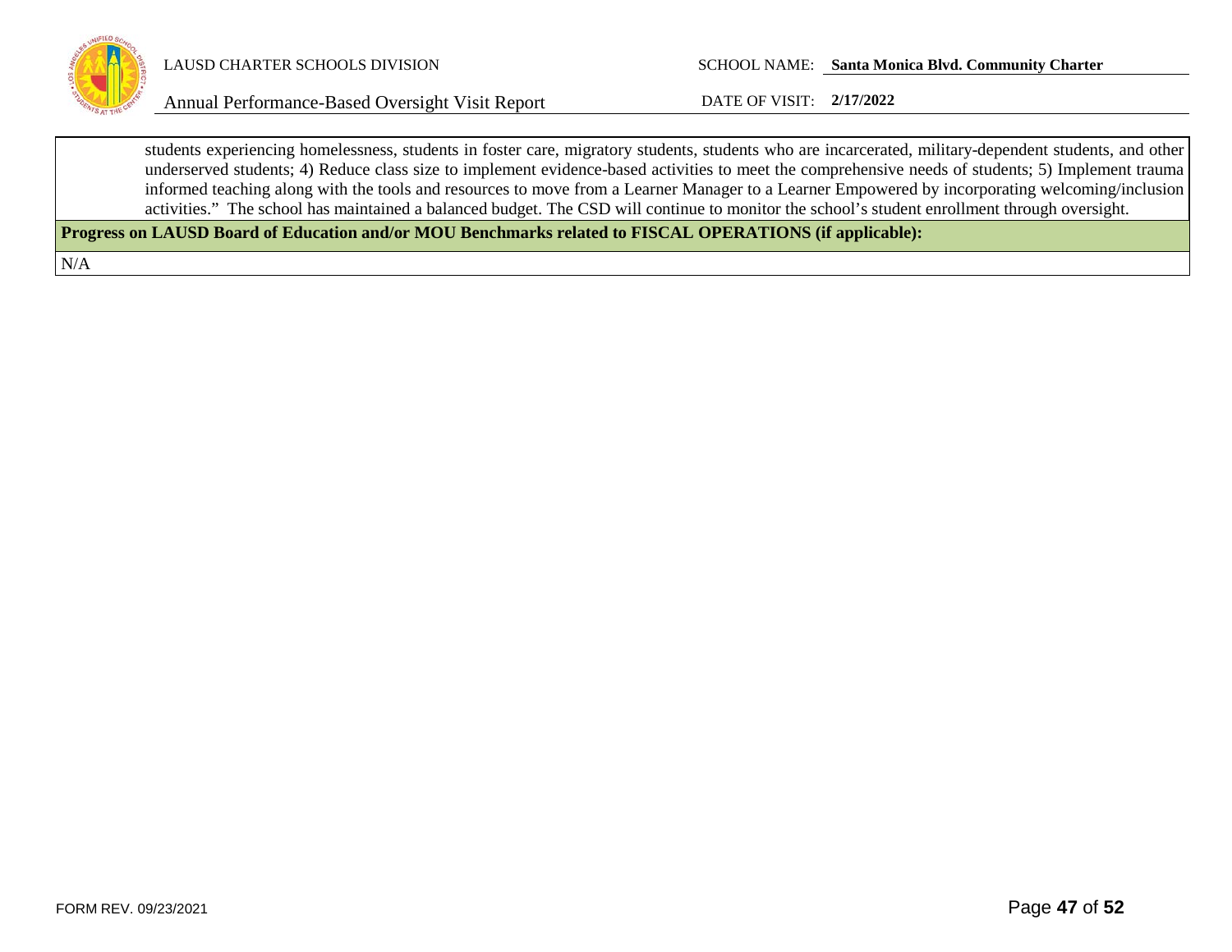students experiencing homelessness, students in foster care, migratory students, students who are incarcerated, military-dependent students, and other underserved students; 4) Reduce class size to implement evidence-based activities to meet the comprehensive needs of students; 5) Implement trauma informed teaching along with the tools and resources to move from a Learner Manager to a Learner Empowered by incorporating welcoming/inclusion activities." The school has maintained a balanced budget. The CSD will continue to monitor the school's student enrollment through oversight.

**Progress on LAUSD Board of Education and/or MOU Benchmarks related to FISCAL OPERATIONS (if applicable):**

N/A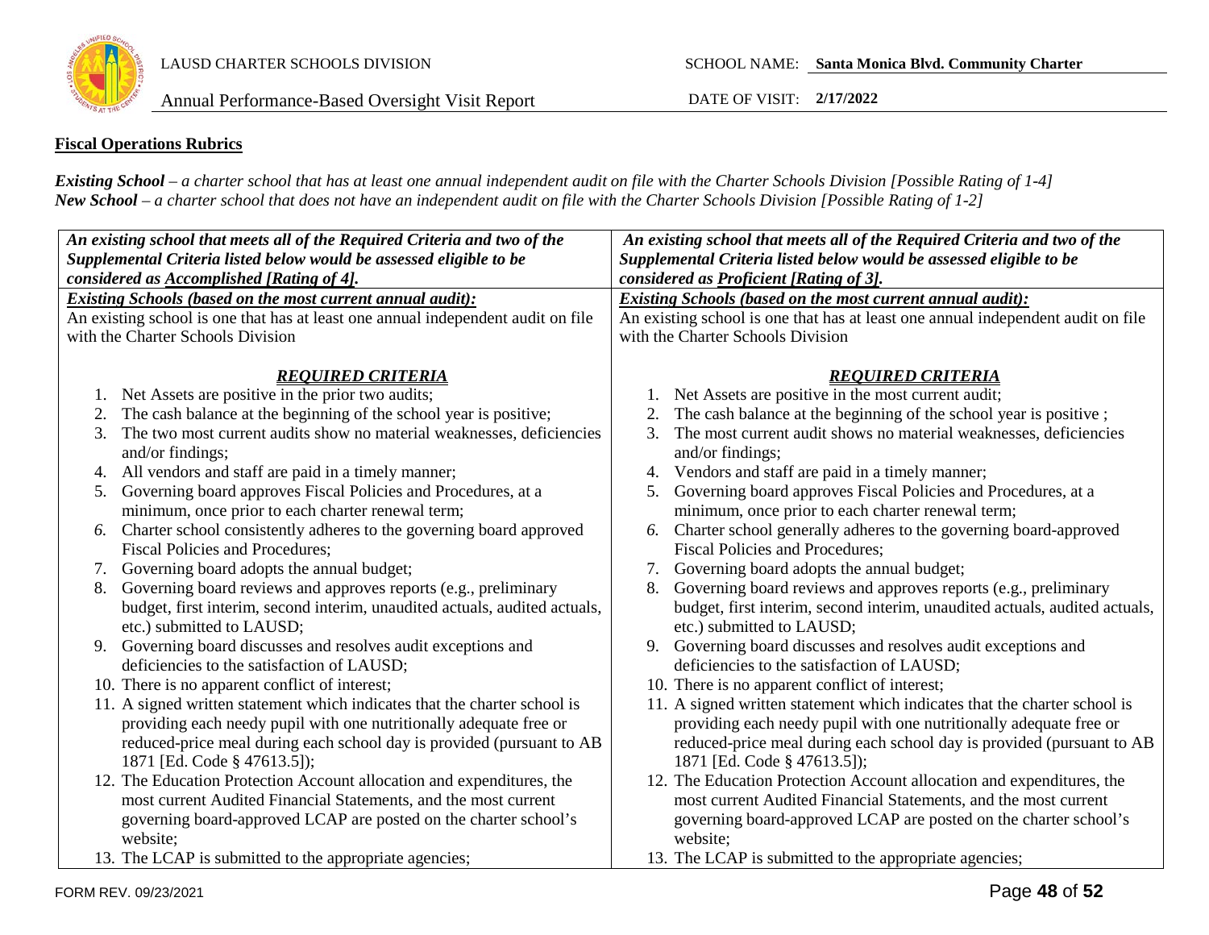**Fiscal Operations Rubrics**

***Existing School*** *– a charter school that has at least one annual independent audit on file with the Charter Schools Division [Possible Rating of 1-4]*
***New School*** *– a charter school that does not have an independent audit on file with the Charter Schools Division [Possible Rating of 1-2]*

| ***An existing school that meets all of the Required Criteria and two of the Supplemental Criteria listed below would be assessed eligible to be considered as <u>Accomplished [Rating of 4]</u>.*** | ***An existing school that meets all of the Required Criteria and two of the Supplemental Criteria listed below would be assessed eligible to be considered as <u>Proficient [Rating of 3]</u>.*** |
|---|---|
| ***<u>Existing Schools (based on the most current annual audit):</u>***<br>An existing school is one that has at least one annual independent audit on file with the Charter Schools Division<br><br>***<u>REQUIRED CRITERIA</u>***<br>1. Net Assets are positive in the prior two audits;<br>2. The cash balance at the beginning of the school year is positive;<br>3. The two most current audits show no material weaknesses, deficiencies and/or findings;<br>4. All vendors and staff are paid in a timely manner;<br>5. Governing board approves Fiscal Policies and Procedures, at a minimum, once prior to each charter renewal term;<br>*6.* Charter school consistently adheres to the governing board approved Fiscal Policies and Procedures;<br>7. Governing board adopts the annual budget;<br>8. Governing board reviews and approves reports (e.g., preliminary budget, first interim, second interim, unaudited actuals, audited actuals, etc.) submitted to LAUSD;<br>9. Governing board discusses and resolves audit exceptions and deficiencies to the satisfaction of LAUSD;<br>10. There is no apparent conflict of interest;<br>11. A signed written statement which indicates that the charter school is providing each needy pupil with one nutritionally adequate free or reduced-price meal during each school day is provided (pursuant to AB 1871 [Ed. Code § 47613.5]);<br>12. The Education Protection Account allocation and expenditures, the most current Audited Financial Statements, and the most current governing board-approved LCAP are posted on the charter school's website;<br>13. The LCAP is submitted to the appropriate agencies; | ***<u>Existing Schools (based on the most current annual audit):</u>***<br>An existing school is one that has at least one annual independent audit on file with the Charter Schools Division<br><br>***<u>REQUIRED CRITERIA</u>***<br>1. Net Assets are positive in the most current audit;<br>2. The cash balance at the beginning of the school year is positive ;<br>3. The most current audit shows no material weaknesses, deficiencies and/or findings;<br>4. Vendors and staff are paid in a timely manner;<br>5. Governing board approves Fiscal Policies and Procedures, at a minimum, once prior to each charter renewal term;<br>*6.* Charter school generally adheres to the governing board-approved Fiscal Policies and Procedures;<br>7. Governing board adopts the annual budget;<br>8. Governing board reviews and approves reports (e.g., preliminary budget, first interim, second interim, unaudited actuals, audited actuals, etc.) submitted to LAUSD;<br>9. Governing board discusses and resolves audit exceptions and deficiencies to the satisfaction of LAUSD;<br>10. There is no apparent conflict of interest;<br>11. A signed written statement which indicates that the charter school is providing each needy pupil with one nutritionally adequate free or reduced-price meal during each school day is provided (pursuant to AB 1871 [Ed. Code § 47613.5]);<br>12. The Education Protection Account allocation and expenditures, the most current Audited Financial Statements, and the most current governing board-approved LCAP are posted on the charter school's website;<br>13. The LCAP is submitted to the appropriate agencies; |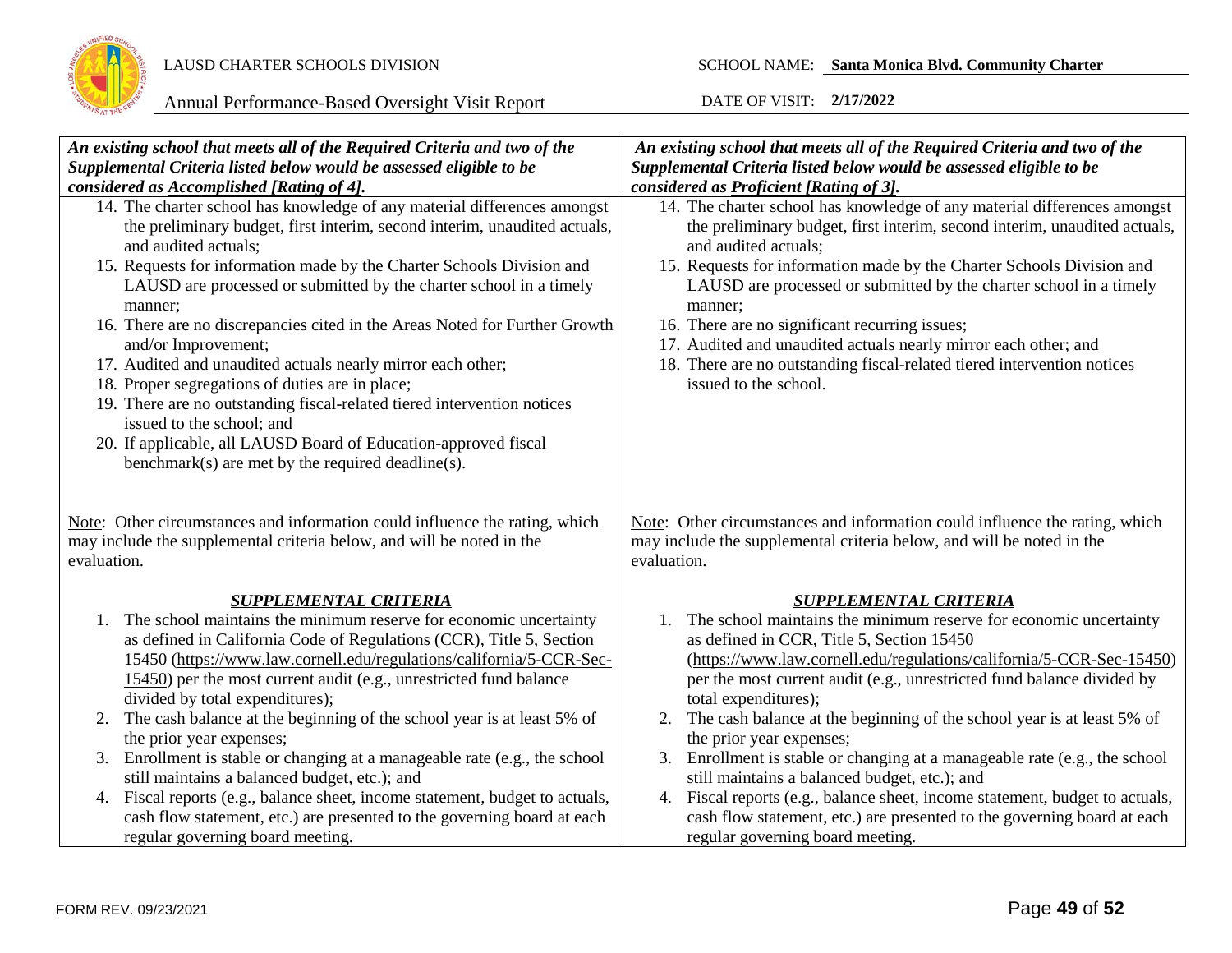| ***An existing school that meets all of the Required Criteria and two of the Supplemental Criteria listed below would be assessed eligible to be considered as Accomplished [Rating of 4].*** | ***An existing school that meets all of the Required Criteria and two of the Supplemental Criteria listed below would be assessed eligible to be considered as Proficient [Rating of 3].*** |
|---|---|
| 14. The charter school has knowledge of any material differences amongst the preliminary budget, first interim, second interim, unaudited actuals, and audited actuals;<br>15. Requests for information made by the Charter Schools Division and LAUSD are processed or submitted by the charter school in a timely manner;<br>16. There are no discrepancies cited in the Areas Noted for Further Growth and/or Improvement;<br>17. Audited and unaudited actuals nearly mirror each other;<br>18. Proper segregations of duties are in place;<br>19. There are no outstanding fiscal-related tiered intervention notices issued to the school; and<br>20. If applicable, all LAUSD Board of Education-approved fiscal benchmark(s) are met by the required deadline(s).<br><br>Note: Other circumstances and information could influence the rating, which may include the supplemental criteria below, and will be noted in the evaluation.<br><br>***SUPPLEMENTAL CRITERIA***<br>1. The school maintains the minimum reserve for economic uncertainty as defined in California Code of Regulations (CCR), Title 5, Section 15450 (https://www.law.cornell.edu/regulations/california/5-CCR-Sec-15450) per the most current audit (e.g., unrestricted fund balance divided by total expenditures);<br>2. The cash balance at the beginning of the school year is at least 5% of the prior year expenses;<br>3. Enrollment is stable or changing at a manageable rate (e.g., the school still maintains a balanced budget, etc.); and<br>4. Fiscal reports (e.g., balance sheet, income statement, budget to actuals, cash flow statement, etc.) are presented to the governing board at each regular governing board meeting. | 14. The charter school has knowledge of any material differences amongst the preliminary budget, first interim, second interim, unaudited actuals, and audited actuals;<br>15. Requests for information made by the Charter Schools Division and LAUSD are processed or submitted by the charter school in a timely manner;<br>16. There are no significant recurring issues;<br>17. Audited and unaudited actuals nearly mirror each other; and<br>18. There are no outstanding fiscal-related tiered intervention notices issued to the school.<br><br>Note: Other circumstances and information could influence the rating, which may include the supplemental criteria below, and will be noted in the evaluation.<br><br>***SUPPLEMENTAL CRITERIA***<br>1. The school maintains the minimum reserve for economic uncertainty as defined in CCR, Title 5, Section 15450 (https://www.law.cornell.edu/regulations/california/5-CCR-Sec-15450) per the most current audit (e.g., unrestricted fund balance divided by total expenditures);<br>2. The cash balance at the beginning of the school year is at least 5% of the prior year expenses;<br>3. Enrollment is stable or changing at a manageable rate (e.g., the school still maintains a balanced budget, etc.); and<br>4. Fiscal reports (e.g., balance sheet, income statement, budget to actuals, cash flow statement, etc.) are presented to the governing board at each regular governing board meeting. |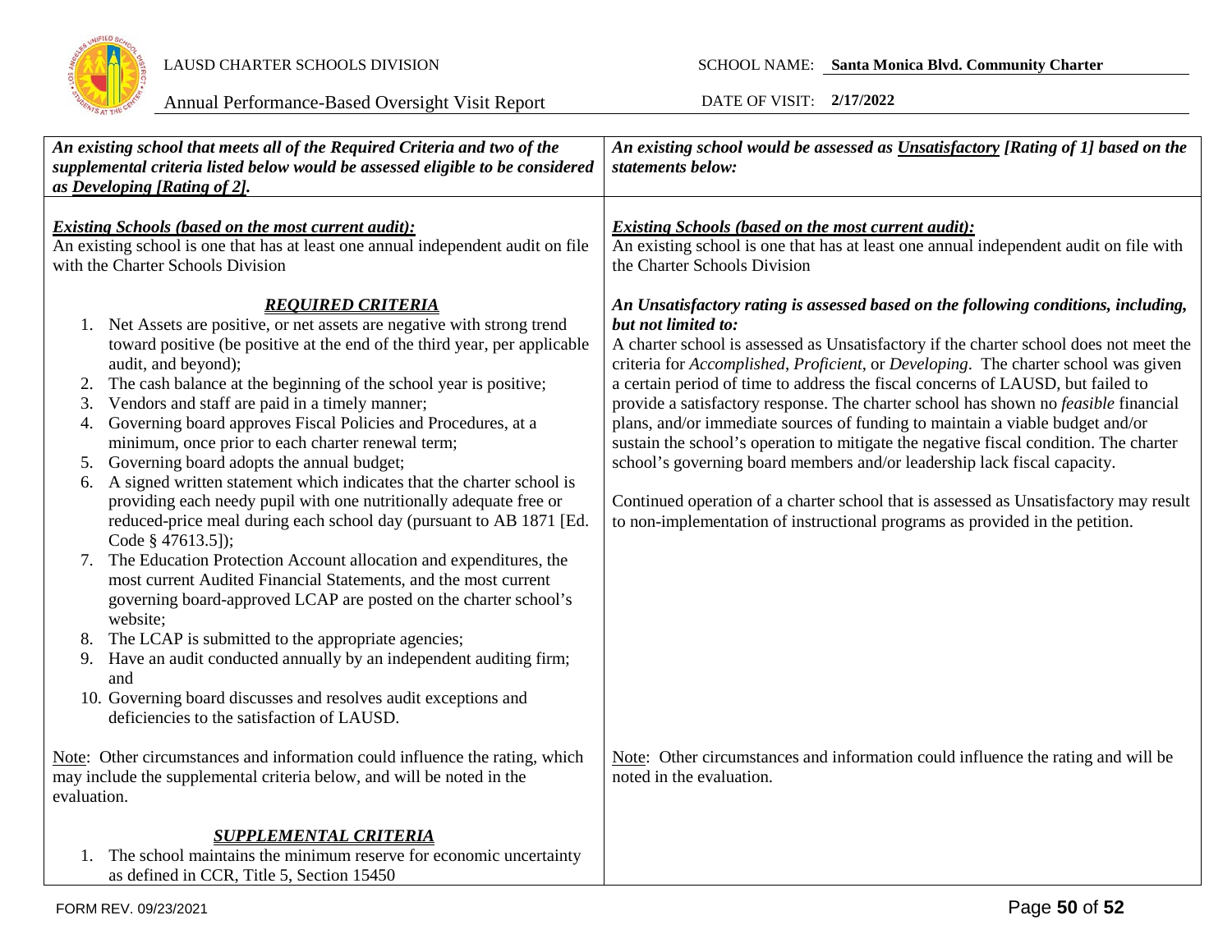| *An existing school that meets all of the Required Criteria and two of the supplemental criteria listed below would be assessed eligible to be considered as* ***Developing*** *[Rating of 2].* | *An existing school would be assessed as* ***Unsatisfactory*** *[Rating of 1] based on the statements below:* |
|---|---|
| ***Existing Schools (based on the most current audit):***<br>An existing school is one that has at least one annual independent audit on file with the Charter Schools Division<br><br>***REQUIRED CRITERIA***<br>1. Net Assets are positive, or net assets are negative with strong trend toward positive (be positive at the end of the third year, per applicable audit, and beyond);<br>2. The cash balance at the beginning of the school year is positive;<br>3. Vendors and staff are paid in a timely manner;<br>4. Governing board approves Fiscal Policies and Procedures, at a minimum, once prior to each charter renewal term;<br>5. Governing board adopts the annual budget;<br>6. A signed written statement which indicates that the charter school is providing each needy pupil with one nutritionally adequate free or reduced-price meal during each school day (pursuant to AB 1871 [Ed. Code § 47613.5]);<br>7. The Education Protection Account allocation and expenditures, the most current Audited Financial Statements, and the most current governing board-approved LCAP are posted on the charter school's website;<br>8. The LCAP is submitted to the appropriate agencies;<br>9. Have an audit conducted annually by an independent auditing firm; and<br>10. Governing board discusses and resolves audit exceptions and deficiencies to the satisfaction of LAUSD.<br><br>Note: Other circumstances and information could influence the rating, which may include the supplemental criteria below, and will be noted in the evaluation.<br><br>***SUPPLEMENTAL CRITERIA***<br>1. The school maintains the minimum reserve for economic uncertainty as defined in CCR, Title 5, Section 15450 | ***Existing Schools (based on the most current audit):***<br>An existing school is one that has at least one annual independent audit on file with the Charter Schools Division<br><br>***An Unsatisfactory rating is assessed based on the following conditions, including, but not limited to:***<br>A charter school is assessed as Unsatisfactory if the charter school does not meet the criteria for *Accomplished*, *Proficient*, or *Developing*. The charter school was given a certain period of time to address the fiscal concerns of LAUSD, but failed to provide a satisfactory response. The charter school has shown no *feasible* financial plans, and/or immediate sources of funding to maintain a viable budget and/or sustain the school's operation to mitigate the negative fiscal condition. The charter school's governing board members and/or leadership lack fiscal capacity.<br><br>Continued operation of a charter school that is assessed as Unsatisfactory may result to non-implementation of instructional programs as provided in the petition.<br><br>Note: Other circumstances and information could influence the rating and will be noted in the evaluation. |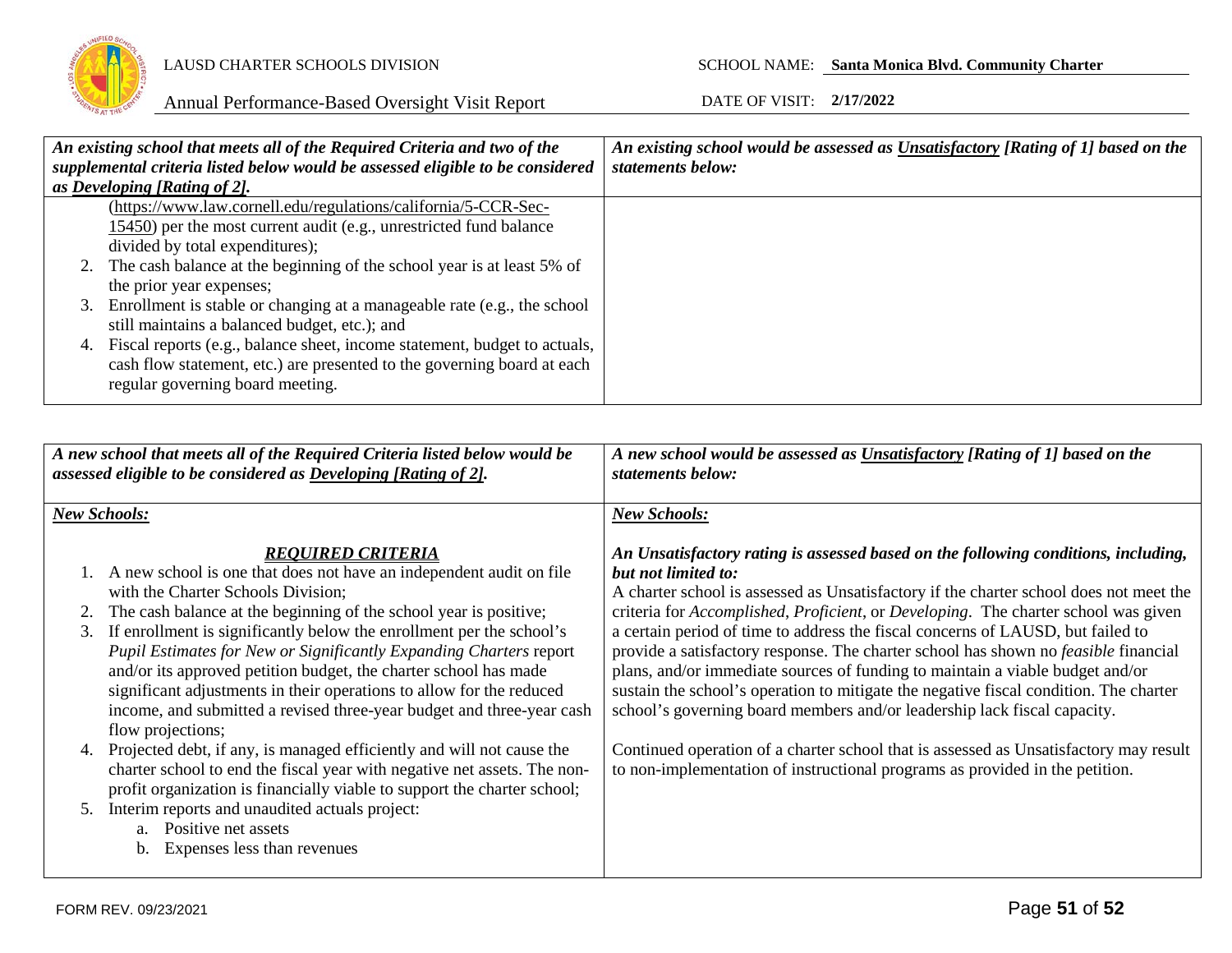| *An existing school that meets all of the Required Criteria and two of the supplemental criteria listed below would be assessed eligible to be considered as Developing [Rating of 2].* | *An existing school would be assessed as Unsatisfactory [Rating of 1] based on the statements below:* |
|---|---|
| (https://www.law.cornell.edu/regulations/california/5-CCR-Sec-15450) per the most current audit (e.g., unrestricted fund balance divided by total expenditures);<br>2. The cash balance at the beginning of the school year is at least 5% of the prior year expenses;<br>3. Enrollment is stable or changing at a manageable rate (e.g., the school still maintains a balanced budget, etc.); and<br>4. Fiscal reports (e.g., balance sheet, income statement, budget to actuals, cash flow statement, etc.) are presented to the governing board at each regular governing board meeting. | |

| *A new school that meets all of the Required Criteria listed below would be assessed eligible to be considered as Developing [Rating of 2].* | *A new school would be assessed as Unsatisfactory [Rating of 1] based on the statements below:* |
|---|---|
| ***New Schools:***<br><br>***REQUIRED CRITERIA***<br>1. A new school is one that does not have an independent audit on file with the Charter Schools Division;<br>2. The cash balance at the beginning of the school year is positive;<br>3. If enrollment is significantly below the enrollment per the school's *Pupil Estimates for New or Significantly Expanding Charters* report and/or its approved petition budget, the charter school has made significant adjustments in their operations to allow for the reduced income, and submitted a revised three-year budget and three-year cash flow projections;<br>4. Projected debt, if any, is managed efficiently and will not cause the charter school to end the fiscal year with negative net assets. The non-profit organization is financially viable to support the charter school;<br>5. Interim reports and unaudited actuals project:<br>&nbsp;&nbsp;&nbsp;&nbsp;a. Positive net assets<br>&nbsp;&nbsp;&nbsp;&nbsp;b. Expenses less than revenues | ***New Schools:***<br><br>***An Unsatisfactory rating is assessed based on the following conditions, including, but not limited to:***<br>A charter school is assessed as Unsatisfactory if the charter school does not meet the criteria for *Accomplished*, *Proficient*, or *Developing*. The charter school was given a certain period of time to address the fiscal concerns of LAUSD, but failed to provide a satisfactory response. The charter school has shown no *feasible* financial plans, and/or immediate sources of funding to maintain a viable budget and/or sustain the school's operation to mitigate the negative fiscal condition. The charter school's governing board members and/or leadership lack fiscal capacity.<br><br>Continued operation of a charter school that is assessed as Unsatisfactory may result to non-implementation of instructional programs as provided in the petition. |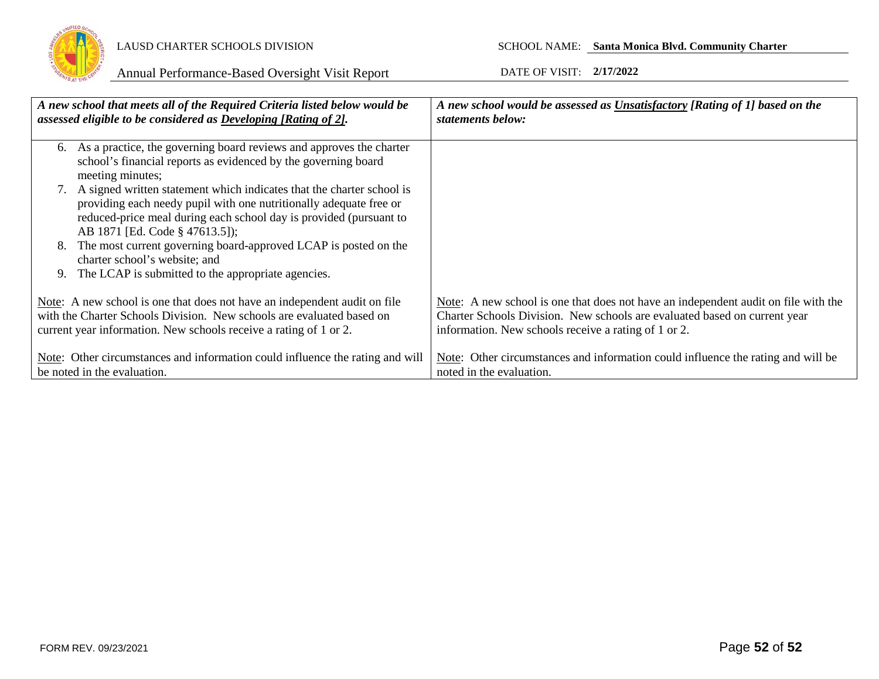| *A new school that meets all of the Required Criteria listed below would be assessed eligible to be considered as* ***<u>Developing [Rating of 2]</u>****.* | *A new school would be assessed as* ***<u>Unsatisfactory</u>*** *[Rating of 1] based on the statements below:* |
|---|---|
| 6. As a practice, the governing board reviews and approves the charter school's financial reports as evidenced by the governing board meeting minutes;<br>7. A signed written statement which indicates that the charter school is providing each needy pupil with one nutritionally adequate free or reduced-price meal during each school day is provided (pursuant to AB 1871 [Ed. Code § 47613.5]);<br>8. The most current governing board-approved LCAP is posted on the charter school's website; and<br>9. The LCAP is submitted to the appropriate agencies.<br><br><u>Note</u>: A new school is one that does not have an independent audit on file with the Charter Schools Division. New schools are evaluated based on current year information. New schools receive a rating of 1 or 2.<br><br><u>Note</u>: Other circumstances and information could influence the rating and will be noted in the evaluation. | <u>Note</u>: A new school is one that does not have an independent audit on file with the Charter Schools Division. New schools are evaluated based on current year information. New schools receive a rating of 1 or 2.<br><br><u>Note</u>: Other circumstances and information could influence the rating and will be noted in the evaluation. |